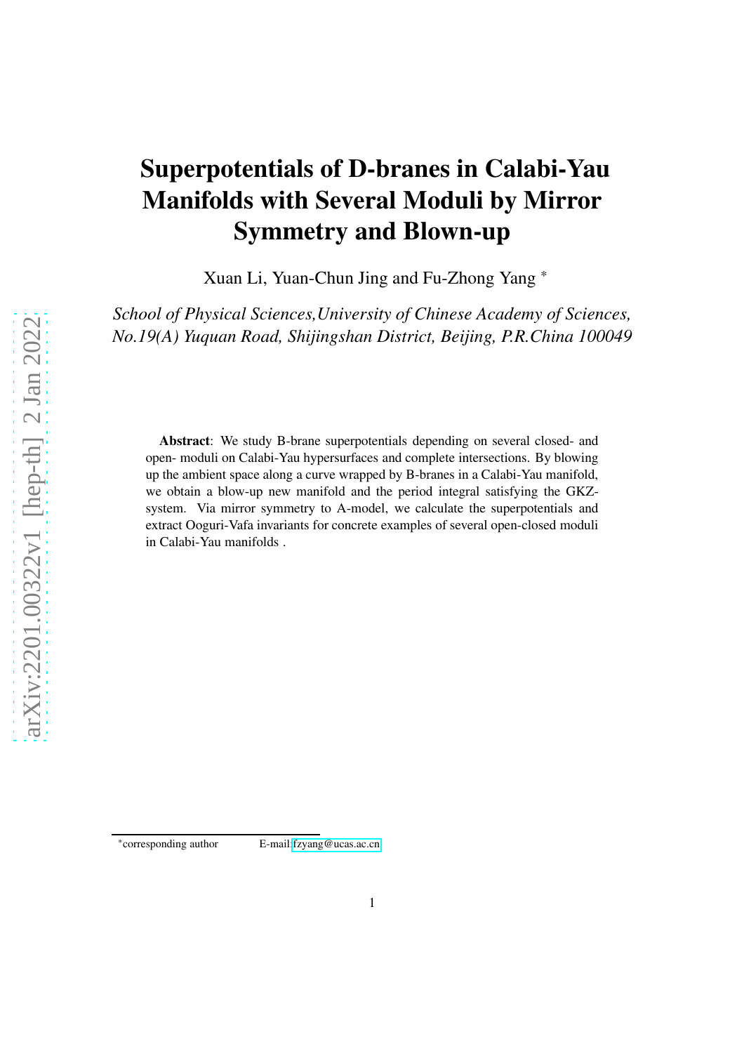# Superpotentials of D-branes in Calabi-Yau Manifolds with Several Moduli by Mirror Symmetry and Blown-up

Xuan Li, Yuan-Chun Jing and Fu-Zhong Yang *

*School of Physical Sciences,University of Chinese Academy of Sciences, No.19(A) Yuquan Road, Shijingshan District, Beijing, P.R.China 100049*

**Abstract**: We study B-brane superpotentials depending on several closed- and open- moduli on Calabi-Yau hypersurfaces and complete intersections. By blowing up the ambient space along a curve wrapped by B-branes in a Calabi-Yau manifold, we obtain a blow-up new manifold and the period integral satisfying the GKZ-system. Via mirror symmetry to A-model, we calculate the superpotentials and extract Ooguri-Vafa invariants for concrete examples of several open-closed moduli in Calabi-Yau manifolds .

*corresponding author E-mail:fzyang@ucas.ac.cn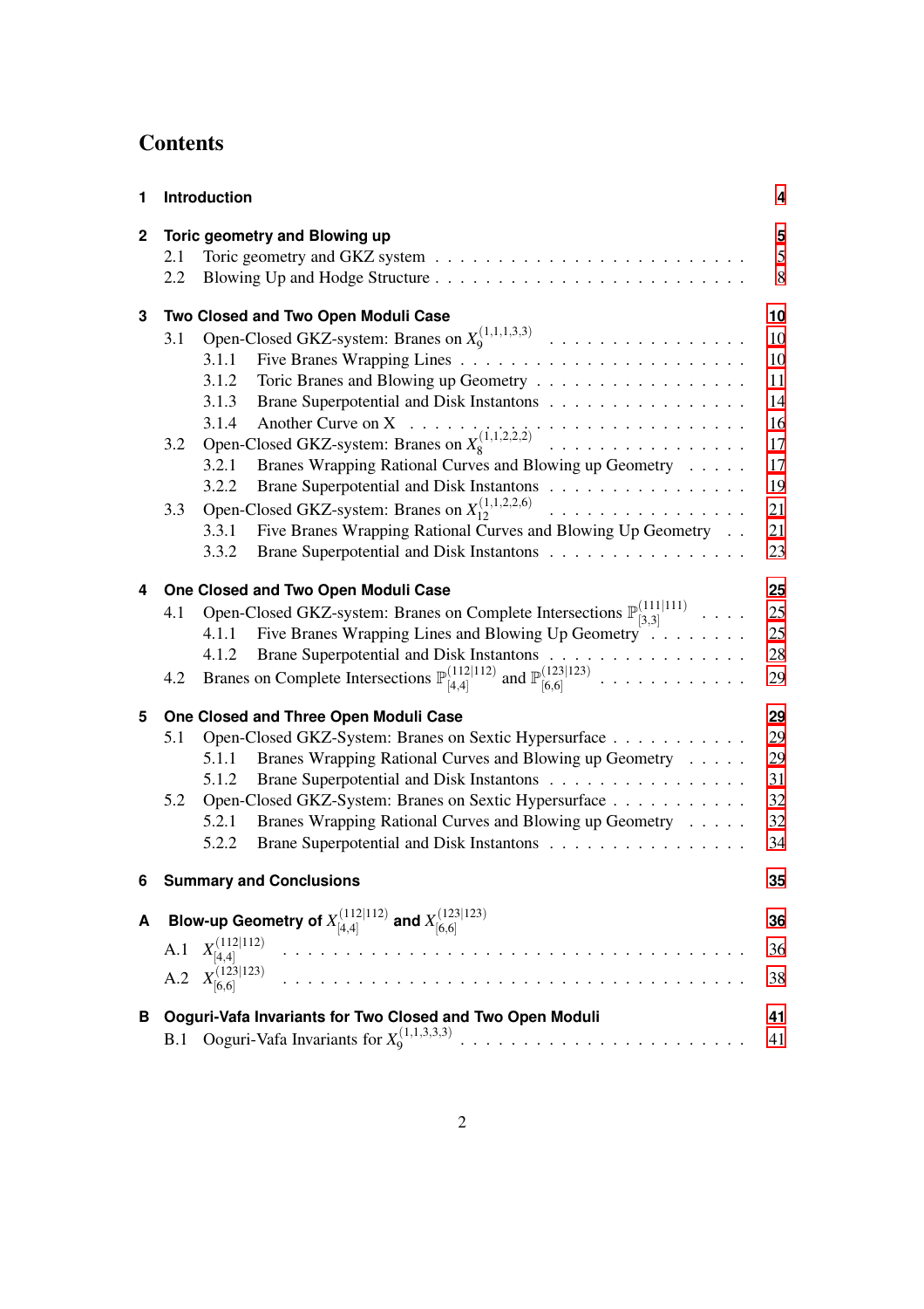# Contents

**1 Introduction** 4

**2 Toric geometry and Blowing up** 5

- 2.1 Toric geometry and GKZ system 5
- 2.2 Blowing Up and Hodge Structure 8

**3 Two Closed and Two Open Moduli Case** 10

- 3.1 Open-Closed GKZ-system: Branes on $X_9^{(1,1,1,3,3)}$ 10
  - 3.1.1 Five Branes Wrapping Lines 10
  - 3.1.2 Toric Branes and Blowing up Geometry 11
  - 3.1.3 Brane Superpotential and Disk Instantons 14
  - 3.1.4 Another Curve on X 16
- 3.2 Open-Closed GKZ-system: Branes on $X_8^{(1,1,2,2,2)}$ 17
  - 3.2.1 Branes Wrapping Rational Curves and Blowing up Geometry 17
  - 3.2.2 Brane Superpotential and Disk Instantons 19
- 3.3 Open-Closed GKZ-system: Branes on $X_{12}^{(1,1,2,2,6)}$ 21
  - 3.3.1 Five Branes Wrapping Rational Curves and Blowing Up Geometry 21
  - 3.3.2 Brane Superpotential and Disk Instantons 23

**4 One Closed and Two Open Moduli Case** 25

- 4.1 Open-Closed GKZ-system: Branes on Complete Intersections $\mathbb{P}_{[3,3]}^{(111|111)}$ 25
  - 4.1.1 Five Branes Wrapping Lines and Blowing Up Geometry 25
  - 4.1.2 Brane Superpotential and Disk Instantons 28
- 4.2 Branes on Complete Intersections $\mathbb{P}_{[4,4]}^{(112|112)}$ and $\mathbb{P}_{[6,6]}^{(123|123)}$ 29

**5 One Closed and Three Open Moduli Case** 29

- 5.1 Open-Closed GKZ-system: Branes on Sextic Hypersurface 29
  - 5.1.1 Branes Wrapping Rational Curves and Blowing up Geometry 29
  - 5.1.2 Brane Superpotential and Disk Instantons 31
- 5.2 Open-Closed GKZ-System: Branes on Sextic Hypersurface 32
  - 5.2.1 Branes Wrapping Rational Curves and Blowing up Geometry 32
  - 5.2.2 Brane Superpotential and Disk Instantons 34

**6 Summary and Conclusions** 35

**A Blow-up Geometry of $X_{[4,4]}^{(112|112)}$ and $X_{[6,6]}^{(123|123)}$** 36

- A.1 $X_{[4,4]}^{(112|112)}$ 36
- A.2 $X_{[6,6]}^{(123|123)}$ 38

**B Ooguri-Vafa Invariants for Two Closed and Two Open Moduli** 41

- B.1 Ooguri-Vafa Invariants for $X_9^{(1,1,3,3,3)}$ 41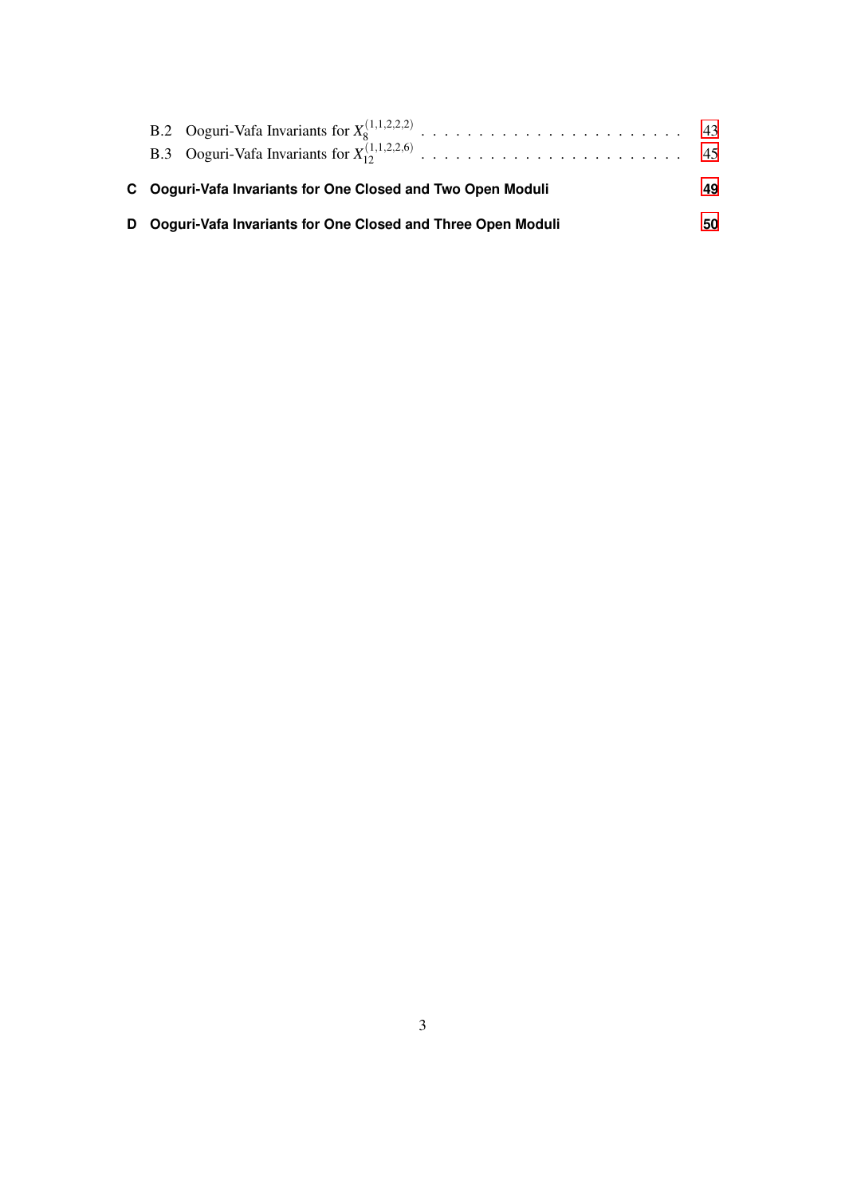B.2 Ooguri-Vafa Invariants for $X_8^{(1,1,2,2,2)}$ . . . . . . . . . . . . . . . . . . . . . . 43

B.3 Ooguri-Vafa Invariants for $X_{12}^{(1,1,2,2,6)}$ . . . . . . . . . . . . . . . . . . . . . . 45

**C Ooguri-Vafa Invariants for One Closed and Two Open Moduli 49**

**D Ooguri-Vafa Invariants for One Closed and Three Open Moduli 50**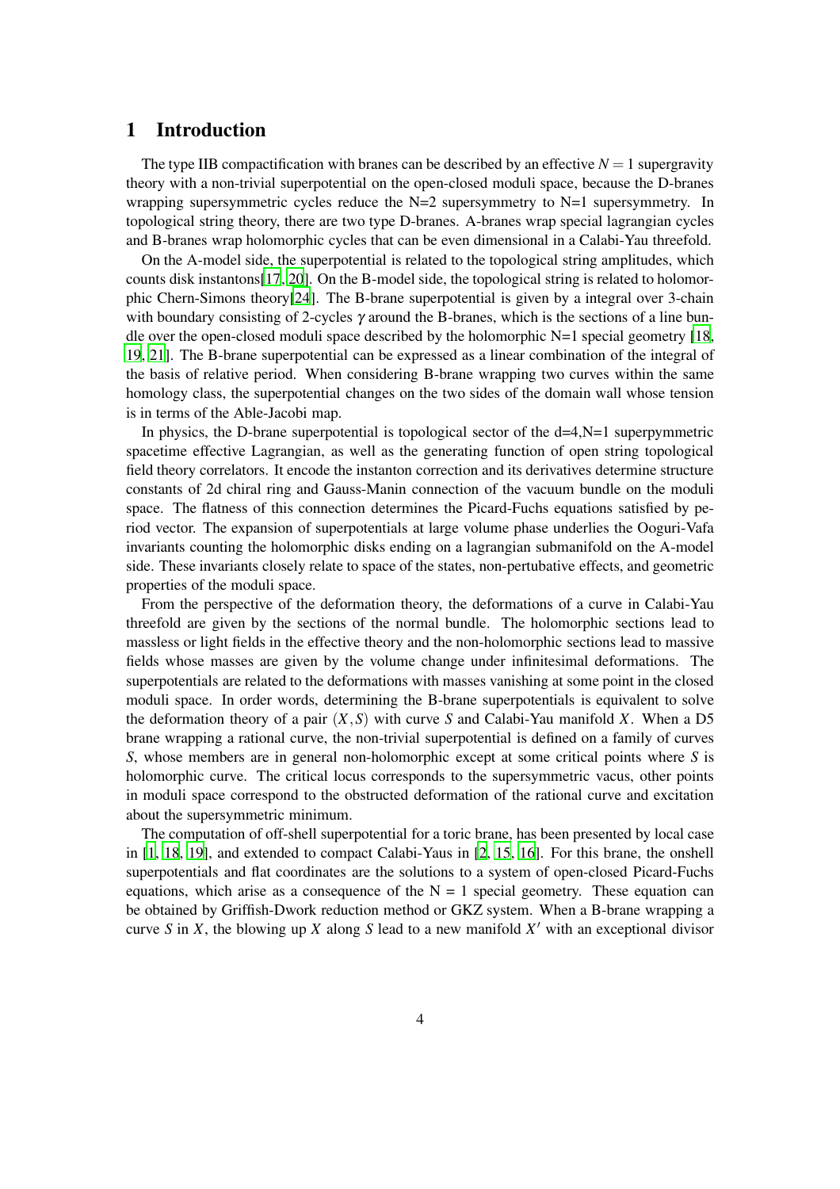# 1 Introduction

The type IIB compactification with branes can be described by an effective $N = 1$ supergravity theory with a non-trivial superpotential on the open-closed moduli space, because the D-branes wrapping supersymmetric cycles reduce the N=2 supersymmetry to N=1 supersymmetry. In topological string theory, there are two type D-branes. A-branes wrap special lagrangian cycles and B-branes wrap holomorphic cycles that can be even dimensional in a Calabi-Yau threefold.

On the A-model side, the superpotential is related to the topological string amplitudes, which counts disk instantons[17, 20]. On the B-model side, the topological string is related to holomorphic Chern-Simons theory[24]. The B-brane superpotential is given by a integral over 3-chain with boundary consisting of 2-cycles $\gamma$ around the B-branes, which is the sections of a line bundle over the open-closed moduli space described by the holomorphic N=1 special geometry [18, 19, 21]. The B-brane superpotential can be expressed as a linear combination of the integral of the basis of relative period. When considering B-brane wrapping two curves within the same homology class, the superpotential changes on the two sides of the domain wall whose tension is in terms of the Able-Jacobi map.

In physics, the D-brane superpotential is topological sector of the d=4,N=1 superpymmetric spacetime effective Lagrangian, as well as the generating function of open string topological field theory correlators. It encode the instanton correction and its derivatives determine structure constants of 2d chiral ring and Gauss-Manin connection of the vacuum bundle on the moduli space. The flatness of this connection determines the Picard-Fuchs equations satisfied by period vector. The expansion of superpotentials at large volume phase underlies the Ooguri-Vafa invariants counting the holomorphic disks ending on a lagrangian submanifold on the A-model side. These invariants closely relate to space of the states, non-pertubative effects, and geometric properties of the moduli space.

From the perspective of the deformation theory, the deformations of a curve in Calabi-Yau threefold are given by the sections of the normal bundle. The holomorphic sections lead to massless or light fields in the effective theory and the non-holomorphic sections lead to massive fields whose masses are given by the volume change under infinitesimal deformations. The superpotentials are related to the deformations with masses vanishing at some point in the closed moduli space. In order words, determining the B-brane superpotentials is equivalent to solve the deformation theory of a pair $(X,S)$ with curve $S$ and Calabi-Yau manifold $X$. When a D5 brane wrapping a rational curve, the non-trivial superpotential is defined on a family of curves $S$, whose members are in general non-holomorphic except at some critical points where $S$ is holomorphic curve. The critical locus corresponds to the supersymmetric vacus, other points in moduli space correspond to the obstructed deformation of the rational curve and excitation about the supersymmetric minimum.

The computation of off-shell superpotential for a toric brane, has been presented by local case in [1, 18, 19], and extended to compact Calabi-Yaus in [2, 15, 16]. For this brane, the onshell superpotentials and flat coordinates are the solutions to a system of open-closed Picard-Fuchs equations, which arise as a consequence of the N = 1 special geometry. These equation can be obtained by Griffish-Dwork reduction method or GKZ system. When a B-brane wrapping a curve $S$ in $X$, the blowing up $X$ along $S$ lead to a new manifold $X'$ with an exceptional divisor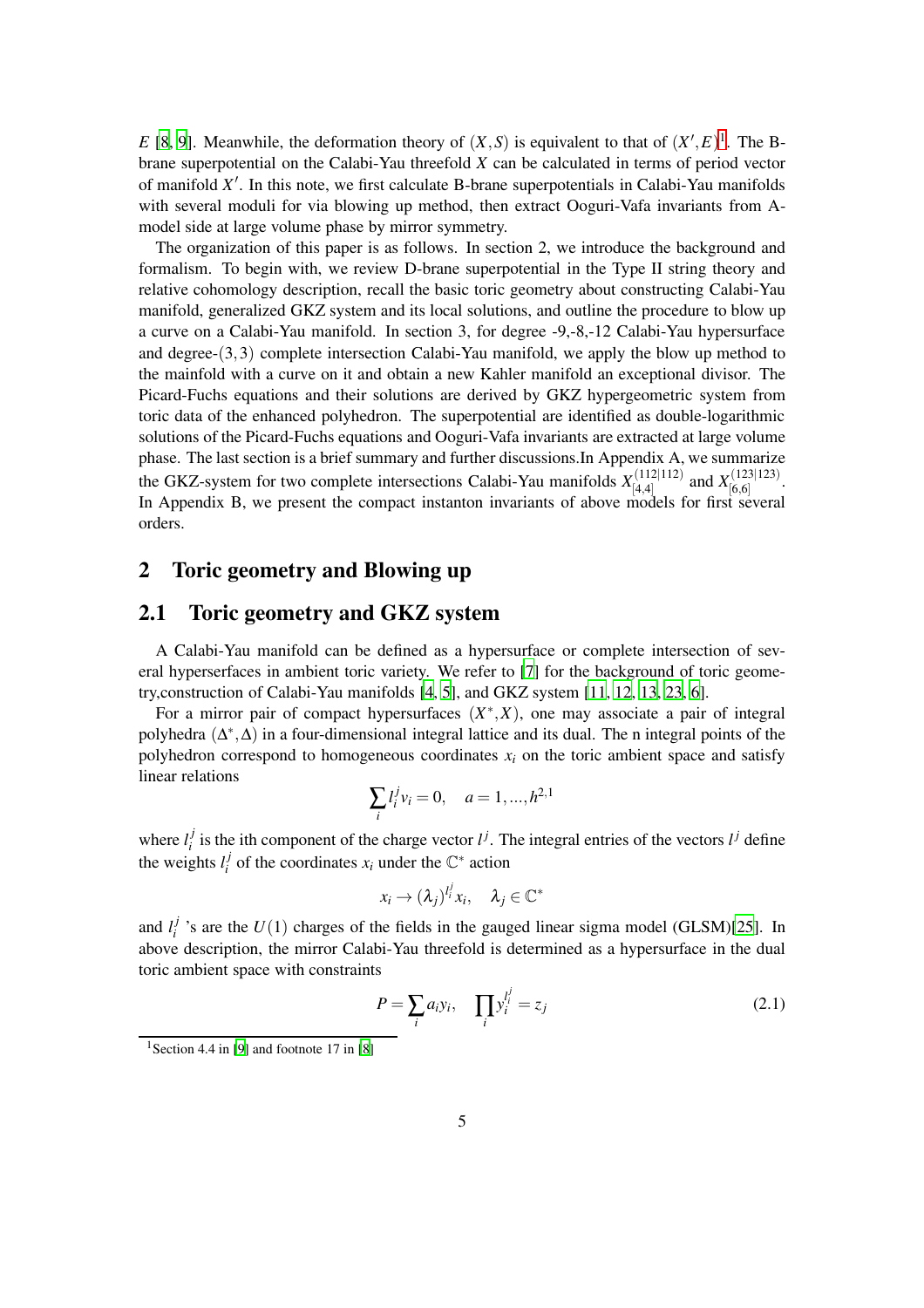$E$ [8, 9]. Meanwhile, the deformation theory of $(X,S)$ is equivalent to that of $(X',E)$[1]. The B-brane superpotential on the Calabi-Yau threefold $X$ can be calculated in terms of period vector of manifold $X'$. In this note, we first calculate B-brane superpotentials in Calabi-Yau manifolds with several moduli for via blowing up method, then extract Ooguri-Vafa invariants from A-model side at large volume phase by mirror symmetry.

The organization of this paper is as follows. In section 2, we introduce the background and formalism. To begin with, we review D-brane superpotential in the Type II string theory and relative cohomology description, recall the basic toric geometry about constructing Calabi-Yau manifold, generalized GKZ system and its local solutions, and outline the procedure to blow up a curve on a Calabi-Yau manifold. In section 3, for degree -9,-8,-12 Calabi-Yau hypersurface and degree-$(3,3)$ complete intersection Calabi-Yau manifold, we apply the blow up method to the mainfold with a curve on it and obtain a new Kahler manifold an exceptional divisor. The Picard-Fuchs equations and their solutions are derived by GKZ hypergeometric system from toric data of the enhanced polyhedron. The superpotential are identified as double-logarithmic solutions of the Picard-Fuchs equations and Ooguri-Vafa invariants are extracted at large volume phase. The last section is a brief summary and further discussions.In Appendix A, we summarize the GKZ-system for two complete intersections Calabi-Yau manifolds $X^{(112|112)}_{[4,4]}$ and $X^{(123|123)}_{[6,6]}$. In Appendix B, we present the compact instanton invariants of above models for first several orders.

# 2 Toric geometry and Blowing up

## 2.1 Toric geometry and GKZ system

A Calabi-Yau manifold can be defined as a hypersurface or complete intersection of several hyperserfaces in ambient toric variety. We refer to [7] for the background of toric geometry,construction of Calabi-Yau manifolds [4, 5], and GKZ system [11, 12, 13, 23, 6].

For a mirror pair of compact hypersurfaces $(X^*,X)$, one may associate a pair of integral polyhedra $(\Delta^*,\Delta)$ in a four-dimensional integral lattice and its dual. The n integral points of the polyhedron correspond to homogeneous coordinates $x_i$ on the toric ambient space and satisfy linear relations

$$\sum_i l_i^j v_i = 0, \quad a = 1,...,h^{2,1}$$

where $l_i^j$ is the ith component of the charge vector $l^j$. The integral entries of the vectors $l^j$ define the weights $l_i^j$ of the coordinates $x_i$ under the $\mathbb{C}^*$ action

$$x_i \to (\lambda_j)^{l_i^j} x_i, \quad \lambda_j \in \mathbb{C}^*$$

and $l_i^j$ 's are the $U(1)$ charges of the fields in the gauged linear sigma model (GLSM)[25]. In above description, the mirror Calabi-Yau threefold is determined as a hypersurface in the dual toric ambient space with constraints

$$P = \sum_i a_i y_i, \quad \prod_i y_i^{l_i^j} = z_j \tag{2.1}$$

[1] Section 4.4 in [9] and footnote 17 in [8]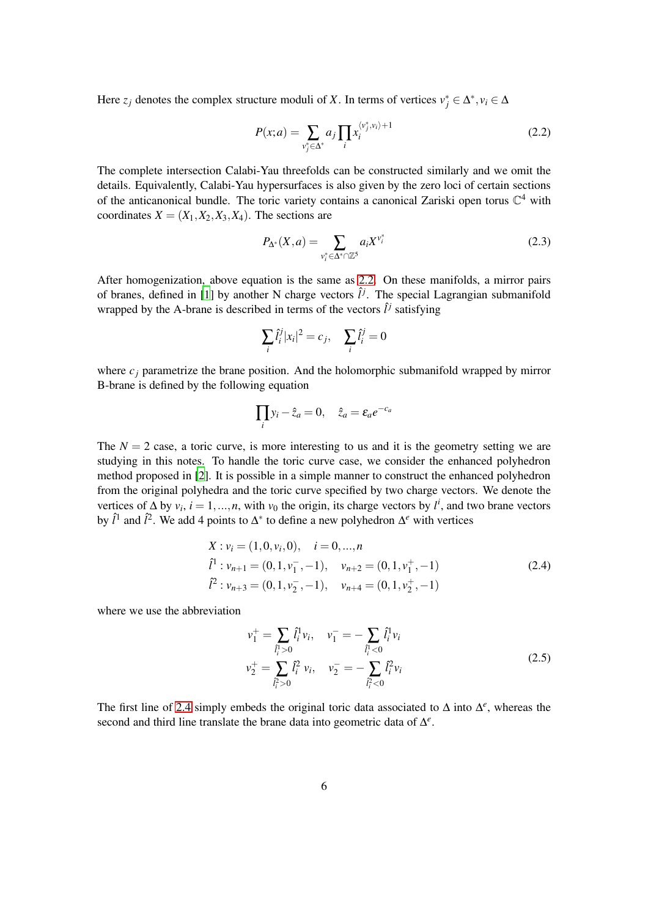Here $z_j$ denotes the complex structure moduli of $X$. In terms of vertices $v_j^* \in \Delta^*, v_i \in \Delta$

$$P(x;a) = \sum_{v_j^* \in \Delta^*} a_j \prod_i x_i^{\langle v_j^*, v_i \rangle + 1} \tag{2.2}$$

The complete intersection Calabi-Yau threefolds can be constructed similarly and we omit the details. Equivalently, Calabi-Yau hypersurfaces is also given by the zero loci of certain sections of the anticanonical bundle. The toric variety contains a canonical Zariski open torus $\mathbb{C}^4$ with coordinates $X = (X_1, X_2, X_3, X_4)$. The sections are

$$P_{\Delta^*}(X, a) = \sum_{v_i^* \in \Delta^* \cap \mathbb{Z}^5} a_i X^{v_i^*} \tag{2.3}$$

After homogenization, above equation is the same as 2.2. On these manifolds, a mirror pairs of branes, defined in [1] by another N charge vectors $\hat{l}^j$. The special Lagrangian submanifold wrapped by the A-brane is described in terms of the vectors $\hat{l}^j$ satisfying

$$\sum_i \hat{l}_i^j |x_i|^2 = c_j, \quad \sum_i \hat{l}_i^j = 0$$

where $c_j$ parametrize the brane position. And the holomorphic submanifold wrapped by mirror B-brane is defined by the following equation

$$\prod_i y_i - \hat{z}_a = 0, \quad \hat{z}_a = \varepsilon_a e^{-c_a}$$

The $N = 2$ case, a toric curve, is more interesting to us and it is the geometry setting we are studying in this notes. To handle the toric curve case, we consider the enhanced polyhedron method proposed in [2]. It is possible in a simple manner to construct the enhanced polyhedron from the original polyhedra and the toric curve specified by two charge vectors. We denote the vertices of $\Delta$ by $v_i, i = 1, ..., n$, with $v_0$ the origin, its charge vectors by $l^i$, and two brane vectors by $\hat{l}^1$ and $\hat{l}^2$. We add 4 points to $\Delta^*$ to define a new polyhedron $\Delta^e$ with vertices

$$\begin{aligned}
X &: v_i = (1, 0, v_i, 0), \quad i = 0, ..., n \\
\hat{l}^1 &: v_{n+1} = (0, 1, v_1^-, -1), \quad v_{n+2} = (0, 1, v_1^+, -1) \\
\hat{l}^2 &: v_{n+3} = (0, 1, v_2^-, -1), \quad v_{n+4} = (0, 1, v_2^+, -1)
\end{aligned} \tag{2.4}$$

where we use the abbreviation

$$\begin{aligned}
v_1^+ &= \sum_{\hat{l}_i^1 > 0} \hat{l}_i^1 v_i, \quad v_1^- = -\sum_{\hat{l}_i^1 < 0} \hat{l}_i^1 v_i \\
v_2^+ &= \sum_{\hat{l}_i^2 > 0} \hat{l}_i^2 v_i, \quad v_2^- = -\sum_{\hat{l}_i^2 < 0} \hat{l}_i^2 v_i
\end{aligned} \tag{2.5}$$

The first line of 2.4 simply embeds the original toric data associated to $\Delta$ into $\Delta^e$, whereas the second and third line translate the brane data into geometric data of $\Delta^e$.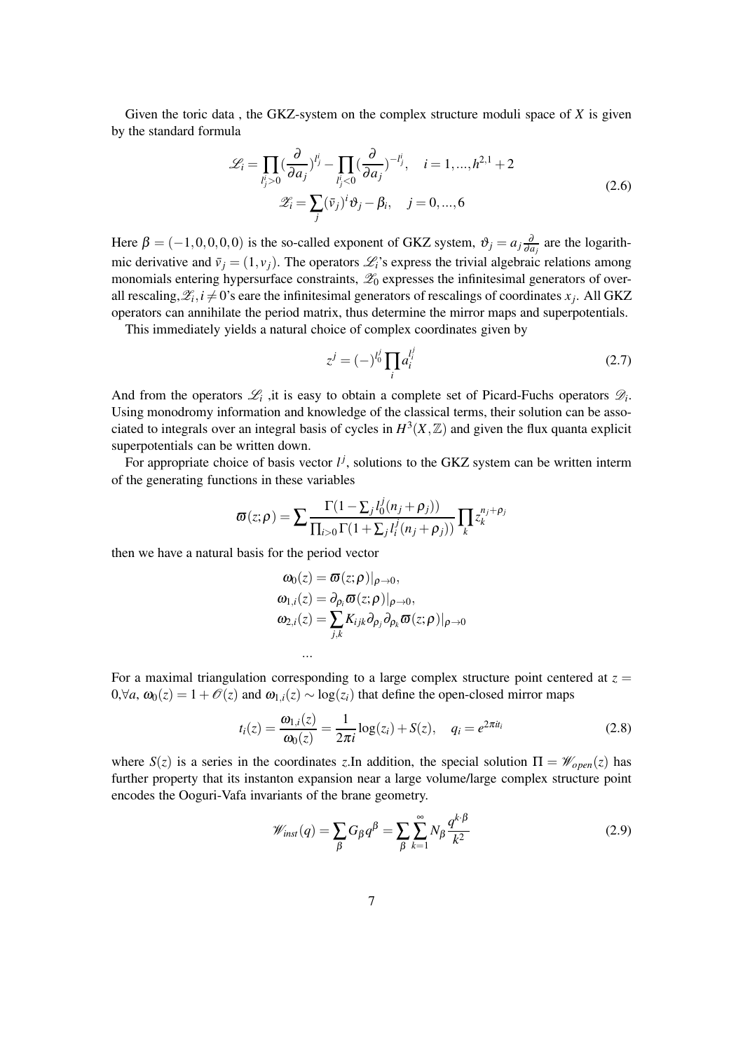Given the toric data , the GKZ-system on the complex structure moduli space of $X$ is given by the standard formula

$$\mathscr{L}_i=\prod_{l^i_j>0}(\frac{\partial}{\partial a_j})^{l^i_j}-\prod_{l^i_j<0}(\frac{\partial}{\partial a_j})^{-l^i_j},\quad i=1,...,h^{2,1}+2$$
$$\mathscr{Z}_i=\sum_j(\bar{v}_j)^i\vartheta_j-\beta_i,\quad j=0,...,6 \tag{2.6}$$

Here $\beta=(-1,0,0,0,0)$ is the so-called exponent of GKZ system, $\vartheta_j=a_j\frac{\partial}{\partial a_j}$ are the logarithmic derivative and $\bar{v}_j=(1,v_j)$. The operators $\mathscr{L}_i$'s express the trivial algebraic relations among monomials entering hypersurface constraints, $\mathscr{Z}_0$ expresses the infinitesimal generators of overall rescaling,$\mathscr{Z}_i,i\neq 0$'s eare the infinitesimal generators of rescalings of coordinates $x_j$. All GKZ operators can annihilate the period matrix, thus determine the mirror maps and superpotentials.

This immediately yields a natural choice of complex coordinates given by

$$z^j=(-)^{l^j_0}\prod_i a_i^{l^j_i} \tag{2.7}$$

And from the operators $\mathscr{L}_i$ ,it is easy to obtain a complete set of Picard-Fuchs operators $\mathscr{D}_i$. Using monodromy information and knowledge of the classical terms, their solution can be associated to integrals over an integral basis of cycles in $H^3(X,\mathbb{Z})$ and given the flux quanta explicit superpotentials can be written down.

For appropriate choice of basis vector $l^j$, solutions to the GKZ system can be written interm of the generating functions in these variables

$$\varpi(z;\rho)=\sum\frac{\Gamma(1-\sum_j l_0^j(n_j+\rho_j))}{\prod_{i>0}\Gamma(1+\sum_j l_i^j(n_j+\rho_j))}\prod_k z_k^{n_j+\rho_j}$$

then we have a natural basis for the period vector

$$\begin{aligned}
\omega_0(z)&=\varpi(z;\rho)|_{\rho\to 0},\\
\omega_{1,i}(z)&=\partial_{\rho_i}\varpi(z;\rho)|_{\rho\to 0},\\
\omega_{2,i}(z)&=\sum_{j,k}K_{ijk}\partial_{\rho_j}\partial_{\rho_k}\varpi(z;\rho)|_{\rho\to 0}\\
&\dots
\end{aligned}$$

For a maximal triangulation corresponding to a large complex structure point centered at $z=0,\forall a$, $\omega_0(z)=1+\mathscr{O}(z)$ and $\omega_{1,i}(z)\sim\log(z_i)$ that define the open-closed mirror maps

$$t_i(z)=\frac{\omega_{1,i}(z)}{\omega_0(z)}=\frac{1}{2\pi i}\log(z_i)+S(z),\quad q_i=e^{2\pi i t_i} \tag{2.8}$$

where $S(z)$ is a series in the coordinates $z$.In addition, the special solution $\Pi=\mathscr{W}_{open}(z)$ has further property that its instanton expansion near a large volume/large complex structure point encodes the Ooguri-Vafa invariants of the brane geometry.

$$\mathscr{W}_{inst}(q)=\sum_\beta G_\beta q^\beta=\sum_\beta\sum_{k=1}^\infty N_\beta\frac{q^{k\cdot\beta}}{k^2} \tag{2.9}$$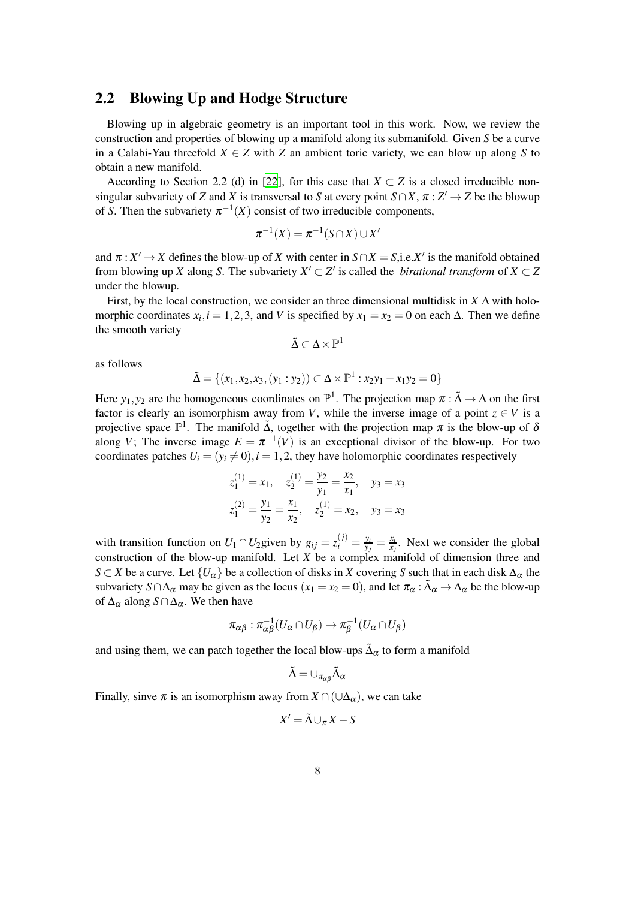## 2.2 Blowing Up and Hodge Structure

Blowing up in algebraic geometry is an important tool in this work. Now, we review the construction and properties of blowing up a manifold along its submanifold. Given $S$ be a curve in a Calabi-Yau threefold $X \in Z$ with $Z$ an ambient toric variety, we can blow up along $S$ to obtain a new manifold.

According to Section 2.2 (d) in [22], for this case that $X \subset Z$ is a closed irreducible non-singular subvariety of $Z$ and $X$ is transversal to $S$ at every point $S \cap X$, $\pi : Z' \to Z$ be the blowup of $S$. Then the subvariety $\pi^{-1}(X)$ consist of two irreducible components,

$$\pi^{-1}(X) = \pi^{-1}(S \cap X) \cup X'$$

and $\pi : X' \to X$ defines the blow-up of $X$ with center in $S \cap X = S$,i.e.$X'$ is the manifold obtained from blowing up $X$ along $S$. The subvariety $X' \subset Z'$ is called the *birational transform* of $X \subset Z$ under the blowup.

First, by the local construction, we consider an three dimensional multidisk in $X$ $\Delta$ with holomorphic coordinates $x_i, i = 1,2,3$, and $V$ is specified by $x_1 = x_2 = 0$ on each $\Delta$. Then we define the smooth variety

$$\tilde{\Delta} \subset \Delta \times \mathbb{P}^1$$

as follows

$$\tilde{\Delta} = \{(x_1, x_2, x_3, (y_1 : y_2)) \subset \Delta \times \mathbb{P}^1 : x_2 y_1 - x_1 y_2 = 0\}$$

Here $y_1, y_2$ are the homogeneous coordinates on $\mathbb{P}^1$. The projection map $\pi : \tilde{\Delta} \to \Delta$ on the first factor is clearly an isomorphism away from $V$, while the inverse image of a point $z \in V$ is a projective space $\mathbb{P}^1$. The manifold $\tilde{\Delta}$, together with the projection map $\pi$ is the blow-up of $\delta$ along $V$; The inverse image $E = \pi^{-1}(V)$ is an exceptional divisor of the blow-up. For two coordinates patches $U_i = (y_i \neq 0), i = 1,2$, they have holomorphic coordinates respectively

$$z_1^{(1)} = x_1, \quad z_2^{(1)} = \frac{y_2}{y_1} = \frac{x_2}{x_1}, \quad y_3 = x_3$$
$$z_1^{(2)} = \frac{y_1}{y_2} = \frac{x_1}{x_2}, \quad z_2^{(1)} = x_2, \quad y_3 = x_3$$

with transition function on $U_1 \cap U_2$given by $g_{ij} = z_i^{(j)} = \frac{y_i}{y_j} = \frac{x_i}{x_j}$. Next we consider the global construction of the blow-up manifold. Let $X$ be a complex manifold of dimension three and $S \subset X$ be a curve. Let $\{U_\alpha\}$ be a collection of disks in $X$ covering $S$ such that in each disk $\Delta_\alpha$ the subvariety $S \cap \Delta_\alpha$ may be given as the locus $(x_1 = x_2 = 0)$, and let $\pi_\alpha : \tilde{\Delta}_\alpha \to \Delta_\alpha$ be the blow-up of $\Delta_\alpha$ along $S \cap \Delta_\alpha$. We then have

$$\pi_{\alpha\beta} : \pi_{\alpha\beta}^{-1}(U_\alpha \cap U_\beta) \to \pi_\beta^{-1}(U_\alpha \cap U_\beta)$$

and using them, we can patch together the local blow-ups $\tilde{\Delta}_\alpha$ to form a manifold

$$\tilde{\Delta} = \cup_{\pi_{\alpha\beta}} \tilde{\Delta}_\alpha$$

Finally, sinve $\pi$ is an isomorphism away from $X \cap (\cup \Delta_\alpha)$, we can take

$$X' = \tilde{\Delta} \cup_\pi X - S$$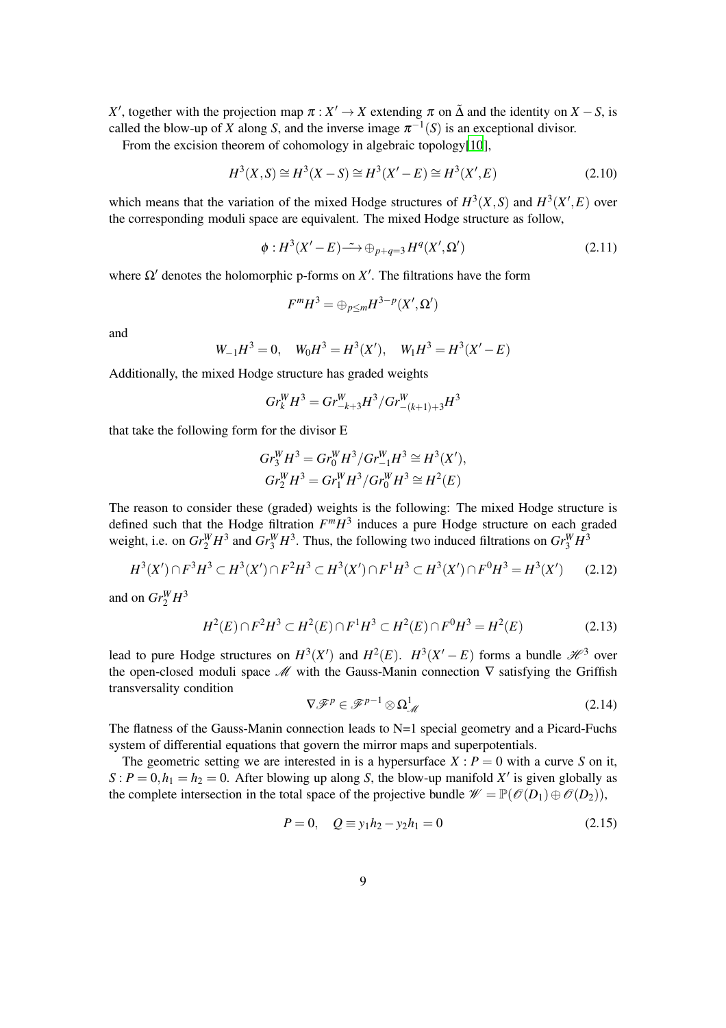$X'$, together with the projection map $\pi : X' \to X$ extending $\pi$ on $\tilde{\Delta}$ and the identity on $X - S$, is called the blow-up of $X$ along $S$, and the inverse image $\pi^{-1}(S)$ is an exceptional divisor.

From the excision theorem of cohomology in algebraic topology[10],

$$H^3(X,S) \cong H^3(X-S) \cong H^3(X'-E) \cong H^3(X',E) \tag{2.10}$$

which means that the variation of the mixed Hodge structures of $H^3(X,S)$ and $H^3(X',E)$ over the corresponding moduli space are equivalent. The mixed Hodge structure as follow,

$$\phi : H^3(X'-E) \xrightarrow{\sim} \oplus_{p+q=3} H^q(X',\Omega') \tag{2.11}$$

where $\Omega'$ denotes the holomorphic p-forms on $X'$. The filtrations have the form

$$F^m H^3 = \oplus_{p \leq m} H^{3-p}(X',\Omega')$$

and

$$W_{-1}H^3 = 0, \quad W_0 H^3 = H^3(X'), \quad W_1 H^3 = H^3(X'-E)$$

Additionally, the mixed Hodge structure has graded weights

$$Gr^W_k H^3 = Gr^W_{-k+3}H^3 / Gr^W_{-(k+1)+3}H^3$$

that take the following form for the divisor E

$$\begin{aligned} Gr^W_3 H^3 = Gr^W_0 H^3 / Gr^W_{-1} H^3 \cong H^3(X'), \\ Gr^W_2 H^3 = Gr^W_1 H^3 / Gr^W_0 H^3 \cong H^2(E) \end{aligned}$$

The reason to consider these (graded) weights is the following: The mixed Hodge structure is defined such that the Hodge filtration $F^m H^3$ induces a pure Hodge structure on each graded weight, i.e. on $Gr^W_2 H^3$ and $Gr^W_3 H^3$. Thus, the following two induced filtrations on $Gr^W_3 H^3$

$$H^3(X') \cap F^3 H^3 \subset H^3(X') \cap F^2 H^3 \subset H^3(X') \cap F^1 H^3 \subset H^3(X') \cap F^0 H^3 = H^3(X') \tag{2.12}$$

and on $Gr^W_2 H^3$

$$H^2(E) \cap F^2 H^3 \subset H^2(E) \cap F^1 H^3 \subset H^2(E) \cap F^0 H^3 = H^2(E) \tag{2.13}$$

lead to pure Hodge structures on $H^3(X')$ and $H^2(E)$. $H^3(X'-E)$ forms a bundle $\mathscr{H}^3$ over the open-closed moduli space $\mathscr{M}$ with the Gauss-Manin connection $\nabla$ satisfying the Griffish transversality condition

$$\nabla \mathscr{F}^p \in \mathscr{F}^{p-1} \otimes \Omega^1_{\mathscr{M}} \tag{2.14}$$

The flatness of the Gauss-Manin connection leads to N=1 special geometry and a Picard-Fuchs system of differential equations that govern the mirror maps and superpotentials.

The geometric setting we are interested in is a hypersurface $X : P = 0$ with a curve $S$ on it, $S : P = 0, h_1 = h_2 = 0$. After blowing up along $S$, the blow-up manifold $X'$ is given globally as the complete intersection in the total space of the projective bundle $\mathscr{W} = \mathbb{P}(\mathscr{O}(D_1) \oplus \mathscr{O}(D_2))$,

$$P = 0, \quad Q \equiv y_1 h_2 - y_2 h_1 = 0 \tag{2.15}$$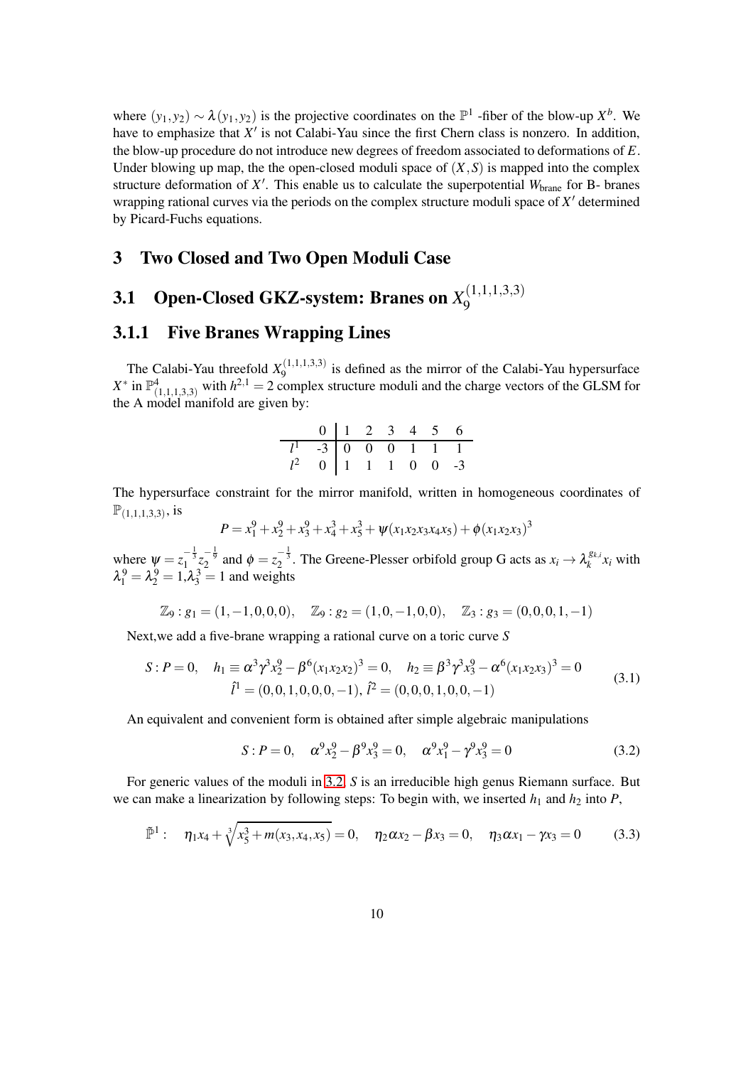where $(y_1, y_2) \sim \lambda(y_1, y_2)$ is the projective coordinates on the $\mathbb{P}^1$ -fiber of the blow-up $X^b$. We have to emphasize that $X'$ is not Calabi-Yau since the first Chern class is nonzero. In addition, the blow-up procedure do not introduce new degrees of freedom associated to deformations of $E$. Under blowing up map, the the open-closed moduli space of $(X, S)$ is mapped into the complex structure deformation of $X'$. This enable us to calculate the superpotential $W_{\text{brane}}$ for B- branes wrapping rational curves via the periods on the complex structure moduli space of $X'$ determined by Picard-Fuchs equations.

# 3 Two Closed and Two Open Moduli Case

## 3.1 Open-Closed GKZ-system: Branes on $X_9^{(1,1,1,3,3)}$

### 3.1.1 Five Branes Wrapping Lines

The Calabi-Yau threefold $X_9^{(1,1,1,3,3)}$ is defined as the mirror of the Calabi-Yau hypersurface $X^*$ in $\mathbb{P}^4_{(1,1,1,3,3)}$ with $h^{2,1} = 2$ complex structure moduli and the charge vectors of the GLSM for the A model manifold are given by:

| | 0 | 1 | 2 | 3 | 4 | 5 | 6 |
|---|---|---|---|---|---|---|---|
| $l^1$ | -3 | 0 | 0 | 0 | 1 | 1 | 1 |
| $l^2$ | 0 | 1 | 1 | 1 | 0 | 0 | -3 |

The hypersurface constraint for the mirror manifold, written in homogeneous coordinates of $\mathbb{P}_{(1,1,1,3,3)}$, is

$$P = x_1^9 + x_2^9 + x_3^9 + x_4^3 + x_5^3 + \psi(x_1 x_2 x_3 x_4 x_5) + \phi(x_1 x_2 x_3)^3$$

where $\psi = z_1^{-\frac{1}{3}} z_2^{-\frac{1}{9}}$ and $\phi = z_2^{-\frac{1}{3}}$. The Greene-Plesser orbifold group G acts as $x_i \to \lambda_k^{g_{k,i}} x_i$ with $\lambda_1^9 = \lambda_2^9 = 1, \lambda_3^3 = 1$ and weights

$$\mathbb{Z}_9 : g_1 = (1, -1, 0, 0, 0), \quad \mathbb{Z}_9 : g_2 = (1, 0, -1, 0, 0), \quad \mathbb{Z}_3 : g_3 = (0, 0, 0, 1, -1)$$

Next,we add a five-brane wrapping a rational curve on a toric curve $S$

$$\begin{gathered} S : P = 0, \quad h_1 \equiv \alpha^3 \gamma^3 x_2^9 - \beta^6 (x_1 x_2 x_2)^3 = 0, \quad h_2 \equiv \beta^3 \gamma^3 x_3^9 - \alpha^6 (x_1 x_2 x_3)^3 = 0 \\ \hat{l}^1 = (0, 0, 1, 0, 0, 0, -1), \, \hat{l}^2 = (0, 0, 0, 1, 0, 0, -1) \end{gathered} \tag{3.1}$$

An equivalent and convenient form is obtained after simple algebraic manipulations

$$S : P = 0, \quad \alpha^9 x_2^9 - \beta^9 x_3^9 = 0, \quad \alpha^9 x_1^9 - \gamma^9 x_3^9 = 0 \tag{3.2}$$

For generic values of the moduli in 3.2, $S$ is an irreducible high genus Riemann surface. But we can make a linearization by following steps: To begin with, we inserted $h_1$ and $h_2$ into $P$,

$$\tilde{\mathbb{P}}^1 : \quad \eta_1 x_4 + \sqrt[3]{x_5^3 + m(x_3, x_4, x_5)} = 0, \quad \eta_2 \alpha x_2 - \beta x_3 = 0, \quad \eta_3 \alpha x_1 - \gamma x_3 = 0 \tag{3.3}$$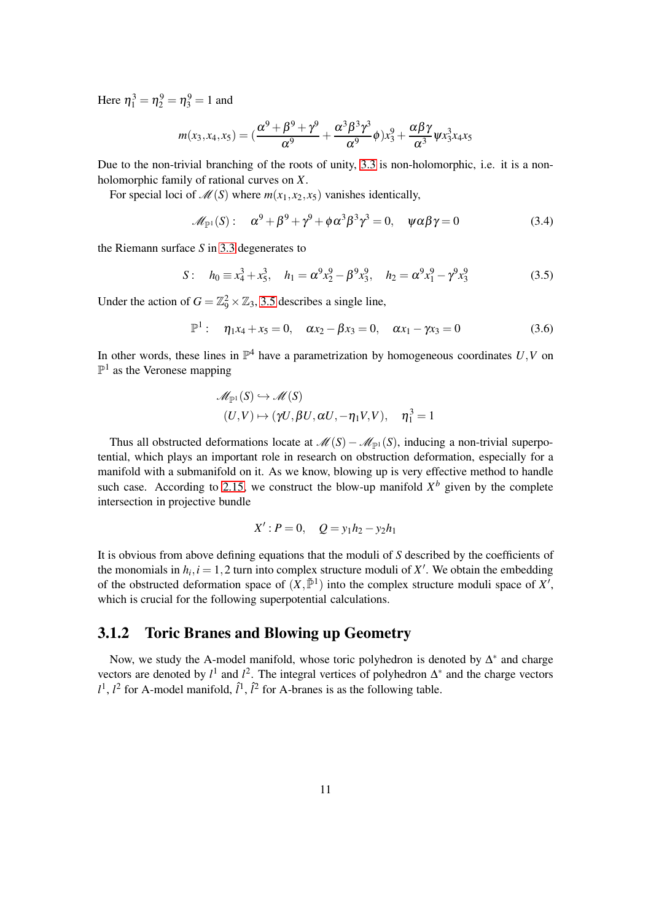Here $\eta_1^3 = \eta_2^9 = \eta_3^9 = 1$ and

$$m(x_3,x_4,x_5) = (\frac{\alpha^9+\beta^9+\gamma^9}{\alpha^9} + \frac{\alpha^3\beta^3\gamma^3}{\alpha^9}\phi)x_3^9 + \frac{\alpha\beta\gamma}{\alpha^3}\psi x_3^3 x_4 x_5$$

Due to the non-trivial branching of the roots of unity, 3.3 is non-holomorphic, i.e. it is a non-holomorphic family of rational curves on $X$.

For special loci of $\mathscr{M}(S)$ where $m(x_1,x_2,x_5)$ vanishes identically,

$$\mathscr{M}_{\mathbb{P}^1}(S): \quad \alpha^9+\beta^9+\gamma^9+\phi\alpha^3\beta^3\gamma^3 = 0, \quad \psi\alpha\beta\gamma = 0 \tag{3.4}$$

the Riemann surface $S$ in 3.3 degenerates to

$$S: \quad h_0 \equiv x_4^3+x_5^3, \quad h_1 = \alpha^9 x_2^9 - \beta^9 x_3^9, \quad h_2 = \alpha^9 x_1^9 - \gamma^9 x_3^9 \tag{3.5}$$

Under the action of $G = \mathbb{Z}_9^2 \times \mathbb{Z}_3$, 3.5 describes a single line,

$$\mathbb{P}^1: \quad \eta_1 x_4 + x_5 = 0, \quad \alpha x_2 - \beta x_3 = 0, \quad \alpha x_1 - \gamma x_3 = 0 \tag{3.6}$$

In other words, these lines in $\mathbb{P}^4$ have a parametrization by homogeneous coordinates $U,V$ on $\mathbb{P}^1$ as the Veronese mapping

$$\begin{aligned} &\mathscr{M}_{\mathbb{P}^1}(S) \hookrightarrow \mathscr{M}(S) \\ &(U,V) \mapsto (\gamma U, \beta U, \alpha U, -\eta_1 V, V), \quad \eta_1^3 = 1 \end{aligned}$$

Thus all obstructed deformations locate at $\mathscr{M}(S) - \mathscr{M}_{\mathbb{P}^1}(S)$, inducing a non-trivial superpotential, which plays an important role in research on obstruction deformation, especially for a manifold with a submanifold on it. As we know, blowing up is very effective method to handle such case. According to 2.15, we construct the blow-up manifold $X^b$ given by the complete intersection in projective bundle

$$X': P = 0, \quad Q = y_1 h_2 - y_2 h_1$$

It is obvious from above defining equations that the moduli of $S$ described by the coefficients of the monomials in $h_i, i = 1,2$ turn into complex structure moduli of $X'$. We obtain the embedding of the obstructed deformation space of $(X, \tilde{\mathbb{P}}^1)$ into the complex structure moduli space of $X'$, which is crucial for the following superpotential calculations.

### 3.1.2 Toric Branes and Blowing up Geometry

Now, we study the A-model manifold, whose toric polyhedron is denoted by $\Delta^*$ and charge vectors are denoted by $l^1$ and $l^2$. The integral vertices of polyhedron $\Delta^*$ and the charge vectors $l^1$, $l^2$ for A-model manifold, $\hat{l}^1$, $\hat{l}^2$ for A-branes is as the following table.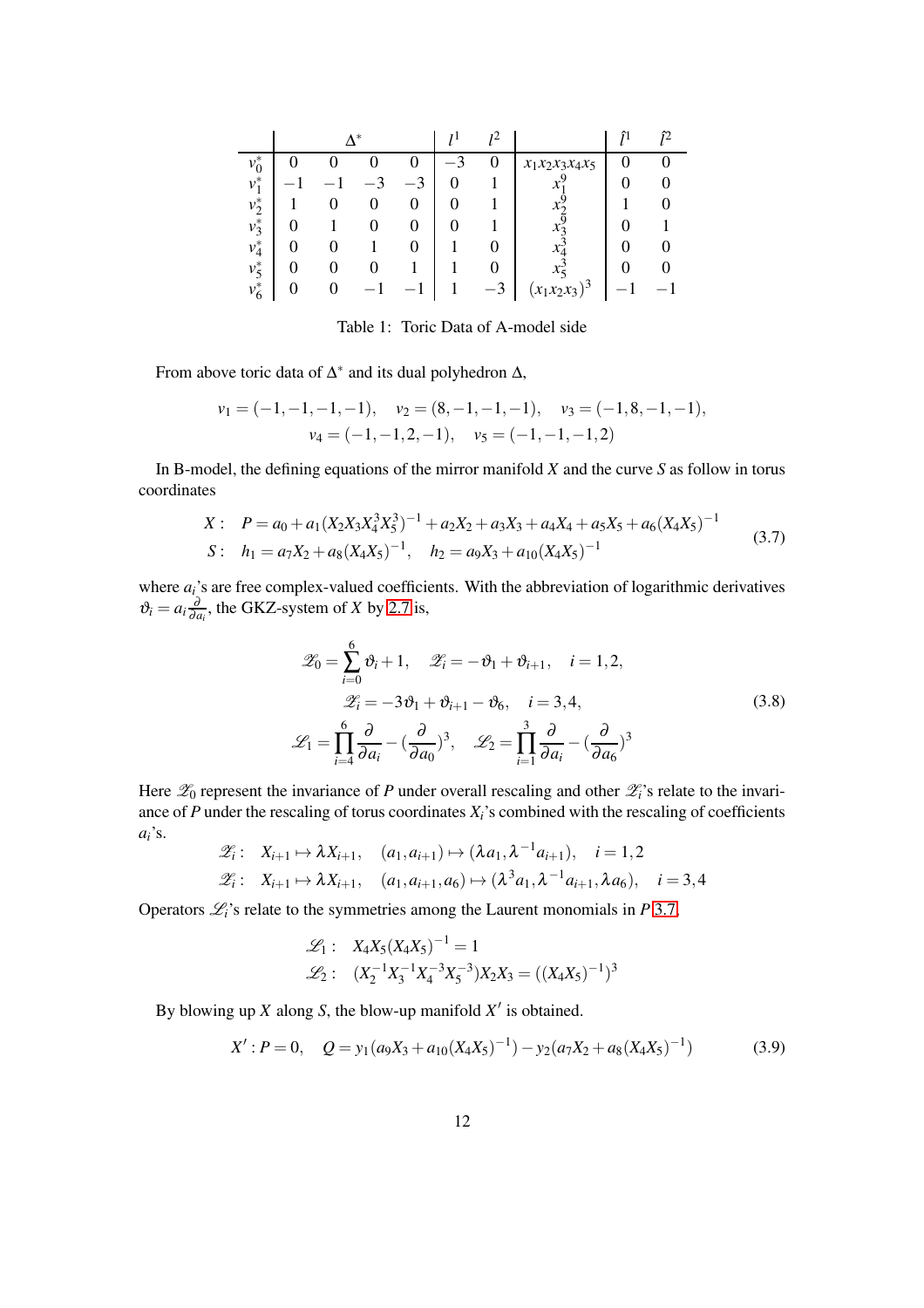|  | $\Delta^*$ |  |  |  | $l^1$ | $l^2$ |  | $\hat{l}^1$ | $\hat{l}^2$ |
|---|---|---|---|---|---|---|---|---|---|
| $v_0^*$ | 0 | 0 | 0 | 0 | $-3$ | 0 | $x_1x_2x_3x_4x_5$ | 0 | 0 |
| $v_1^*$ | $-1$ | $-1$ | $-3$ | $-3$ | 0 | 1 | $x_1^9$ | 0 | 0 |
| $v_2^*$ | 1 | 0 | 0 | 0 | 0 | 1 | $x_2^9$ | 1 | 0 |
| $v_3^*$ | 0 | 1 | 0 | 0 | 0 | 1 | $x_3^9$ | 0 | 1 |
| $v_4^*$ | 0 | 0 | 1 | 0 | 1 | 0 | $x_4^3$ | 0 | 0 |
| $v_5^*$ | 0 | 0 | 0 | 1 | 1 | 0 | $x_5^3$ | 0 | 0 |
| $v_6^*$ | 0 | 0 | $-1$ | $-1$ | 1 | $-3$ | $(x_1x_2x_3)^3$ | $-1$ | $-1$ |

Table 1: Toric Data of A-model side

From above toric data of $\Delta^*$ and its dual polyhedron $\Delta$,

$$v_1 = (-1,-1,-1,-1), \quad v_2 = (8,-1,-1,-1), \quad v_3 = (-1,8,-1,-1),$$
$$v_4 = (-1,-1,2,-1), \quad v_5 = (-1,-1,-1,2)$$

In B-model, the defining equations of the mirror manifold $X$ and the curve $S$ as follow in torus coordinates

$$\begin{aligned} X: &\quad P = a_0 + a_1(X_2X_3X_4^3X_5^3)^{-1} + a_2X_2 + a_3X_3 + a_4X_4 + a_5X_5 + a_6(X_4X_5)^{-1} \\ S: &\quad h_1 = a_7X_2 + a_8(X_4X_5)^{-1}, \quad h_2 = a_9X_3 + a_{10}(X_4X_5)^{-1} \end{aligned} \tag{3.7}$$

where $a_i$'s are free complex-valued coefficients. With the abbreviation of logarithmic derivatives $\vartheta_i = a_i\frac{\partial}{\partial a_i}$, the GKZ-system of $X$ by 2.7 is,

$$\begin{aligned} \mathscr{Z}_0 = \sum_{i=0}^{6}\vartheta_i + 1, &\quad \mathscr{Z}_i = -\vartheta_1 + \vartheta_{i+1}, \quad i = 1,2, \\ \mathscr{Z}_i &= -3\vartheta_1 + \vartheta_{i+1} - \vartheta_6, \quad i = 3,4, \\ \mathscr{L}_1 = \prod_{i=4}^{6}\frac{\partial}{\partial a_i} - (\frac{\partial}{\partial a_0})^3, &\quad \mathscr{L}_2 = \prod_{i=1}^{3}\frac{\partial}{\partial a_i} - (\frac{\partial}{\partial a_6})^3 \end{aligned} \tag{3.8}$$

Here $\mathscr{Z}_0$ represent the invariance of $P$ under overall rescaling and other $\mathscr{Z}_i$'s relate to the invariance of $P$ under the rescaling of torus coordinates $X_i$'s combined with the rescaling of coefficients $a_i$'s.

$$\begin{aligned} \mathscr{Z}_i: &\quad X_{i+1} \mapsto \lambda X_{i+1}, \quad (a_1, a_{i+1}) \mapsto (\lambda a_1, \lambda^{-1}a_{i+1}), \quad i = 1,2 \\ \mathscr{Z}_i: &\quad X_{i+1} \mapsto \lambda X_{i+1}, \quad (a_1, a_{i+1}, a_6) \mapsto (\lambda^3 a_1, \lambda^{-1}a_{i+1}, \lambda a_6), \quad i = 3,4 \end{aligned}$$

Operators $\mathscr{L}_i$'s relate to the symmetries among the Laurent monomials in $P$ 3.7.

$$\begin{aligned} \mathscr{L}_1: &\quad X_4X_5(X_4X_5)^{-1} = 1 \\ \mathscr{L}_2: &\quad (X_2^{-1}X_3^{-1}X_4^{-3}X_5^{-3})X_2X_3 = ((X_4X_5)^{-1})^3 \end{aligned}$$

By blowing up $X$ along $S$, the blow-up manifold $X'$ is obtained.

$$X': P = 0, \quad Q = y_1(a_9X_3 + a_{10}(X_4X_5)^{-1}) - y_2(a_7X_2 + a_8(X_4X_5)^{-1}) \tag{3.9}$$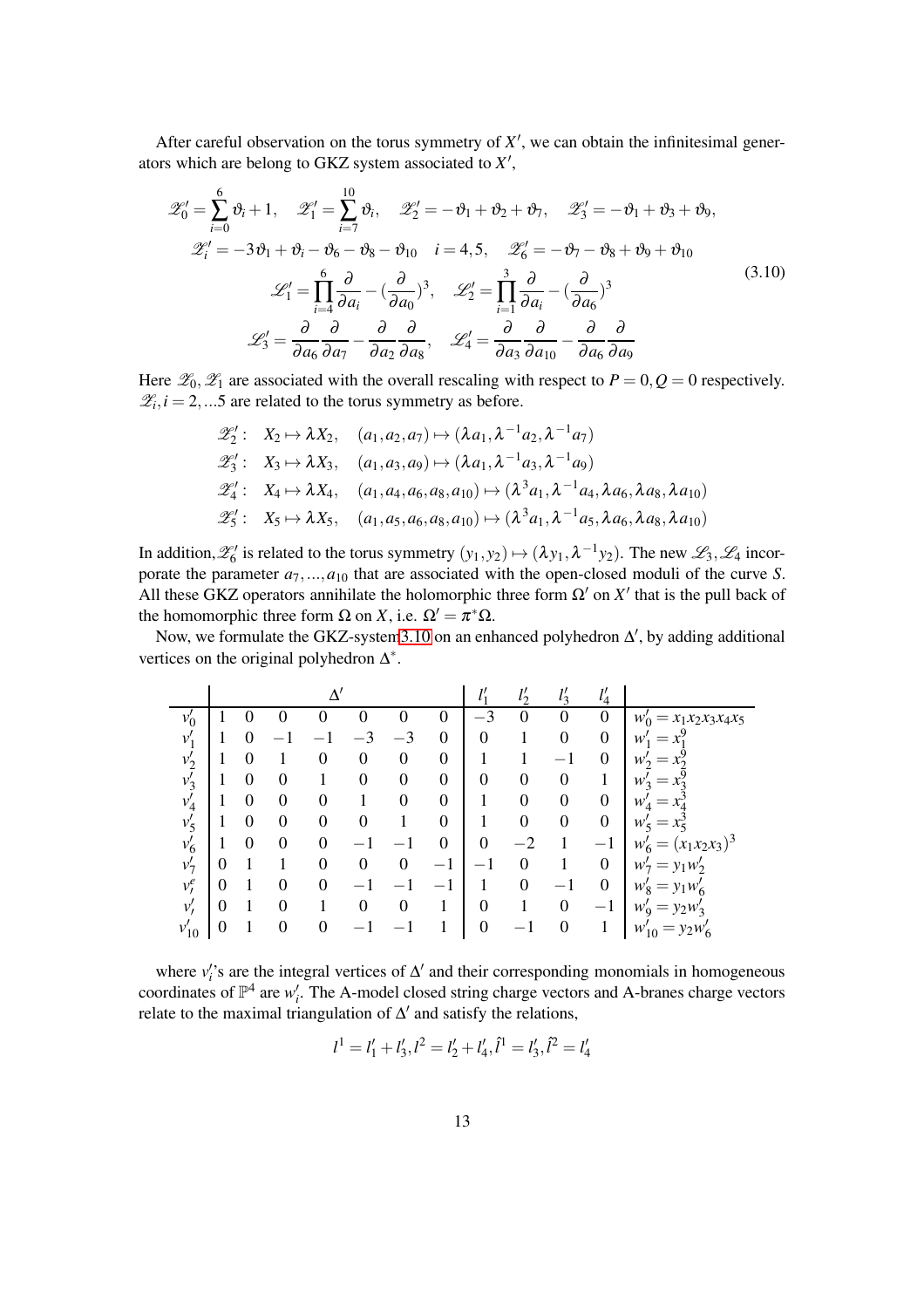After careful observation on the torus symmetry of $X'$, we can obtain the infinitesimal generators which are belong to GKZ system associated to $X'$,

$$
\begin{gathered}
\mathscr{Z}'_0 = \sum_{i=0}^{6} \vartheta_i + 1, \quad \mathscr{Z}'_1 = \sum_{i=7}^{10} \vartheta_i, \quad \mathscr{Z}'_2 = -\vartheta_1 + \vartheta_2 + \vartheta_7, \quad \mathscr{Z}'_3 = -\vartheta_1 + \vartheta_3 + \vartheta_9, \\
\mathscr{Z}'_i = -3\vartheta_1 + \vartheta_i - \vartheta_6 - \vartheta_8 - \vartheta_{10} \quad i = 4,5, \quad \mathscr{Z}'_6 = -\vartheta_7 - \vartheta_8 + \vartheta_9 + \vartheta_{10} \\
\mathscr{L}'_1 = \prod_{i=4}^{6} \frac{\partial}{\partial a_i} - (\frac{\partial}{\partial a_0})^3, \quad \mathscr{L}'_2 = \prod_{i=1}^{3} \frac{\partial}{\partial a_i} - (\frac{\partial}{\partial a_6})^3 \\
\mathscr{L}'_3 = \frac{\partial}{\partial a_6}\frac{\partial}{\partial a_7} - \frac{\partial}{\partial a_2}\frac{\partial}{\partial a_8}, \quad \mathscr{L}'_4 = \frac{\partial}{\partial a_3}\frac{\partial}{\partial a_{10}} - \frac{\partial}{\partial a_6}\frac{\partial}{\partial a_9}
\end{gathered}
\tag{3.10}
$$

Here $\mathscr{Z}_0, \mathscr{Z}_1$ are associated with the overall rescaling with respect to $P = 0, Q = 0$ respectively. $\mathscr{Z}_i, i = 2, ...5$ are related to the torus symmetry as before.

$$
\begin{aligned}
&\mathscr{Z}'_2: \quad X_2 \mapsto \lambda X_2, \quad (a_1, a_2, a_7) \mapsto (\lambda a_1, \lambda^{-1} a_2, \lambda^{-1} a_7) \\
&\mathscr{Z}'_3: \quad X_3 \mapsto \lambda X_3, \quad (a_1, a_3, a_9) \mapsto (\lambda a_1, \lambda^{-1} a_3, \lambda^{-1} a_9) \\
&\mathscr{Z}'_4: \quad X_4 \mapsto \lambda X_4, \quad (a_1, a_4, a_6, a_8, a_{10}) \mapsto (\lambda^3 a_1, \lambda^{-1} a_4, \lambda a_6, \lambda a_8, \lambda a_{10}) \\
&\mathscr{Z}'_5: \quad X_5 \mapsto \lambda X_5, \quad (a_1, a_5, a_6, a_8, a_{10}) \mapsto (\lambda^3 a_1, \lambda^{-1} a_5, \lambda a_6, \lambda a_8, \lambda a_{10})
\end{aligned}
$$

In addition, $\mathscr{Z}'_6$ is related to the torus symmetry $(y_1, y_2) \mapsto (\lambda y_1, \lambda^{-1} y_2)$. The new $\mathscr{L}_3, \mathscr{L}_4$ incorporate the parameter $a_7, ..., a_{10}$ that are associated with the open-closed moduli of the curve $S$. All these GKZ operators annihilate the holomorphic three form $\Omega'$ on $X'$ that is the pull balk of the homomorphic three form $\Omega$ on $X$, i.e. $\Omega' = \pi^*\Omega$.

Now, we formulate the GKZ-system 3.10 on an enhanced polyhedron $\Delta'$, by adding additional vertices on the original polyhedron $\Delta^*$.

| | $\Delta'$ | | | | | | | $l'_1$ | $l'_2$ | $l'_3$ | $l'_4$ | |
|---|---|---|---|---|---|---|---|---|---|---|---|---|
| $v'_0$ | 1 | 0 | 0 | 0 | 0 | 0 | 0 | $-3$ | 0 | 0 | 0 | $w'_0 = x_1x_2x_3x_4x_5$ |
| $v'_1$ | 1 | 0 | $-1$ | $-1$ | $-3$ | $-3$ | 0 | 0 | 1 | 0 | 0 | $w'_1 = x_1^9$ |
| $v'_2$ | 1 | 0 | 1 | 0 | 0 | 0 | 0 | 1 | 1 | $-1$ | 0 | $w'_2 = x_2^9$ |
| $v'_3$ | 1 | 0 | 0 | 1 | 0 | 0 | 0 | 0 | 0 | 0 | 1 | $w'_3 = x_3^9$ |
| $v'_4$ | 1 | 0 | 0 | 0 | 1 | 0 | 0 | 1 | 0 | 0 | 0 | $w'_4 = x_4^3$ |
| $v'_5$ | 1 | 0 | 0 | 0 | 0 | 1 | 0 | 1 | 0 | 0 | 0 | $w'_5 = x_5^3$ |
| $v'_6$ | 1 | 0 | 0 | 0 | $-1$ | $-1$ | 0 | 0 | $-2$ | 1 | $-1$ | $w'_6 = (x_1x_2x_3)^3$ |
| $v'_7$ | 0 | 1 | 1 | 0 | 0 | 0 | $-1$ | $-1$ | 0 | 1 | 0 | $w'_7 = y_1w'_2$ |
| $v^e_{\prime}$ | 0 | 1 | 0 | 0 | $-1$ | $-1$ | $-1$ | 1 | 0 | $-1$ | 0 | $w'_8 = y_1w'_6$ |
| $v_{\prime}$ | 0 | 1 | 0 | 1 | 0 | 0 | 1 | 0 | 1 | 0 | $-1$ | $w'_9 = y_2w'_3$ |
| $v'_{10}$ | 0 | 1 | 0 | 0 | $-1$ | $-1$ | 1 | 0 | $-1$ | 0 | 1 | $w'_{10} = y_2w'_6$ |

where $v'_i$'s are the integral vertices of $\Delta'$ and their corresponding monomials in homogeneous coordinates of $\mathbb{P}^4$ are $w'_i$. The A-model closed string charge vectors and A-branes charge vectors relate to the maximal triangulation of $\Delta'$ and satisfy the relations,

$$
l^1 = l'_1 + l'_3, l^2 = l'_2 + l'_4, \hat{l}^1 = l'_3, \hat{l}^2 = l'_4
$$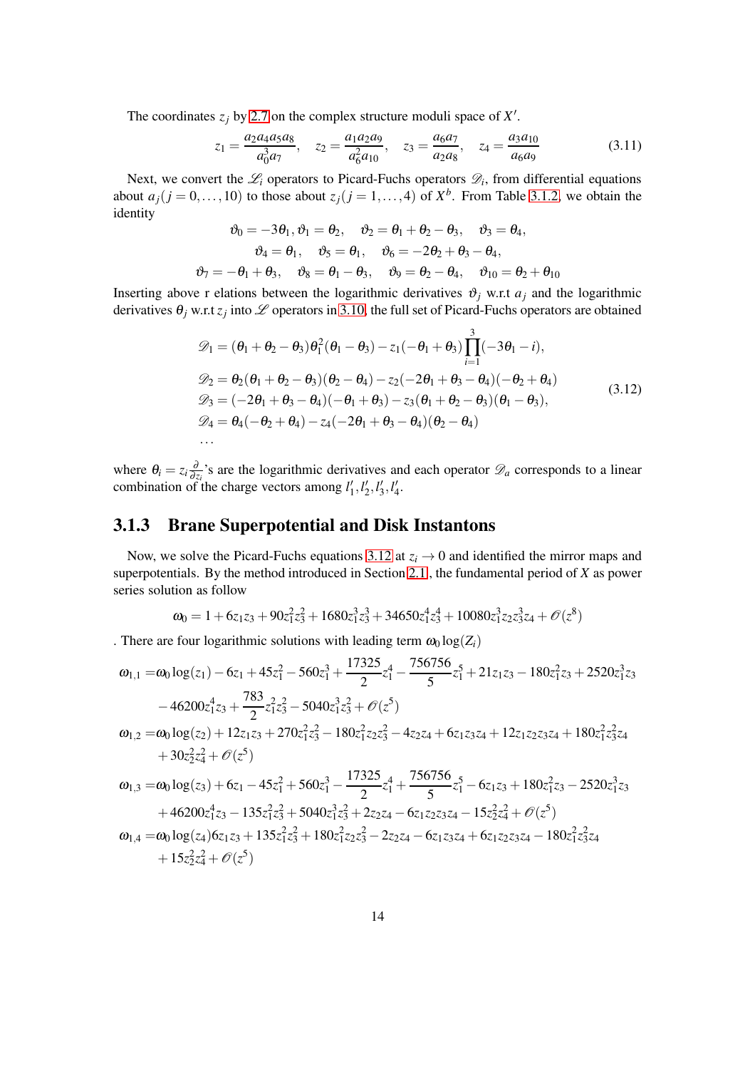The coordinates $z_j$ by 2.7 on the complex structure moduli space of $X'$.

$$z_1 = \frac{a_2 a_4 a_5 a_8}{a_0^3 a_7}, \quad z_2 = \frac{a_1 a_2 a_9}{a_6^2 a_{10}}, \quad z_3 = \frac{a_6 a_7}{a_2 a_8}, \quad z_4 = \frac{a_3 a_{10}}{a_6 a_9} \tag{3.11}$$

Next, we convert the $\mathscr{L}_i$ operators to Picard-Fuchs operators $\mathscr{D}_i$, from differential equations about $a_j (j = 0, \dots, 10)$ to those about $z_j (j = 1, \dots, 4)$ of $X^b$. From Table 3.1.2, we obtain the identity

$$\begin{gathered}
\vartheta_0 = -3\theta_1, \vartheta_1 = \theta_2, \quad \vartheta_2 = \theta_1 + \theta_2 - \theta_3, \quad \vartheta_3 = \theta_4, \\
\vartheta_4 = \theta_1, \quad \vartheta_5 = \theta_1, \quad \vartheta_6 = -2\theta_2 + \theta_3 - \theta_4, \\
\vartheta_7 = -\theta_1 + \theta_3, \quad \vartheta_8 = \theta_1 - \theta_3, \quad \vartheta_9 = \theta_2 - \theta_4, \quad \vartheta_{10} = \theta_2 + \theta_{10}
\end{gathered}$$

Inserting above r elations between the logarithmic derivatives $\vartheta_j$ w.r.t $a_j$ and the logarithmic derivatives $\theta_j$ w.r.t $z_j$ into $\mathscr{L}$ operators in 3.10, the full set of Picard-Fuchs operators are obtained

$$\begin{aligned}
&\mathscr{D}_1 = (\theta_1 + \theta_2 - \theta_3)\theta_1^2(\theta_1 - \theta_3) - z_1(-\theta_1 + \theta_3)\prod_{i=1}^{3}(-3\theta_1 - i), \\
&\mathscr{D}_2 = \theta_2(\theta_1 + \theta_2 - \theta_3)(\theta_2 - \theta_4) - z_2(-2\theta_1 + \theta_3 - \theta_4)(-\theta_2 + \theta_4) \\
&\mathscr{D}_3 = (-2\theta_1 + \theta_3 - \theta_4)(-\theta_1 + \theta_3) - z_3(\theta_1 + \theta_2 - \theta_3)(\theta_1 - \theta_3), \\
&\mathscr{D}_4 = \theta_4(-\theta_2 + \theta_4) - z_4(-2\theta_1 + \theta_3 - \theta_4)(\theta_2 - \theta_4) \\
&\cdots
\end{aligned} \tag{3.12}$$

where $\theta_i = z_i \frac{\partial}{\partial z_i}$'s are the logarithmic derivatives and each operator $\mathscr{D}_a$ corresponds to a linear combination of the charge vectors among $l_1', l_2', l_3', l_4'$.

### 3.1.3 Brane Superpotential and Disk Instantons

Now, we solve the Picard-Fuchs equations 3.12 at $z_i \to 0$ and identified the mirror maps and superpotentials. By the method introduced in Section 2.1, the fundamental period of $X$ as power series solution as follow

$$\omega_0 = 1 + 6z_1z_3 + 90z_1^2z_3^2 + 1680z_1^3z_3^3 + 34650z_1^4z_3^4 + 10080z_1^3z_2z_3^3z_4 + \mathscr{O}(z^8)$$

. There are four logarithmic solutions with leading term $\omega_0 \log(Z_i)$

$$\begin{aligned}
\omega_{1,1} =& \omega_0 \log(z_1) - 6z_1 + 45z_1^2 - 560z_1^3 + \frac{17325}{2}z_1^4 - \frac{756756}{5}z_1^5 + 21z_1z_3 - 180z_1^2z_3 + 2520z_1^3z_3 \\
&- 46200z_1^4z_3 + \frac{783}{2}z_1^2z_3^2 - 5040z_1^3z_3^2 + \mathscr{O}(z^5) \\
\omega_{1,2} =& \omega_0 \log(z_2) + 12z_1z_3 + 270z_1^2z_3^2 - 180z_1^2z_2z_3^2 - 4z_2z_4 + 6z_1z_3z_4 + 12z_1z_2z_3z_4 + 180z_1^2z_3^2z_4 \\
&+ 30z_2^2z_4^2 + \mathscr{O}(z^5) \\
\omega_{1,3} =& \omega_0 \log(z_3) + 6z_1 - 45z_1^2 + 560z_1^3 - \frac{17325}{2}z_1^4 + \frac{756756}{5}z_1^5 - 6z_1z_3 + 180z_1^2z_3 - 2520z_1^3z_3 \\
&+ 46200z_1^4z_3 - 135z_1^2z_3^2 + 5040z_1^3z_3^2 + 2z_2z_4 - 6z_1z_2z_3z_4 - 15z_2^2z_4^2 + \mathscr{O}(z^5) \\
\omega_{1,4} =& \omega_0 \log(z_4) 6z_1z_3 + 135z_1^2z_3^2 + 180z_1^2z_2z_3^2 - 2z_2z_4 - 6z_1z_3z_4 + 6z_1z_2z_3z_4 - 180z_1^2z_3^2z_4 \\
&+ 15z_2^2z_4^2 + \mathscr{O}(z^5)
\end{aligned}$$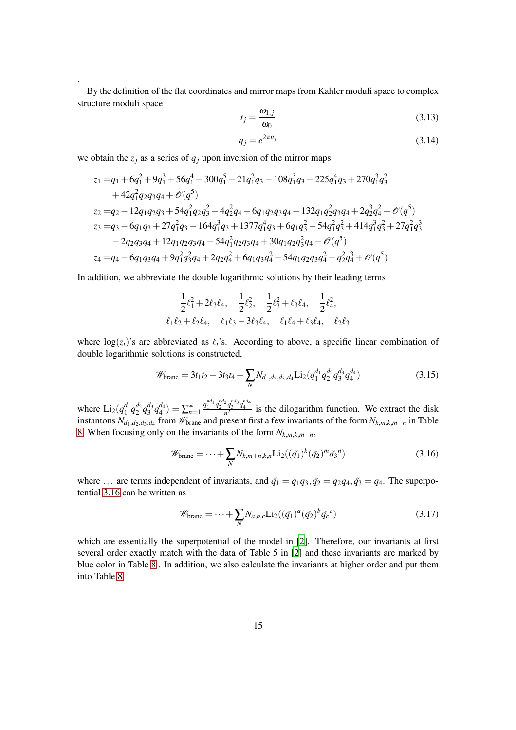.

By the definition of the flat coordinates and mirror maps from Kahler moduli space to complex structure moduli space

$$t_j = \frac{\omega_{1,j}}{\omega_0} \tag{3.13}$$

$$q_j = e^{2\pi i t_j} \tag{3.14}$$

we obtain the $z_j$ as a series of $q_j$ upon inversion of the mirror maps

$$\begin{aligned}
z_1 =& q_1 + 6q_1^2 + 9q_1^3 + 56q_1^4 - 300q_1^5 - 21q_1^2q_3 - 108q_1^3q_3 - 225q_1^4q_3 + 270q_1^3q_3^2 \\
&+ 42q_1^2q_2q_3q_4 + \mathcal{O}(q^5) \\
z_2 =& q_2 - 12q_1q_2q_3 + 54q_1^2q_2q_3^2 + 4q_2^2q_4 - 6q_1q_2q_3q_4 - 132q_1q_2^2q_3q_4 + 2q_2^3q_4^2 + \mathcal{O}(q^5) \\
z_3 =& q_3 - 6q_1q_3 + 27q_1^2q_3 - 164q_1^3q_3 + 1377q_1^4q_3 + 6q_1q_3^2 - 54q_1^2q_3^2 + 414q_1^3q_3^2 + 27q_1^2q_3^3 \\
&- 2q_2q_3q_4 + 12q_1q_2q_3q_4 - 54q_1^2q_2q_3q_4 + 30q_1q_2q_3^2q_4 + \mathcal{O}(q^5) \\
z_4 =& q_4 - 6q_1q_3q_4 + 9q_1^2q_3^2q_4 + 2q_2q_4^2 + 6q_1q_3q_4^2 - 54q_1q_2q_3q_4^2 - q_2^2q_4^3 + \mathcal{O}(q^5)
\end{aligned}$$

In addition, we abbreviate the double logarithmic solutions by their leading terms

$$\begin{gathered}
\frac{1}{2}\ell_1^2 + 2\ell_3\ell_4, \quad \frac{1}{2}\ell_2^2, \quad \frac{1}{2}\ell_3^2 + \ell_3\ell_4, \quad \frac{1}{2}\ell_4^2, \\
\ell_1\ell_2 + \ell_2\ell_4, \quad \ell_1\ell_3 - 3\ell_3\ell_4, \quad \ell_1\ell_4 + \ell_3\ell_4, \quad \ell_2\ell_3
\end{gathered}$$

where $\log(z_i)$'s are abbreviated as $\ell_i$'s. According to above, a specific linear combination of double logarithmic solutions is constructed,

$$\mathcal{W}_{\text{brane}} = 3t_1t_2 - 3t_3t_4 + \sum_N N_{d_1,d_2,d_3,d_4} \text{Li}_2(q_1^{d_1}q_2^{d_2}q_3^{d_3}q_4^{d_4}) \tag{3.15}$$

where $\text{Li}_2(q_1^{d_1}q_2^{d_2}q_3^{d_3}q_4^{d_4}) = \sum_{n=1}^{\infty} \frac{q_1^{nd_1}q_2^{nd_2}q_3^{nd_3}q_4^{nd_4}}{n^2}$ is the dilogarithm function. We extract the disk instantons $N_{d_1,d_2,d_3,d_4}$ from $\mathcal{W}_{\text{brane}}$ and present first a few invariants of the form $N_{k,m,k,m+n}$ in Table 8. When focusing only on the invariants of the form $N_{k,m,k,m+n}$,

$$\mathcal{W}_{\text{brane}} = \cdots + \sum_N N_{k,m+n,k,n} \text{Li}_2((\tilde{q}_1)^k(\tilde{q}_2)^m\tilde{q}_3{}^n) \tag{3.16}$$

where $\ldots$ are terms independent of invariants, and $\tilde{q}_1 = q_1q_3, \tilde{q}_2 = q_2q_4, \tilde{q}_3 = q_4$. The superpotential 3.16 can be written as

$$\mathcal{W}_{\text{brane}} = \cdots + \sum_N N_{a,b,c} \text{Li}_2((\tilde{q}_1)^a(\tilde{q}_2)^b\tilde{q}_c{}^c) \tag{3.17}$$

which are essentially the superpotential of the model in [2]. Therefore, our invariants at first several order exactly match with the data of Table 5 in [2] and these invariants are marked by blue color in Table 8. In addition, we also calculate the invariants at higher order and put them into Table 8.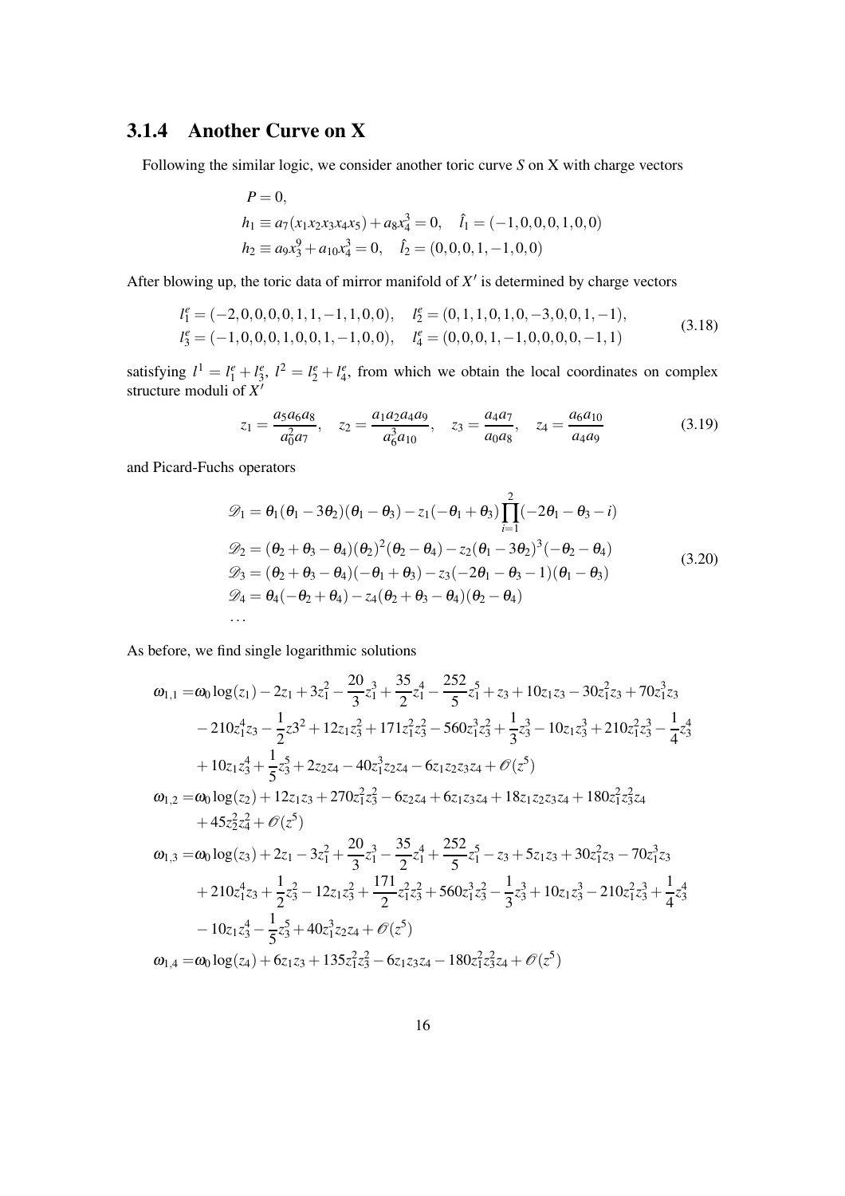### 3.1.4 Another Curve on X

Following the similar logic, we consider another toric curve $S$ on X with charge vectors

$$
\begin{aligned}
&P = 0, \\
&h_1 \equiv a_7(x_1x_2x_3x_4x_5) + a_8x_4^3 = 0, \quad \hat{l}_1 = (-1,0,0,0,1,0,0) \\
&h_2 \equiv a_9x_3^9 + a_{10}x_4^3 = 0, \quad \hat{l}_2 = (0,0,0,1,-1,0,0)
\end{aligned}
$$

After blowing up, the toric data of mirror manifold of $X'$ is determined by charge vectors

$$
\begin{aligned}
l_1^e &= (-2,0,0,0,0,1,1,-1,1,0,0), \quad l_2^e = (0,1,1,0,1,0,-3,0,0,1,-1), \\
l_3^e &= (-1,0,0,0,1,0,0,1,-1,0,0), \quad l_4^e = (0,0,0,1,-1,0,0,0,0,-1,1)
\end{aligned}
\tag{3.18}
$$

satisfying $l^1 = l_1^e + l_3^e$, $l^2 = l_2^e + l_4^e$, from which we obtain the local coordinates on complex structure moduli of $X'$

$$
z_1 = \frac{a_5a_6a_8}{a_0^2a_7}, \quad z_2 = \frac{a_1a_2a_4a_9}{a_6^3a_{10}}, \quad z_3 = \frac{a_4a_7}{a_0a_8}, \quad z_4 = \frac{a_6a_{10}}{a_4a_9}
\tag{3.19}
$$

and Picard-Fuchs operators

$$
\begin{aligned}
\mathscr{D}_1 &= \theta_1(\theta_1 - 3\theta_2)(\theta_1 - \theta_3) - z_1(-\theta_1 + \theta_3)\prod_{i=1}^{2}(-2\theta_1 - \theta_3 - i) \\
\mathscr{D}_2 &= (\theta_2 + \theta_3 - \theta_4)(\theta_2)^2(\theta_2 - \theta_4) - z_2(\theta_1 - 3\theta_2)^3(-\theta_2 - \theta_4) \\
\mathscr{D}_3 &= (\theta_2 + \theta_3 - \theta_4)(-\theta_1 + \theta_3) - z_3(-2\theta_1 - \theta_3 - 1)(\theta_1 - \theta_3) \\
\mathscr{D}_4 &= \theta_4(-\theta_2 + \theta_4) - z_4(\theta_2 + \theta_3 - \theta_4)(\theta_2 - \theta_4) \\
&\dots
\end{aligned}
\tag{3.20}
$$

As before, we find single logarithmic solutions

$$
\begin{aligned}
\omega_{1,1} =& \omega_0\log(z_1) - 2z_1 + 3z_1^2 - \frac{20}{3}z_1^3 + \frac{35}{2}z_1^4 - \frac{252}{5}z_1^5 + z_3 + 10z_1z_3 - 30z_1^2z_3 + 70z_1^3z_3 \\
& - 210z_1^4z_3 - \frac{1}{2}z3^2 + 12z_1z_3^2 + 171z_1^2z_3^2 - 560z_1^3z_3^2 + \frac{1}{3}z_3^3 - 10z_1z_3^3 + 210z_1^2z_3^3 - \frac{1}{4}z_3^4 \\
& + 10z_1z_3^4 + \frac{1}{5}z_3^5 + 2z_2z_4 - 40z_1^3z_2z_4 - 6z_1z_2z_3z_4 + \mathscr{O}(z^5) \\
\omega_{1,2} =& \omega_0\log(z_2) + 12z_1z_3 + 270z_1^2z_3^2 - 6z_2z_4 + 6z_1z_3z_4 + 18z_1z_2z_3z_4 + 180z_1^2z_3^2z_4 \\
& + 45z_2^2z_4^2 + \mathscr{O}(z^5) \\
\omega_{1,3} =& \omega_0\log(z_3) + 2z_1 - 3z_1^2 + \frac{20}{3}z_1^3 - \frac{35}{2}z_1^4 + \frac{252}{5}z_1^5 - z_3 + 5z_1z_3 + 30z_1^2z_3 - 70z_1^3z_3 \\
& + 210z_1^4z_3 + \frac{1}{2}z_3^2 - 12z_1z_3^2 + \frac{171}{2}z_1^2z_3^2 + 560z_1^3z_3^2 - \frac{1}{3}z_3^3 + 10z_1z_3^3 - 210z_1^2z_3^3 + \frac{1}{4}z_3^4 \\
& - 10z_1z_3^4 - \frac{1}{5}z_3^5 + 40z_1^3z_2z_4 + \mathscr{O}(z^5) \\
\omega_{1,4} =& \omega_0\log(z_4) + 6z_1z_3 + 135z_1^2z_3^2 - 6z_1z_3z_4 - 180z_1^2z_3^2z_4 + \mathscr{O}(z^5)
\end{aligned}
$$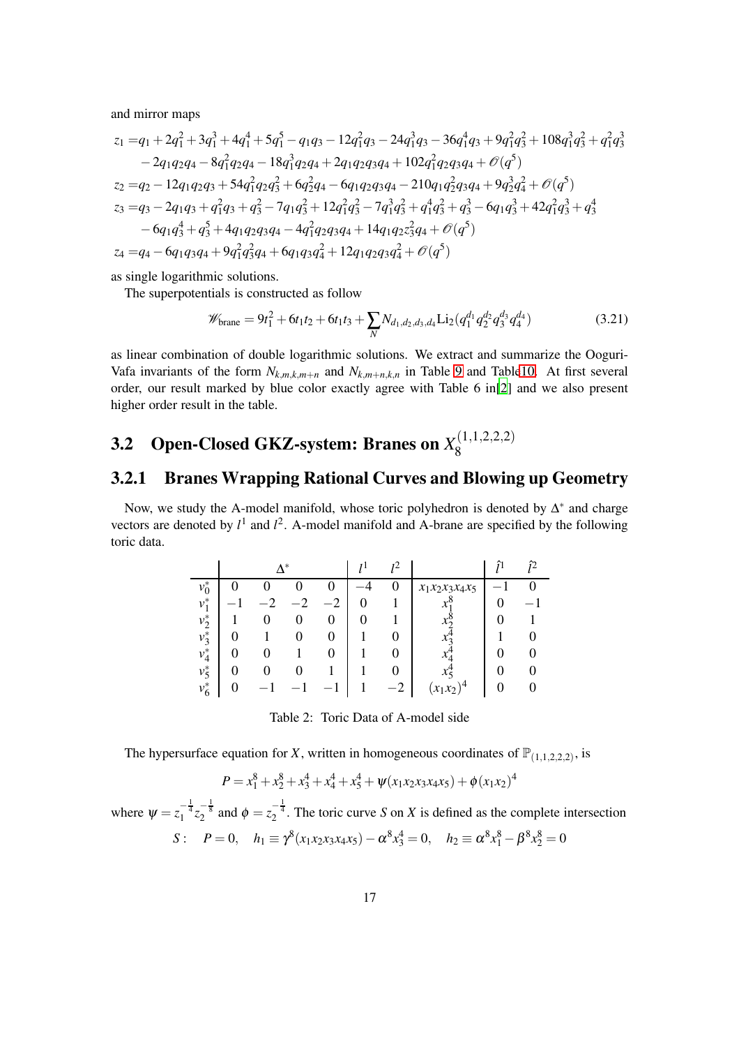and mirror maps

$$
\begin{aligned}
z_1 =& q_1 + 2q_1^2 + 3q_1^3 + 4q_1^4 + 5q_1^5 - q_1q_3 - 12q_1^2q_3 - 24q_1^3q_3 - 36q_1^4q_3 + 9q_1^2q_3^2 + 108q_1^3q_3^2 + q_1^2q_3^3 \\
& - 2q_1q_2q_4 - 8q_1^2q_2q_4 - 18q_1^3q_2q_4 + 2q_1q_2q_3q_4 + 102q_1^2q_2q_3q_4 + \mathcal{O}(q^5) \\
z_2 =& q_2 - 12q_1q_2q_3 + 54q_1^2q_2q_3^2 + 6q_2^2q_4 - 6q_1q_2q_3q_4 - 210q_1q_2^2q_3q_4 + 9q_2^3q_4^2 + \mathcal{O}(q^5) \\
z_3 =& q_3 - 2q_1q_3 + q_1^2q_3 + q_3^2 - 7q_1q_3^2 + 12q_1^2q_3^2 - 7q_1^3q_3^2 + q_1^4q_3^2 + q_3^3 - 6q_1q_3^3 + 42q_1^2q_3^3 + q_3^4 \\
& - 6q_1q_3^4 + q_3^5 + 4q_1q_2q_3q_4 - 4q_1^2q_2q_3q_4 + 14q_1q_2z_3^2q_4 + \mathcal{O}(q^5) \\
z_4 =& q_4 - 6q_1q_3q_4 + 9q_1^2q_3^2q_4 + 6q_1q_3q_4^2 + 12q_1q_2q_3q_4^2 + \mathcal{O}(q^5)
\end{aligned}
$$

as single logarithmic solutions.

The superpotentials is constructed as follow

$$
\mathscr{W}_{\text{brane}} = 9t_1^2 + 6t_1t_2 + 6t_1t_3 + \sum_N N_{d_1,d_2,d_3,d_4}\text{Li}_2(q_1^{d_1}q_2^{d_2}q_3^{d_3}q_4^{d_4}) \tag{3.21}
$$

as linear combination of double logarithmic solutions. We extract and summarize the Ooguri-Vafa invariants of the form $N_{k,m,k,m+n}$ and $N_{k,m+n,k,n}$ in Table 9 and Table10. At first several order, our result marked by blue color exactly agree with Table 6 in[2] and we also present higher order result in the table.

## 3.2 Open-Closed GKZ-system: Branes on $X_8^{(1,1,2,2,2)}$

### 3.2.1 Branes Wrapping Rational Curves and Blowing up Geometry

Now, we study the A-model manifold, whose toric polyhedron is denoted by $\Delta^*$ and charge vectors are denoted by $l^1$ and $l^2$. A-model manifold and A-brane are specified by the following toric data.

| | $\Delta^*$ | | | | $l^1$ | $l^2$ | | $\hat{l}^1$ | $\hat{l}^2$ |
|---|---|---|---|---|---|---|---|---|---|
| $v_0^*$ | 0 | 0 | 0 | 0 | $-4$ | 0 | $x_1x_2x_3x_4x_5$ | $-1$ | 0 |
| $v_1^*$ | $-1$ | $-2$ | $-2$ | $-2$ | 0 | 1 | $x_1^8$ | 0 | $-1$ |
| $v_2^*$ | 1 | 0 | 0 | 0 | 0 | 1 | $x_2^8$ | 0 | 1 |
| $v_3^*$ | 0 | 1 | 0 | 0 | 1 | 0 | $x_3^4$ | 1 | 0 |
| $v_4^*$ | 0 | 0 | 1 | 0 | 1 | 0 | $x_4^4$ | 0 | 0 |
| $v_5^*$ | 0 | 0 | 0 | 1 | 1 | 0 | $x_5^4$ | 0 | 0 |
| $v_6^*$ | 0 | $-1$ | $-1$ | $-1$ | 1 | $-2$ | $(x_1x_2)^4$ | 0 | 0 |

Table 2: Toric Data of A-model side

The hypersurface equation for $X$, written in homogeneous coordinates of $\mathbb{P}_{(1,1,2,2,2)}$, is

$$
P = x_1^8 + x_2^8 + x_3^4 + x_4^4 + x_5^4 + \psi(x_1x_2x_3x_4x_5) + \phi(x_1x_2)^4
$$

where $\psi = z_1^{-\frac{1}{4}}z_2^{-\frac{1}{8}}$ and $\phi = z_2^{-\frac{1}{4}}$. The toric curve $S$ on $X$ is defined as the complete intersection

$$
S: \quad P = 0, \quad h_1 \equiv \gamma^8(x_1x_2x_3x_4x_5) - \alpha^8x_3^4 = 0, \quad h_2 \equiv \alpha^8x_1^8 - \beta^8x_2^8 = 0
$$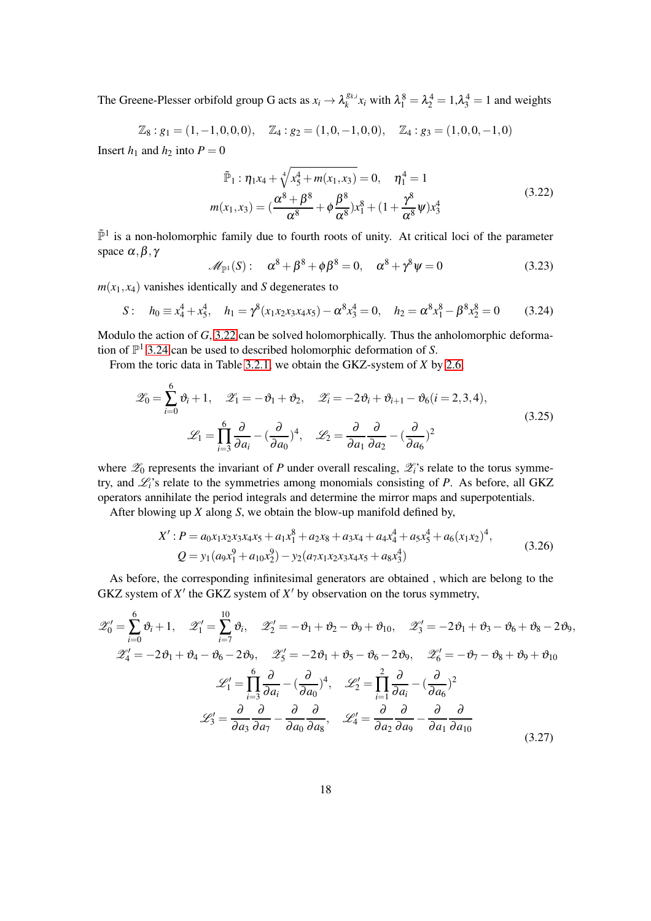The Greene-Plesser orbifold group G acts as $x_i \to \lambda_k^{g_{k,i}} x_i$ with $\lambda_1^8 = \lambda_2^4 = 1, \lambda_3^4 = 1$ and weights

$$\mathbb{Z}_8 : g_1 = (1,-1,0,0,0), \quad \mathbb{Z}_4 : g_2 = (1,0,-1,0,0), \quad \mathbb{Z}_4 : g_3 = (1,0,0,-1,0)$$

Insert $h_1$ and $h_2$ into $P = 0$

$$\begin{aligned}
\tilde{\mathbb{P}}_1 : \eta_1 x_4 + \sqrt[4]{x_5^4 + m(x_1,x_3)} = 0, \quad \eta_1^4 = 1 \\
m(x_1,x_3) = (\frac{\alpha^8+\beta^8}{\alpha^8} + \phi\frac{\beta^8}{\alpha^8})x_1^8 + (1+\frac{\gamma^8}{\alpha^8}\psi)x_3^4
\end{aligned} \tag{3.22}$$

$\tilde{\mathbb{P}}^1$ is a non-holomorphic family due to fourth roots of unity. At critical loci of the parameter space $\alpha, \beta, \gamma$

$$\mathscr{M}_{\mathbb{P}^1}(S): \quad \alpha^8 + \beta^8 + \phi\beta^8 = 0, \quad \alpha^8 + \gamma^8\psi = 0 \tag{3.23}$$

$m(x_1,x_4)$ vanishes identically and $S$ degenerates to

$$S: \quad h_0 \equiv x_4^4 + x_5^4, \quad h_1 = \gamma^8(x_1x_2x_3x_4x_5) - \alpha^8 x_3^4 = 0, \quad h_2 = \alpha^8 x_1^8 - \beta^8 x_2^8 = 0 \tag{3.24}$$

Modulo the action of $G$, 3.22 can be solved holomorphically. Thus the anholomorphic deformation of $\mathbb{P}^1$ 3.24 can be used to described holomorphic deformation of $S$.

From the toric data in Table 3.2.1, we obtain the GKZ-system of $X$ by 2.6

$$\begin{aligned}
\mathscr{Z}_0 = \sum_{i=0}^{6}\vartheta_i + 1, \quad \mathscr{Z}_1 = -\vartheta_1 + \vartheta_2, \quad \mathscr{Z}_i = -2\vartheta_i + \vartheta_{i+1} - \vartheta_6 (i = 2,3,4), \\
\mathscr{L}_1 = \prod_{i=3}^{6}\frac{\partial}{\partial a_i} - (\frac{\partial}{\partial a_0})^4, \quad \mathscr{L}_2 = \frac{\partial}{\partial a_1}\frac{\partial}{\partial a_2} - (\frac{\partial}{\partial a_6})^2
\end{aligned} \tag{3.25}$$

where $\mathscr{Z}_0$ represents the invariant of $P$ under overall rescaling, $\mathscr{Z}_i$'s relate to the torus symmetry, and $\mathscr{L}_i$'s relate to the symmetries among monomials consisting of $P$. As before, all GKZ operators annihilate the period integrals and determine the mirror maps and superpotentials.

After blowing up $X$ along $S$, we obtain the blow-up manifold defined by,

$$\begin{aligned}
X' : P = a_0x_1x_2x_3x_4x_5 + a_1x_1^8 + a_2x_8 + a_3x_4 + a_4x_4^4 + a_5x_5^4 + a_6(x_1x_2)^4, \\
Q = y_1(a_9x_1^9 + a_{10}x_2^9) - y_2(a_7x_1x_2x_3x_4x_5 + a_8x_3^4)
\end{aligned} \tag{3.26}$$

As before, the corresponding infinitesimal generators are obtained , which are belong to the GKZ system of $X'$ the GKZ system of $X'$ by observation on the torus symmetry,

$$\begin{aligned}
\mathscr{Z}_0' = \sum_{i=0}^{6}\vartheta_i + 1, \quad \mathscr{Z}_1' = \sum_{i=7}^{10}\vartheta_i, \quad \mathscr{Z}_2' = -\vartheta_1 + \vartheta_2 - \vartheta_9 + \vartheta_{10}, \quad \mathscr{Z}_3' = -2\vartheta_1 + \vartheta_3 - \vartheta_6 + \vartheta_8 - 2\vartheta_9, \\
\mathscr{Z}_4' = -2\vartheta_1 + \vartheta_4 - \vartheta_6 - 2\vartheta_9, \quad \mathscr{Z}_5' = -2\vartheta_1 + \vartheta_5 - \vartheta_6 - 2\vartheta_9, \quad \mathscr{Z}_6' = -\vartheta_7 - \vartheta_8 + \vartheta_9 + \vartheta_{10} \\
\mathscr{L}_1' = \prod_{i=3}^{6}\frac{\partial}{\partial a_i} - (\frac{\partial}{\partial a_0})^4, \quad \mathscr{L}_2' = \prod_{i=1}^{2}\frac{\partial}{\partial a_i} - (\frac{\partial}{\partial a_6})^2 \\
\mathscr{L}_3' = \frac{\partial}{\partial a_3}\frac{\partial}{\partial a_7} - \frac{\partial}{\partial a_0}\frac{\partial}{\partial a_8}, \quad \mathscr{L}_4' = \frac{\partial}{\partial a_2}\frac{\partial}{\partial a_9} - \frac{\partial}{\partial a_1}\frac{\partial}{\partial a_{10}}
\end{aligned} \tag{3.27}$$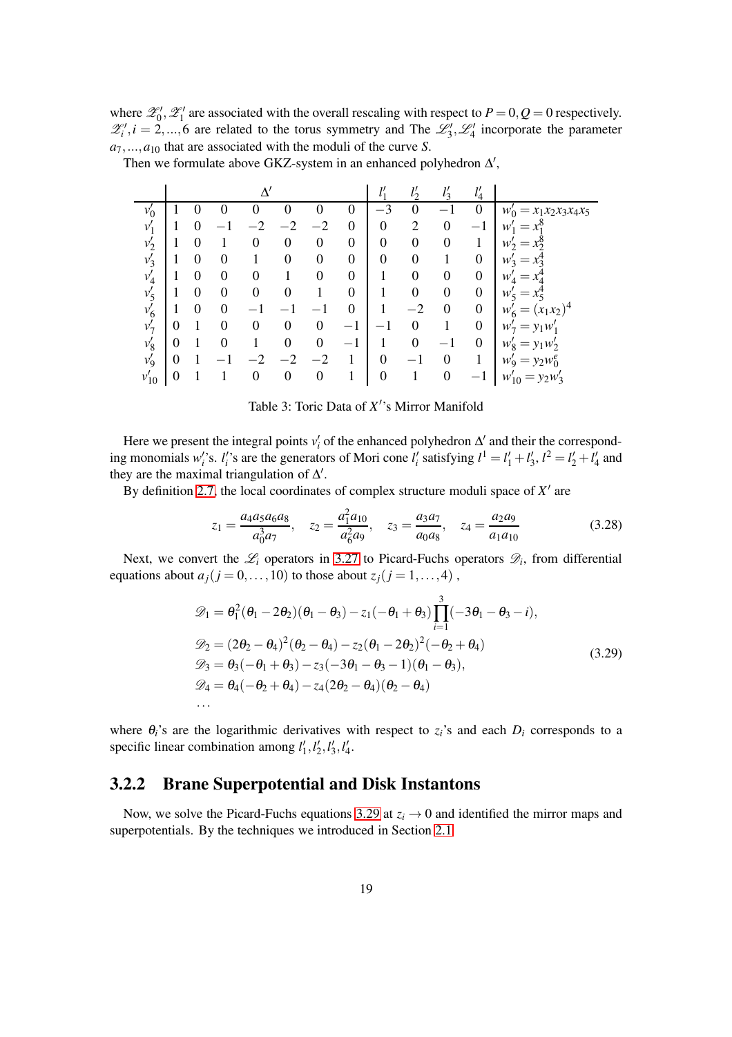where $\mathscr{Z}'_0, \mathscr{Z}'_1$ are associated with the overall rescaling with respect to $P=0, Q=0$ respectively. $\mathscr{Z}'_i, i=2,...,6$ are related to the torus symmetry and The $\mathscr{L}'_3, \mathscr{L}'_4$ incorporate the parameter $a_7,...,a_{10}$ that are associated with the moduli of the curve $S$.

Then we formulate above GKZ-system in an enhanced polyhedron $\Delta'$,

| | $\Delta'$ | | | | | | | $l'_1$ | $l'_2$ | $l'_3$ | $l'_4$ | |
|---|---|---|---|---|---|---|---|---|---|---|---|---|
| $v'_0$ | 1 | 0 | 0 | 0 | 0 | 0 | 0 | $-3$ | 0 | $-1$ | 0 | $w'_0 = x_1x_2x_3x_4x_5$ |
| $v'_1$ | 1 | 0 | $-1$ | $-2$ | $-2$ | $-2$ | 0 | 0 | 2 | 0 | $-1$ | $w'_1 = x_1^8$ |
| $v'_2$ | 1 | 0 | 1 | 0 | 0 | 0 | 0 | 0 | 0 | 0 | 1 | $w'_2 = x_2^8$ |
| $v'_3$ | 1 | 0 | 0 | 1 | 0 | 0 | 0 | 0 | 0 | 1 | 0 | $w'_3 = x_3^4$ |
| $v'_4$ | 1 | 0 | 0 | 0 | 1 | 0 | 0 | 1 | 0 | 0 | 0 | $w'_4 = x_4^4$ |
| $v'_5$ | 1 | 0 | 0 | 0 | 0 | 1 | 0 | 1 | 0 | 0 | 0 | $w'_5 = x_5^4$ |
| $v'_6$ | 1 | 0 | 0 | $-1$ | $-1$ | $-1$ | 0 | 1 | $-2$ | 0 | 0 | $w'_6 = (x_1x_2)^4$ |
| $v'_7$ | 0 | 1 | 0 | 0 | 0 | 0 | $-1$ | $-1$ | 0 | 1 | 0 | $w'_7 = y_1w'_1$ |
| $v'_8$ | 0 | 1 | 0 | 1 | 0 | 0 | $-1$ | 1 | 0 | $-1$ | 0 | $w'_8 = y_1w'_2$ |
| $v'_9$ | 0 | 1 | $-1$ | $-2$ | $-2$ | $-2$ | 1 | 0 | $-1$ | 0 | 1 | $w'_9 = y_2w_0^e$ |
| $v'_{10}$ | 0 | 1 | 1 | 0 | 0 | 0 | 1 | 0 | 1 | 0 | $-1$ | $w'_{10} = y_2w'_3$ |

Table 3: Toric Data of $X'$'s Mirror Manifold

Here we present the integral points $v'_i$ of the enhanced polyhedron $\Delta'$ and their the corresponding monomials $w'_i$'s. $l'_i$'s are the generators of Mori cone $l'_i$ satisfying $l^1 = l'_1 + l'_3$, $l^2 = l'_2 + l'_4$ and they are the maximal triangulation of $\Delta'$.

By definition 2.7, the local coordinates of complex structure moduli space of $X'$ are

$$z_1 = \frac{a_4a_5a_6a_8}{a_0^3a_7}, \quad z_2 = \frac{a_1^2a_{10}}{a_6^2a_9}, \quad z_3 = \frac{a_3a_7}{a_0a_8}, \quad z_4 = \frac{a_2a_9}{a_1a_{10}} \tag{3.28}$$

Next, we convert the $\mathscr{L}_i$ operators in 3.27 to Picard-Fuchs operators $\mathscr{D}_i$, from differential equations about $a_j (j = 0,\ldots,10)$ to those about $z_j (j = 1,\ldots,4)$ ,

$$\begin{aligned}
\mathscr{D}_1 &= \theta_1^2(\theta_1 - 2\theta_2)(\theta_1 - \theta_3) - z_1(-\theta_1 + \theta_3)\prod_{i=1}^{3}(-3\theta_1 - \theta_3 - i),\\
\mathscr{D}_2 &= (2\theta_2 - \theta_4)^2(\theta_2 - \theta_4) - z_2(\theta_1 - 2\theta_2)^2(-\theta_2 + \theta_4)\\
\mathscr{D}_3 &= \theta_3(-\theta_1 + \theta_3) - z_3(-3\theta_1 - \theta_3 - 1)(\theta_1 - \theta_3),\\
\mathscr{D}_4 &= \theta_4(-\theta_2 + \theta_4) - z_4(2\theta_2 - \theta_4)(\theta_2 - \theta_4)\\
&\ldots
\end{aligned} \tag{3.29}$$

where $\theta_i$'s are the logarithmic derivatives with respect to $z_i$'s and each $D_i$ corresponds to a specific linear combination among $l'_1, l'_2, l'_3, l'_4$.

### 3.2.2 Brane Superpotential and Disk Instantons

Now, we solve the Picard-Fuchs equations 3.29 at $z_i \to 0$ and identified the mirror maps and superpotentials. By the techniques we introduced in Section 2.1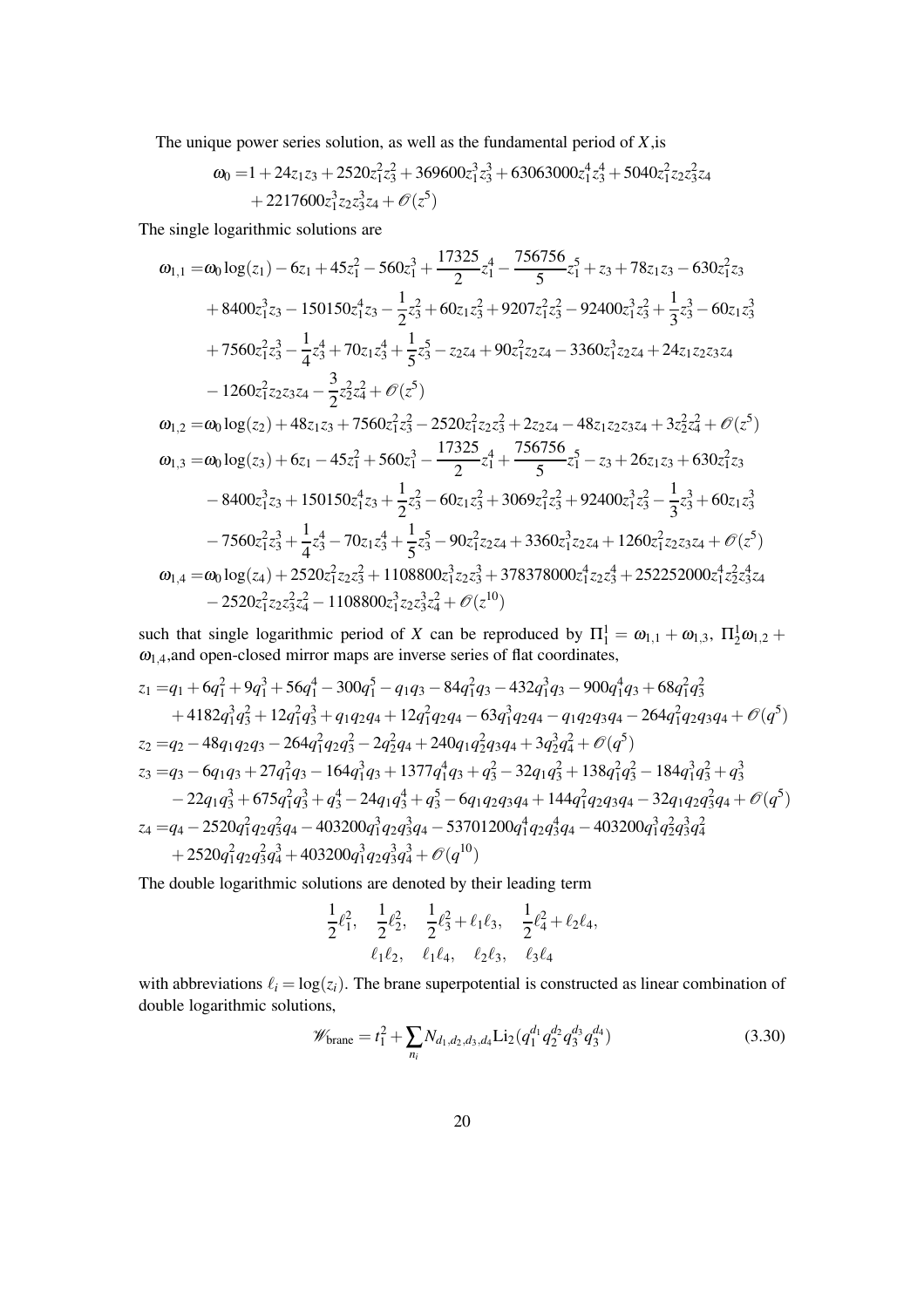The unique power series solution, as well as the fundamental period of $X$,is

$$
\begin{aligned}
\omega_0 =& 1+24z_1z_3+2520z_1^2z_3^2+369600z_1^3z_3^3+63063000z_1^4z_3^4+5040z_1^2z_2z_3^2z_4 \\
&+2217600z_1^3z_2z_3^3z_4+\mathcal{O}(z^5)
\end{aligned}
$$

The single logarithmic solutions are

$$
\begin{aligned}
\omega_{1,1} =& \omega_0\log(z_1)-6z_1+45z_1^2-560z_1^3+\frac{17325}{2}z_1^4-\frac{756756}{5}z_1^5+z_3+78z_1z_3-630z_1^2z_3 \\
&+8400z_1^3z_3-150150z_1^4z_3-\frac{1}{2}z_3^2+60z_1z_3^2+9207z_1^2z_3^2-92400z_1^3z_3^2+\frac{1}{3}z_3^3-60z_1z_3^3 \\
&+7560z_1^2z_3^3-\frac{1}{4}z_3^4+70z_1z_3^4+\frac{1}{5}z_3^5-z_2z_4+90z_1^2z_2z_4-3360z_1^3z_2z_4+24z_1z_2z_3z_4 \\
&-1260z_1^2z_2z_3z_4-\frac{3}{2}z_2^2z_4^2+\mathcal{O}(z^5) \\
\omega_{1,2} =& \omega_0\log(z_2)+48z_1z_3+7560z_1^2z_3^2-2520z_1^2z_2z_3^2+2z_2z_4-48z_1z_2z_3z_4+3z_2^2z_4^2+\mathcal{O}(z^5) \\
\omega_{1,3} =& \omega_0\log(z_3)+6z_1-45z_1^2+560z_1^3-\frac{17325}{2}z_1^4+\frac{756756}{5}z_1^5-z_3+26z_1z_3+630z_1^2z_3 \\
&-8400z_1^3z_3+150150z_1^4z_3+\frac{1}{2}z_3^2-60z_1z_3^2+3069z_1^2z_3^2+92400z_1^3z_3^2-\frac{1}{3}z_3^3+60z_1z_3^3 \\
&-7560z_1^2z_3^3+\frac{1}{4}z_3^4-70z_1z_3^4+\frac{1}{5}z_3^5-90z_1^2z_2z_4+3360z_1^3z_2z_4+1260z_1^2z_2z_3z_4+\mathcal{O}(z^5) \\
\omega_{1,4} =& \omega_0\log(z_4)+2520z_1^2z_2z_3^2+1108800z_1^3z_2z_3^3+378378000z_1^4z_2z_3^4+252252000z_1^4z_2^2z_3^4z_4 \\
&-2520z_1^2z_2z_3^2z_4^2-1108800z_1^3z_2z_3^3z_4^2+\mathcal{O}(z^{10})
\end{aligned}
$$

such that single logarithmic period of $X$ can be reproduced by $\Pi_1^1=\omega_{1,1}+\omega_{1,3}$, $\Pi_2^1\omega_{1,2}+\omega_{1,4}$,and open-closed mirror maps are inverse series of flat coordinates,

$$
\begin{aligned}
z_1 =& q_1+6q_1^2+9q_1^3+56q_1^4-300q_1^5-q_1q_3-84q_1^2q_3-432q_1^3q_3-900q_1^4q_3+68q_1^2q_3^2 \\
&+4182q_1^3q_3^2+12q_1^2q_3^3+q_1q_2q_4+12q_1^2q_2q_4-63q_1^3q_2q_4-q_1q_2q_3q_4-264q_1^2q_2q_3q_4+\mathcal{O}(q^5) \\
z_2 =& q_2-48q_1q_2q_3-264q_1^2q_2q_3^2-2q_2^2q_4+240q_1q_2^2q_3q_4+3q_2^3q_4^2+\mathcal{O}(q^5) \\
z_3 =& q_3-6q_1q_3+27q_1^2q_3-164q_1^3q_3+1377q_1^4q_3+q_3^2-32q_1q_3^2+138q_1^2q_3^2-184q_1^3q_3^2+q_3^3 \\
&-22q_1q_3^3+675q_1^2q_3^3+q_3^4-24q_1q_3^4+q_3^5-6q_1q_2q_3q_4+144q_1^2q_2q_3q_4-32q_1q_2q_3^2q_4+\mathcal{O}(q^5) \\
z_4 =& q_4-2520q_1^2q_2q_3^2q_4-403200q_1^3q_2q_3^3q_4-53701200q_1^4q_2q_3^4q_4-403200q_1^3q_2^2q_3^3q_4^2 \\
&+2520q_1^2q_2q_3^2q_4^3+403200q_1^3q_2q_3^3q_4^3+\mathcal{O}(q^{10})
\end{aligned}
$$

The double logarithmic solutions are denoted by their leading term

$$
\frac{1}{2}\ell_1^2, \quad \frac{1}{2}\ell_2^2, \quad \frac{1}{2}\ell_3^2+\ell_1\ell_3, \quad \frac{1}{2}\ell_4^2+\ell_2\ell_4,
$$
$$
\ell_1\ell_2, \quad \ell_1\ell_4, \quad \ell_2\ell_3, \quad \ell_3\ell_4
$$

with abbreviations $\ell_i=\log(z_i)$. The brane superpotential is constructed as linear combination of double logarithmic solutions,

$$
\mathscr{W}_{\text{brane}} = t_1^2+\sum_{n_i} N_{d_1,d_2,d_3,d_4}\text{Li}_2(q_1^{d_1}q_2^{d_2}q_3^{d_3}q_3^{d_4}) \tag{3.30}
$$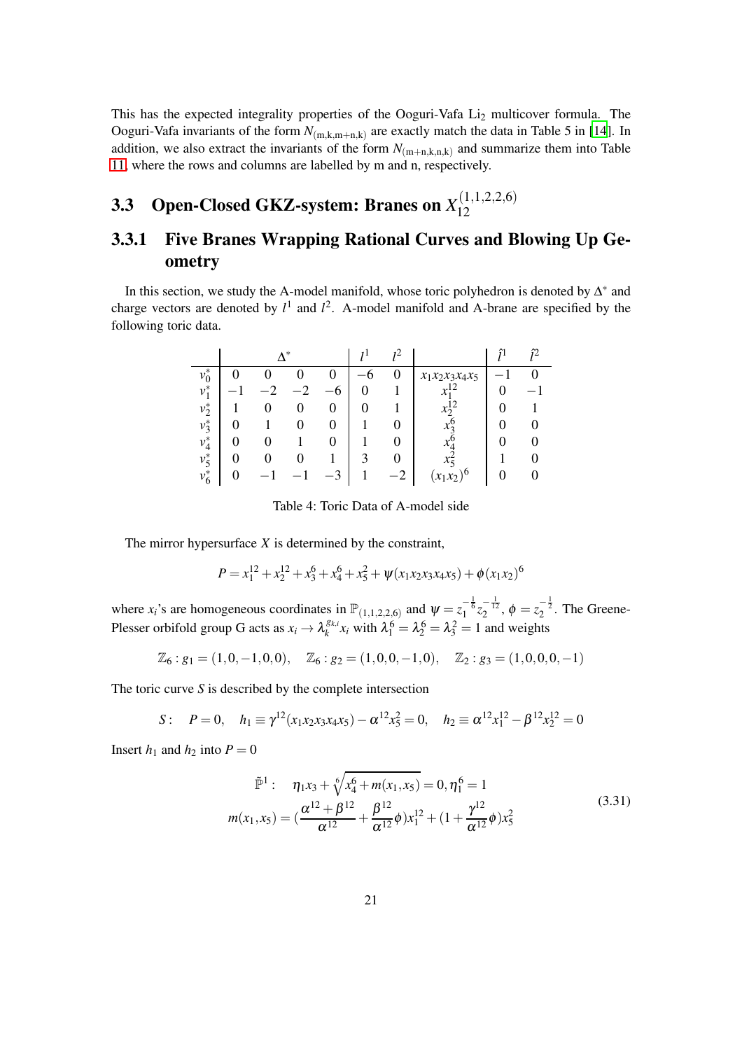This has the expected integrality properties of the Ooguri-Vafa $\mathrm{Li}_2$ multicover formula. The Ooguri-Vafa invariants of the form $N_{(\mathrm{m,k,m+n,k})}$ are exactly match the data in Table 5 in [14]. In addition, we also extract the invariants of the form $N_{(\mathrm{m+n,k,n,k})}$ and summarize them into Table 11, where the rows and columns are labelled by m and n, respectively.

## 3.3 Open-Closed GKZ-system: Branes on $X_{12}^{(1,1,2,2,6)}$

### 3.3.1 Five Branes Wrapping Rational Curves and Blowing Up Geometry

In this section, we study the A-model manifold, whose toric polyhedron is denoted by $\Delta^*$ and charge vectors are denoted by $l^1$ and $l^2$. A-model manifold and A-brane are specified by the following toric data.

| | $\Delta^*$ | | | | $l^1$ | $l^2$ | | $\hat{l}^1$ | $\hat{l}^2$ |
|---|---|---|---|---|---|---|---|---|---|
| $v_0^*$ | 0 | 0 | 0 | 0 | $-6$ | 0 | $x_1x_2x_3x_4x_5$ | $-1$ | 0 |
| $v_1^*$ | $-1$ | $-2$ | $-2$ | $-6$ | 0 | 1 | $x_1^{12}$ | 0 | $-1$ |
| $v_2^*$ | 1 | 0 | 0 | 0 | 0 | 1 | $x_2^{12}$ | 0 | 1 |
| $v_3^*$ | 0 | 1 | 0 | 0 | 1 | 0 | $x_3^6$ | 0 | 0 |
| $v_4^*$ | 0 | 0 | 1 | 0 | 1 | 0 | $x_4^6$ | 0 | 0 |
| $v_5^*$ | 0 | 0 | 0 | 1 | 3 | 0 | $x_5^2$ | 1 | 0 |
| $v_6^*$ | 0 | $-1$ | $-1$ | $-3$ | 1 | $-2$ | $(x_1x_2)^6$ | 0 | 0 |

Table 4: Toric Data of A-model side

The mirror hypersurface $X$ is determined by the constraint,

$$P = x_1^{12} + x_2^{12} + x_3^6 + x_4^6 + x_5^2 + \psi(x_1x_2x_3x_4x_5) + \phi(x_1x_2)^6$$

where $x_i$'s are homogeneous coordinates in $\mathbb{P}_{(1,1,2,2,6)}$ and $\psi = z_1^{-\frac{1}{6}} z_2^{-\frac{1}{12}}$, $\phi = z_2^{-\frac{1}{2}}$. The Greene-Plesser orbifold group G acts as $x_i \to \lambda_k^{g_{k,i}} x_i$ with $\lambda_1^6 = \lambda_2^6 = \lambda_3^2 = 1$ and weights

$$\mathbb{Z}_6 : g_1 = (1,0,-1,0,0), \quad \mathbb{Z}_6 : g_2 = (1,0,0,-1,0), \quad \mathbb{Z}_2 : g_3 = (1,0,0,0,-1)$$

The toric curve $S$ is described by the complete intersection

$$S: \quad P = 0, \quad h_1 \equiv \gamma^{12}(x_1x_2x_3x_4x_5) - \alpha^{12}x_5^2 = 0, \quad h_2 \equiv \alpha^{12}x_1^{12} - \beta^{12}x_2^{12} = 0$$

Insert $h_1$ and $h_2$ into $P = 0$

$$\begin{aligned} \tilde{\mathbb{P}}^1 : \quad & \eta_1 x_3 + \sqrt[6]{x_4^6 + m(x_1,x_5)} = 0, \eta_1^6 = 1 \\ m(x_1,x_5) = & \left(\frac{\alpha^{12}+\beta^{12}}{\alpha^{12}} + \frac{\beta^{12}}{\alpha^{12}}\phi\right)x_1^{12} + \left(1 + \frac{\gamma^{12}}{\alpha^{12}}\phi\right)x_5^2 \end{aligned} \tag{3.31}$$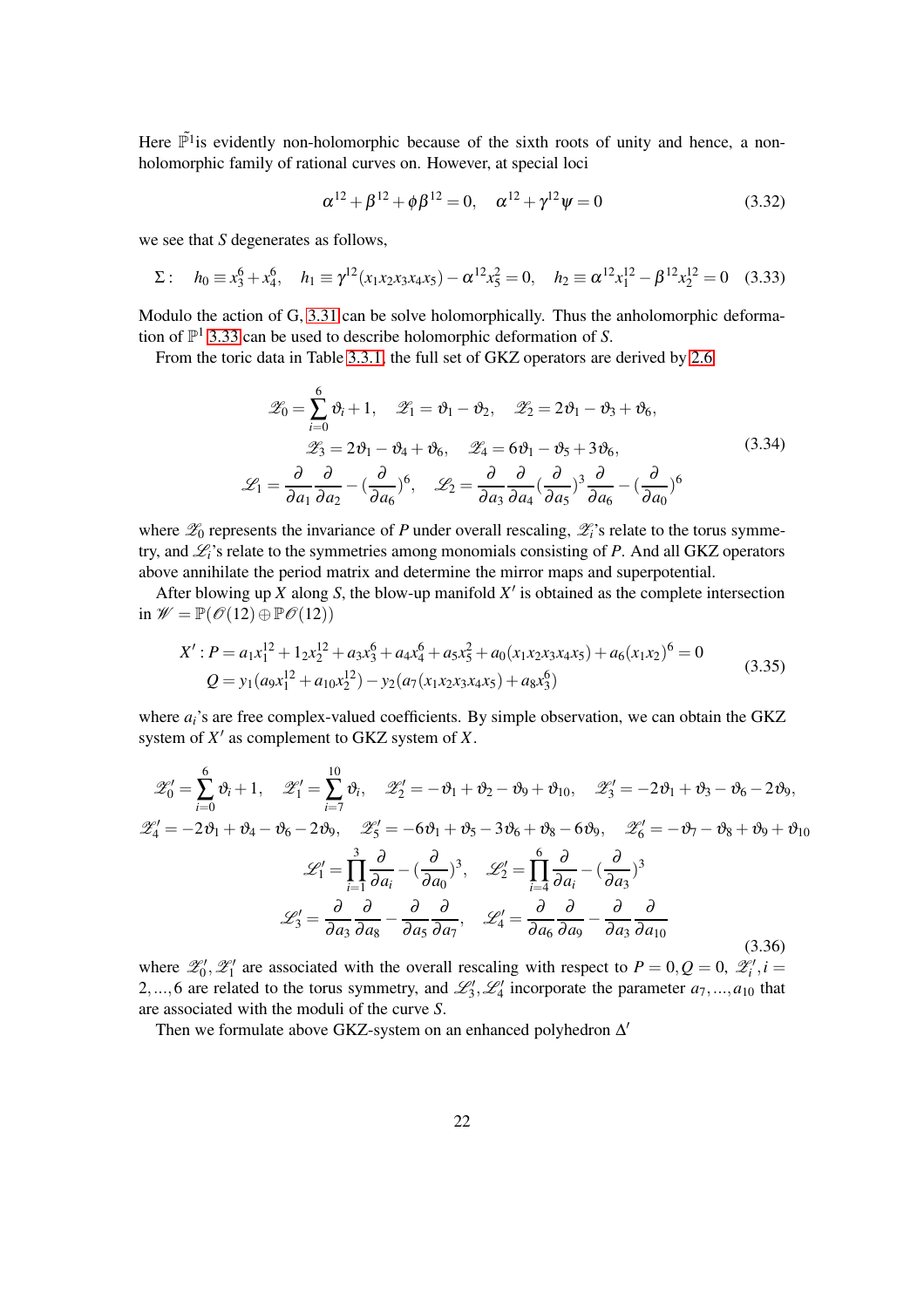Here $\tilde{\mathbb{P}}^1$is evidently non-holomorphic because of the sixth roots of unity and hence, a non-holomorphic family of rational curves on. However, at special loci

$$\alpha^{12}+\beta^{12}+\phi\beta^{12}=0, \quad \alpha^{12}+\gamma^{12}\psi=0 \tag{3.32}$$

we see that $S$ degenerates as follows,

$$\Sigma: \quad h_0 \equiv x_3^6+x_4^6, \quad h_1 \equiv \gamma^{12}(x_1x_2x_3x_4x_5)-\alpha^{12}x_5^2=0, \quad h_2 \equiv \alpha^{12}x_1^{12}-\beta^{12}x_2^{12}=0 \tag{3.33}$$

Modulo the action of G, 3.31 can be solve holomorphically. Thus the anholomorphic deformation of $\mathbb{P}^1$ 3.33 can be used to describe holomorphic deformation of $S$.

From the toric data in Table 3.3.1, the full set of GKZ operators are derived by 2.6

$$\begin{gathered}
\mathscr{Z}_0=\sum_{i=0}^{6}\vartheta_i+1, \quad \mathscr{Z}_1=\vartheta_1-\vartheta_2, \quad \mathscr{Z}_2=2\vartheta_1-\vartheta_3+\vartheta_6, \\
\mathscr{Z}_3=2\vartheta_1-\vartheta_4+\vartheta_6, \quad \mathscr{Z}_4=6\vartheta_1-\vartheta_5+3\vartheta_6, \\
\mathscr{L}_1=\frac{\partial}{\partial a_1}\frac{\partial}{\partial a_2}-(\frac{\partial}{\partial a_6})^6, \quad \mathscr{L}_2=\frac{\partial}{\partial a_3}\frac{\partial}{\partial a_4}(\frac{\partial}{\partial a_5})^3\frac{\partial}{\partial a_6}-(\frac{\partial}{\partial a_0})^6
\end{gathered} \tag{3.34}$$

where $\mathscr{Z}_0$ represents the invariance of $P$ under overall rescaling, $\mathscr{Z}_i$'s relate to the torus symmetry, and $\mathscr{L}_i$'s relate to the symmetries among monomials consisting of $P$. And all GKZ operators above annihilate the period matrix and determine the mirror maps and superpotential.

After blowing up $X$ along $S$, the blow-up manifold $X'$ is obtained as the complete intersection in $\mathscr{W}=\mathbb{P}(\mathscr{O}(12)\oplus\mathbb{P}\mathscr{O}(12))$

$$\begin{aligned}
X': P &= a_1x_1^{12}+1_2x_2^{12}+a_3x_3^6+a_4x_4^6+a_5x_5^2+a_0(x_1x_2x_3x_4x_5)+a_6(x_1x_2)^6=0 \\
Q &= y_1(a_9x_1^{12}+a_{10}x_2^{12})-y_2(a_7(x_1x_2x_3x_4x_5)+a_8x_3^6)
\end{aligned} \tag{3.35}$$

where $a_i$'s are free complex-valued coefficients. By simple observation, we can obtain the GKZ system of $X'$ as complement to GKZ system of $X$.

$$\begin{gathered}
\mathscr{Z}'_0=\sum_{i=0}^{6}\vartheta_i+1, \quad \mathscr{Z}'_1=\sum_{i=7}^{10}\vartheta_i, \quad \mathscr{Z}'_2=-\vartheta_1+\vartheta_2-\vartheta_9+\vartheta_{10}, \quad \mathscr{Z}'_3=-2\vartheta_1+\vartheta_3-\vartheta_6-2\vartheta_9, \\
\mathscr{Z}'_4=-2\vartheta_1+\vartheta_4-\vartheta_6-2\vartheta_9, \quad \mathscr{Z}'_5=-6\vartheta_1+\vartheta_5-3\vartheta_6+\vartheta_8-6\vartheta_9, \quad \mathscr{Z}'_6=-\vartheta_7-\vartheta_8+\vartheta_9+\vartheta_{10} \\
\mathscr{L}'_1=\prod_{i=1}^{3}\frac{\partial}{\partial a_i}-(\frac{\partial}{\partial a_0})^3, \quad \mathscr{L}'_2=\prod_{i=4}^{6}\frac{\partial}{\partial a_i}-(\frac{\partial}{\partial a_3})^3 \\
\mathscr{L}'_3=\frac{\partial}{\partial a_3}\frac{\partial}{\partial a_8}-\frac{\partial}{\partial a_5}\frac{\partial}{\partial a_7}, \quad \mathscr{L}'_4=\frac{\partial}{\partial a_6}\frac{\partial}{\partial a_9}-\frac{\partial}{\partial a_3}\frac{\partial}{\partial a_{10}}
\end{gathered} \tag{3.36}$$

where $\mathscr{Z}'_0, \mathscr{Z}'_1$ are associated with the overall rescaling with respect to $P=0, Q=0$, $\mathscr{Z}'_i, i=2,...,6$ are related to the torus symmetry, and $\mathscr{L}'_3, \mathscr{L}'_4$ incorporate the parameter $a_7,...,a_{10}$ that are associated with the moduli of the curve $S$.

Then we formulate above GKZ-system on an enhanced polyhedron $\Delta'$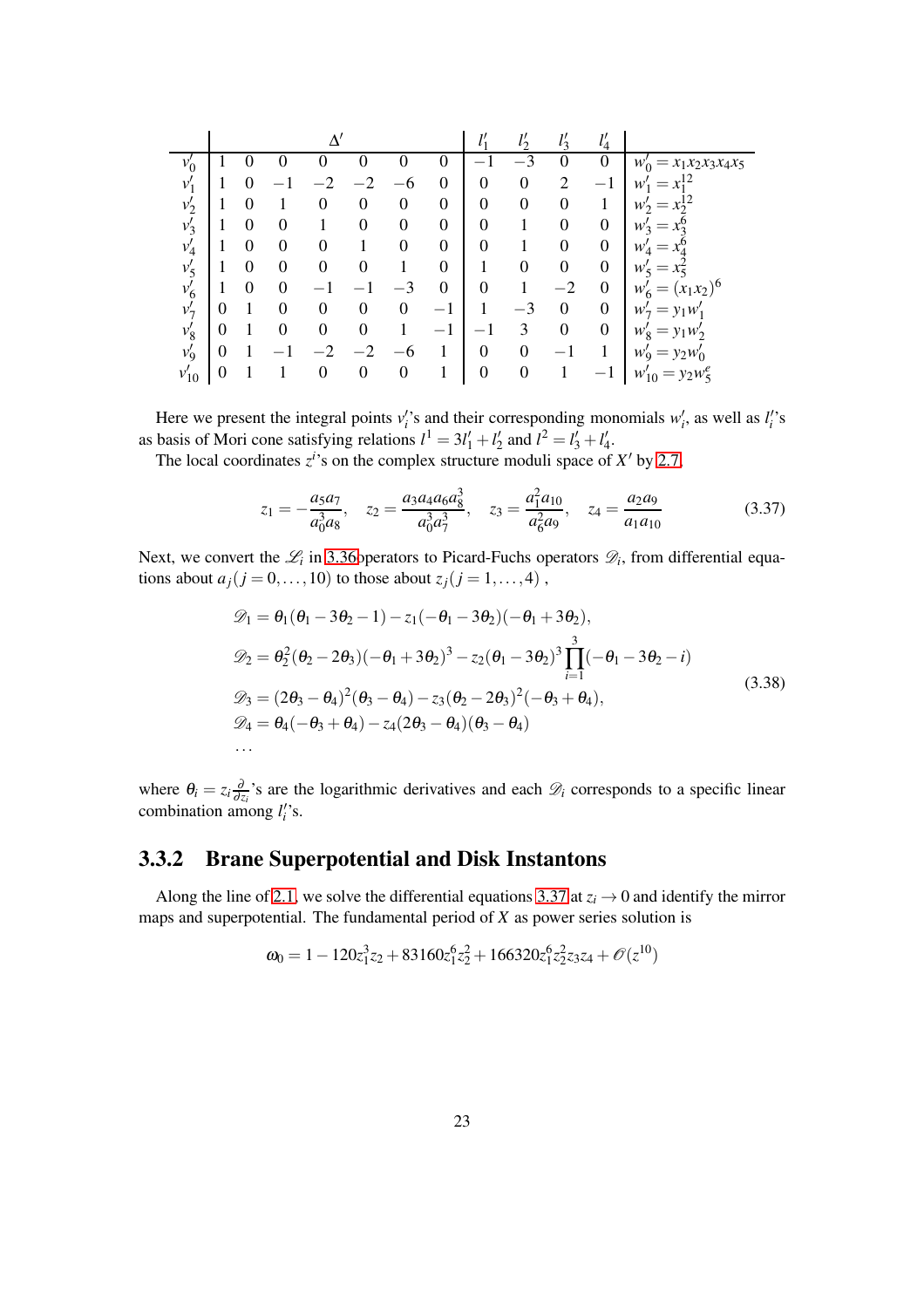|  | $\Delta'$ | | | | | | | $l'_1$ | $l'_2$ | $l'_3$ | $l'_4$ |  |
|---|---|---|---|---|---|---|---|---|---|---|---|---|
| $v'_0$ | 1 | 0 | 0 | 0 | 0 | 0 | 0 | $-1$ | $-3$ | 0 | 0 | $w'_0 = x_1x_2x_3x_4x_5$ |
| $v'_1$ | 1 | 0 | $-1$ | $-2$ | $-2$ | $-6$ | 0 | 0 | 0 | 2 | $-1$ | $w'_1 = x_1^{12}$ |
| $v'_2$ | 1 | 0 | 1 | 0 | 0 | 0 | 0 | 0 | 0 | 0 | 1 | $w'_2 = x_2^{12}$ |
| $v'_3$ | 1 | 0 | 0 | 1 | 0 | 0 | 0 | 0 | 1 | 0 | 0 | $w'_3 = x_3^6$ |
| $v'_4$ | 1 | 0 | 0 | 0 | 1 | 0 | 0 | 0 | 1 | 0 | 0 | $w'_4 = x_4^6$ |
| $v'_5$ | 1 | 0 | 0 | 0 | 0 | 1 | 0 | 1 | 0 | 0 | 0 | $w'_5 = x_5^2$ |
| $v'_6$ | 1 | 0 | 0 | $-1$ | $-1$ | $-3$ | 0 | 0 | 1 | $-2$ | 0 | $w'_6 = (x_1x_2)^6$ |
| $v'_7$ | 0 | 1 | 0 | 0 | 0 | 0 | $-1$ | 1 | $-3$ | 0 | 0 | $w'_7 = y_1w'_1$ |
| $v'_8$ | 0 | 1 | 0 | 0 | 0 | 1 | $-1$ | $-1$ | 3 | 0 | 0 | $w'_8 = y_1w'_2$ |
| $v'_9$ | 0 | 1 | $-1$ | $-2$ | $-2$ | $-6$ | 1 | 0 | 0 | $-1$ | 1 | $w'_9 = y_2w'_0$ |
| $v'_{10}$ | 0 | 1 | 1 | 0 | 0 | 0 | 1 | 0 | 0 | 1 | $-1$ | $w'_{10} = y_2w_5^e$ |

Here we present the integral points $v'_i$'s and their corresponding monomials $w'_i$, as well as $l'_i$'s as basis of Mori cone satisfying relations $l^1 = 3l'_1 + l'_2$ and $l^2 = l'_3 + l'_4$.

The local coordinates $z^i$'s on the complex structure moduli space of $X'$ by 2.7,

$$z_1 = -\frac{a_5a_7}{a_0^3a_8}, \quad z_2 = \frac{a_3a_4a_6a_8^3}{a_0^3a_7^3}, \quad z_3 = \frac{a_1^2a_{10}}{a_6^2a_9}, \quad z_4 = \frac{a_2a_9}{a_1a_{10}} \tag{3.37}$$

Next, we convert the $\mathscr{L}_i$ in 3.36operators to Picard-Fuchs operators $\mathscr{D}_i$, from differential equations about $a_j(j = 0,\dots,10)$ to those about $z_j(j = 1,\dots,4)$ ,

$$\begin{aligned}
&\mathscr{D}_1 = \theta_1(\theta_1 - 3\theta_2 - 1) - z_1(-\theta_1 - 3\theta_2)(-\theta_1 + 3\theta_2),\\
&\mathscr{D}_2 = \theta_2^2(\theta_2 - 2\theta_3)(-\theta_1 + 3\theta_2)^3 - z_2(\theta_1 - 3\theta_2)^3\prod_{i=1}^{3}(-\theta_1 - 3\theta_2 - i)\\
&\mathscr{D}_3 = (2\theta_3 - \theta_4)^2(\theta_3 - \theta_4) - z_3(\theta_2 - 2\theta_3)^2(-\theta_3 + \theta_4),\\
&\mathscr{D}_4 = \theta_4(-\theta_3 + \theta_4) - z_4(2\theta_3 - \theta_4)(\theta_3 - \theta_4)\\
&\dots
\end{aligned} \tag{3.38}$$

where $\theta_i = z_i\frac{\partial}{\partial z_i}$'s are the logarithmic derivatives and each $\mathscr{D}_i$ corresponds to a specific linear combination among $l'_i$'s.

### 3.3.2 Brane Superpotential and Disk Instantons

Along the line of 2.1, we solve the differential equations 3.37 at $z_i \to 0$ and identify the mirror maps and superpotential. The fundamental period of $X$ as power series solution is

$$\omega_0 = 1 - 120z_1^3z_2 + 83160z_1^6z_2^2 + 166320z_1^6z_2^2z_3z_4 + \mathscr{O}(z^{10})$$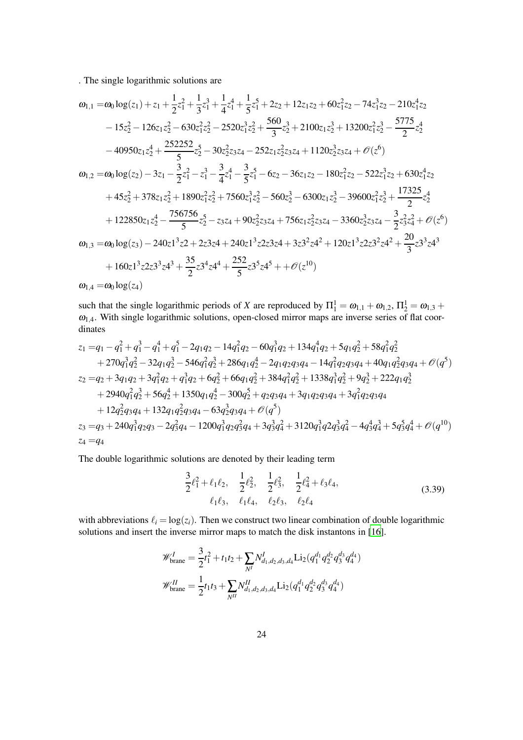. The single logarithmic solutions are

$$
\begin{aligned}
\omega_{1,1} =& \omega_0 \log(z_1) + z_1 + \frac{1}{2}z_1^2 + \frac{1}{3}z_1^3 + \frac{1}{4}z_1^4 + \frac{1}{5}z_1^5 + 2z_2 + 12z_1z_2 + 60z_1^2z_2 - 74z_1^3z_2 - 210z_1^4z_2 \\
&- 15z_2^2 - 126z_1z_2^2 - 630z_1^2z_2^2 - 2520z_1^3z_2^2 + \frac{560}{3}z_2^3 + 2100z_1z_2^3 + 13200z_1^2z_2^3 - \frac{5775}{2}z_2^4 \\
&- 40950z_1z_2^4 + \frac{252252}{5}z_2^5 - 30z_2^2z_3z_4 - 252z_1z_2^2z_3z_4 + 1120z_2^3z_3z_4 + \mathscr{O}(z^6) \\
\omega_{1,2} =& \omega_0 \log(z_2) - 3z_1 - \frac{3}{2}z_1^2 - z_1^3 - \frac{3}{4}z_1^4 - \frac{3}{5}z_1^5 - 6z_2 - 36z_1z_2 - 180z_1^2z_2 - 522z_1^3z_2 + 630z_1^4z_2 \\
&+ 45z_2^2 + 378z_1z_2^2 + 1890z_1^2z_2^2 + 7560z_1^3z_2^2 - 560z_2^3 - 6300z_1z_2^3 - 39600z_1^2z_2^3 + \frac{17325}{2}z_2^4 \\
&+ 122850z_1z_2^4 - \frac{756756}{5}z_2^5 - z_3z_4 + 90z_2^2z_3z_4 + 756z_1z_2^2z_3z_4 - 3360z_2^3z_3z_4 - \frac{3}{2}z_3^2z_4^2 + \mathscr{O}(z^6) \\
\omega_{1,3} =& \omega_0 \log(z_3) - 240z1^3z2 + 2z3z4 + 240z1^3z2z3z4 + 3z3^2z4^2 + 120z1^3z2z3^2z4^2 + \frac{20}{3}z3^3z4^3 \\
&+ 160z1^3z2z3^3z4^3 + \frac{35}{2}z3^4z4^4 + \frac{252}{5}z3^5z4^5 + + \mathscr{O}(z^{10}) \\
\omega_{1,4} =& \omega_0 \log(z_4)
\end{aligned}
$$

such that the single logarithmic periods of $X$ are reproduced by $\Pi_1^1 = \omega_{1,1} + \omega_{1,2}$, $\Pi_2^1 = \omega_{1,3} + \omega_{1,4}$. With single logarithmic solutions, open-closed mirror maps are inverse series of flat coordinates

$$
\begin{aligned}
z_1 =& q_1 - q_1^2 + q_1^3 - q_1^4 + q_1^5 - 2q_1q_2 - 14q_1^2q_2 - 60q_1^3q_2 + 134q_1^4q_2 + 5q_1q_2^2 + 58q_1^2q_2^2 \\
&+ 270q_1^3q_2^2 - 32q_1q_2^3 - 546q_1^2q_2^3 + 286q_1q_2^4 - 2q_1q_2q_3q_4 - 14q_1^2q_2q_3q_4 + 40q_1q_2^2q_3q_4 + \mathscr{O}(q^5) \\
z_2 =& q_2 + 3q_1q_2 + 3q_1^2q_2 + q_1^3q_2 + 6q_2^2 + 66q_1q_2^2 + 384q_1^2q_2^2 + 1338q_1^3q_2^2 + 9q_2^3 + 222q_1q_2^3 \\
&+ 2940q_1^2q_2^3 + 56q_2^4 + 1350q_1q_2^4 - 300q_2^5 + q_2q_3q_4 + 3q_1q_2q_3q_4 + 3q_1^2q_2q_3q_4 \\
&+ 12q_2^2q_3q_4 + 132q_1q_2^2q_3q_4 - 63q_2^3q_3q_4 + \mathscr{O}(q^5) \\
z_3 =& q_3 + 240q_1^3q_2q_3 - 2q_3^2q_4 - 1200q_1^3q_2q_3^2q_4 + 3q_3^3q_4^2 + 3120q_1^3q2q_3^3q_4^2 - 4q_3^4q_4^3 + 5q_3^5q_4^4 + \mathscr{O}(q^{10}) \\
z_4 =& q_4
\end{aligned}
$$

The double logarithmic solutions are denoted by their leading term

$$
\begin{aligned}
\frac{3}{2}\ell_1^2 + \ell_1\ell_2, \quad \frac{1}{2}\ell_2^2, \quad \frac{1}{2}\ell_3^2, \quad \frac{1}{2}\ell_4^2 + \ell_3\ell_4, \\
\ell_1\ell_3, \quad \ell_1\ell_4, \quad \ell_2\ell_3, \quad \ell_2\ell_4
\end{aligned}
\tag{3.39}
$$

with abbreviations $\ell_i = \log(z_i)$. Then we construct two linear combination of double logarithmic solutions and insert the inverse mirror maps to match the disk instantons in [16].

$$
\begin{aligned}
\mathscr{W}^I_{\text{brane}} &= \frac{3}{2}t_1^2 + t_1t_2 + \sum_{N^I} N^I_{d_1,d_2,d_3,d_4} \text{Li}_2(q_1^{d_1}q_2^{d_2}q_3^{d_3}q_4^{d_4}) \\
\mathscr{W}^{II}_{\text{brane}} &= \frac{1}{2}t_1t_3 + \sum_{N^{II}} N^{II}_{d_1,d_2,d_3,d_4} \text{Li}_2(q_1^{d_1}q_2^{d_2}q_3^{d_3}q_4^{d_4})
\end{aligned}
$$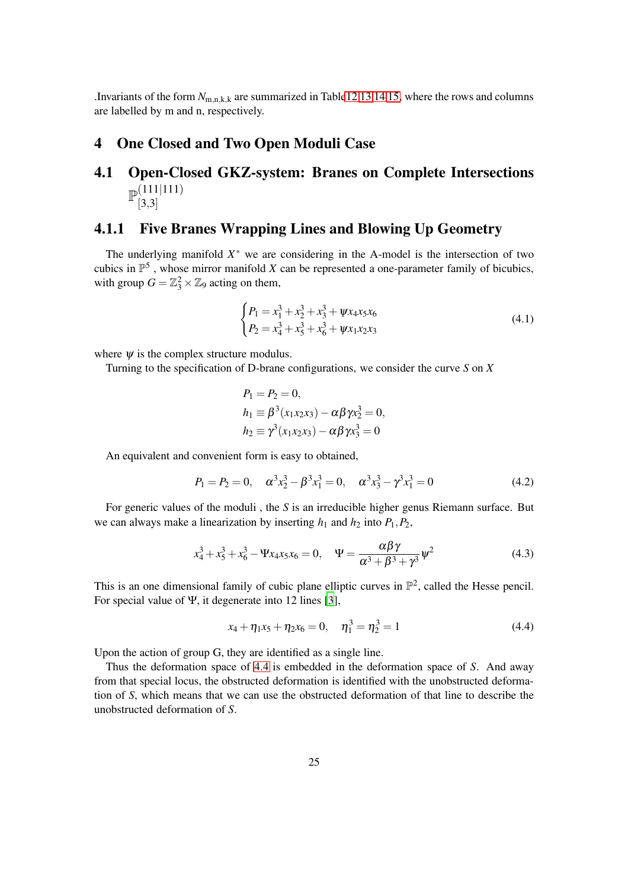.Invariants of the form $N_{\mathrm{m,n,k,k}}$ are summarized in Table12 13 14 15, where the rows and columns are labelled by m and n, respectively.

# 4 One Closed and Two Open Moduli Case

## 4.1 Open-Closed GKZ-system: Branes on Complete Intersections $\mathbb{P}^{(111|111)}_{[3,3]}$

### 4.1.1 Five Branes Wrapping Lines and Blowing Up Geometry

The underlying manifold $X^*$ we are considering in the A-model is the intersection of two cubics in $\mathbb{P}^5$ , whose mirror manifold $X$ can be represented a one-parameter family of bicubics, with group $G = \mathbb{Z}_3^2 \times \mathbb{Z}_9$ acting on them,

$$\begin{cases} P_1 = x_1^3 + x_2^3 + x_3^3 + \psi x_4 x_5 x_6 \\ P_2 = x_4^3 + x_5^3 + x_6^3 + \psi x_1 x_2 x_3 \end{cases} \tag{4.1}$$

where $\psi$ is the complex structure modulus.

Turning to the specification of D-brane configurations, we consider the curve $S$ on $X$

$$P_1 = P_2 = 0,$$
$$h_1 \equiv \beta^3(x_1x_2x_3) - \alpha\beta\gamma x_2^3 = 0,$$
$$h_2 \equiv \gamma^3(x_1x_2x_3) - \alpha\beta\gamma x_3^3 = 0$$

An equivalent and convenient form is easy to obtained,

$$P_1 = P_2 = 0, \quad \alpha^3 x_2^3 - \beta^3 x_1^3 = 0, \quad \alpha^3 x_3^3 - \gamma^3 x_1^3 = 0 \tag{4.2}$$

For generic values of the moduli , the $S$ is an irreducible higher genus Riemann surface. But we can always make a linearization by inserting $h_1$ and $h_2$ into $P_1, P_2$,

$$x_4^3 + x_5^3 + x_6^3 - \Psi x_4 x_5 x_6 = 0, \quad \Psi = \frac{\alpha\beta\gamma}{\alpha^3+\beta^3+\gamma^3}\psi^2 \tag{4.3}$$

This is an one dimensional family of cubic plane elliptic curves in $\mathbb{P}^2$, called the Hesse pencil. For special value of $\Psi$, it degenerate into 12 lines [3],

$$x_4 + \eta_1 x_5 + \eta_2 x_6 = 0, \quad \eta_1^3 = \eta_2^3 = 1 \tag{4.4}$$

Upon the action of group G, they are identified as a single line.

Thus the deformation space of 4.4 is embedded in the deformation space of $S$. And away from that special locus, the obstructed deformation is identified with the unobstructed deformation of $S$, which means that we can use the obstructed deformation of that line to describe the unobstructed deformation of $S$.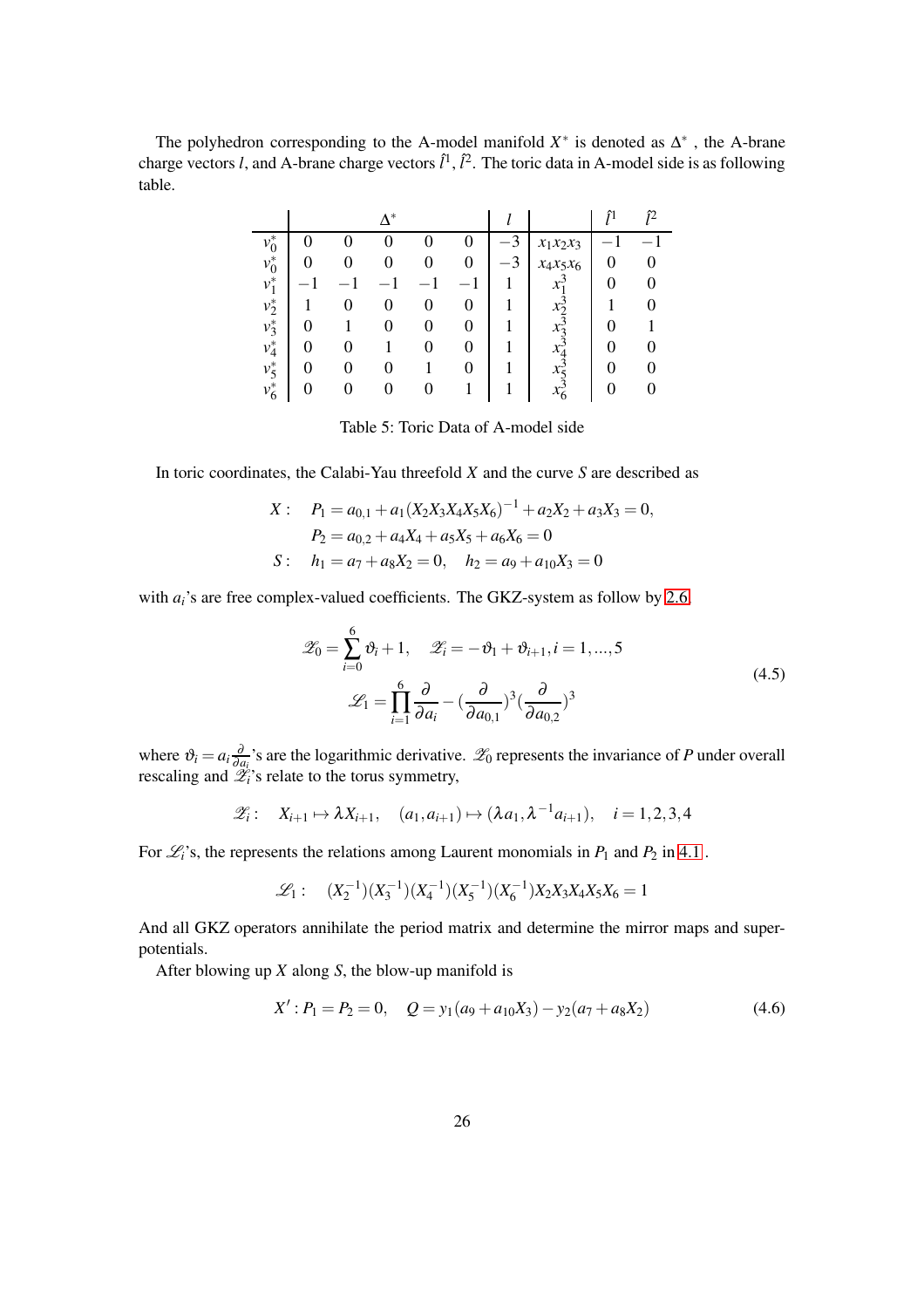The polyhedron corresponding to the A-model manifold $X^*$ is denoted as $\Delta^*$ , the A-brane charge vectors $l$, and A-brane charge vectors $\hat{l}^1$, $\hat{l}^2$. The toric data in A-model side is as following table.

| | $\Delta^*$ | | | | | $l$ | | $\hat{l}^1$ | $\hat{l}^2$ |
|---|---|---|---|---|---|---|---|---|---|
| $v_0^*$ | 0 | 0 | 0 | 0 | 0 | $-3$ | $x_1x_2x_3$ | $-1$ | $-1$ |
| $v_0^*$ | 0 | 0 | 0 | 0 | 0 | $-3$ | $x_4x_5x_6$ | 0 | 0 |
| $v_1^*$ | $-1$ | $-1$ | $-1$ | $-1$ | $-1$ | 1 | $x_1^3$ | 0 | 0 |
| $v_2^*$ | 1 | 0 | 0 | 0 | 0 | 1 | $x_2^3$ | 1 | 0 |
| $v_3^*$ | 0 | 1 | 0 | 0 | 0 | 1 | $x_3^3$ | 0 | 1 |
| $v_4^*$ | 0 | 0 | 1 | 0 | 0 | 1 | $x_4^3$ | 0 | 0 |
| $v_5^*$ | 0 | 0 | 0 | 1 | 0 | 1 | $x_5^3$ | 0 | 0 |
| $v_6^*$ | 0 | 0 | 0 | 0 | 1 | 1 | $x_6^3$ | 0 | 0 |

Table 5: Toric Data of A-model side

In toric coordinates, the Calabi-Yau threefold $X$ and the curve $S$ are described as

$$
\begin{aligned}
X: \quad & P_1 = a_{0,1} + a_1(X_2X_3X_4X_5X_6)^{-1} + a_2X_2 + a_3X_3 = 0, \\
& P_2 = a_{0,2} + a_4X_4 + a_5X_5 + a_6X_6 = 0 \\
S: \quad & h_1 = a_7 + a_8X_2 = 0, \quad h_2 = a_9 + a_{10}X_3 = 0
\end{aligned}
$$

with $a_i$'s are free complex-valued coefficients. The GKZ-system as follow by 2.6.

$$
\begin{gathered}
\mathscr{Z}_0 = \sum_{i=0}^{6} \vartheta_i + 1, \quad \mathscr{Z}_i = -\vartheta_1 + \vartheta_{i+1}, i = 1, ..., 5 \\
\mathscr{L}_1 = \prod_{i=1}^{6} \frac{\partial}{\partial a_i} - (\frac{\partial}{\partial a_{0,1}})^3 (\frac{\partial}{\partial a_{0,2}})^3
\end{gathered}
\tag{4.5}
$$

where $\vartheta_i = a_i \frac{\partial}{\partial a_i}$'s are the logarithmic derivative. $\mathscr{Z}_0$ represents the invariance of $P$ under overall rescaling and $\mathscr{Z}_i$'s relate to the torus symmetry,

$$
\mathscr{Z}_i: \quad X_{i+1} \mapsto \lambda X_{i+1}, \quad (a_1, a_{i+1}) \mapsto (\lambda a_1, \lambda^{-1} a_{i+1}), \quad i = 1, 2, 3, 4
$$

For $\mathscr{L}_i$'s, the represents the relations among Laurent monomials in $P_1$ and $P_2$ in 4.1.

$$
\mathscr{L}_1: \quad (X_2^{-1})(X_3^{-1})(X_4^{-1})(X_5^{-1})(X_6^{-1})X_2X_3X_4X_5X_6 = 1
$$

And all GKZ operators annihilate the period matrix and determine the mirror maps and superpotentials.

After blowing up $X$ along $S$, the blow-up manifold is

$$
X': P_1 = P_2 = 0, \quad Q = y_1(a_9 + a_{10}X_3) - y_2(a_7 + a_8X_2)
\tag{4.6}
$$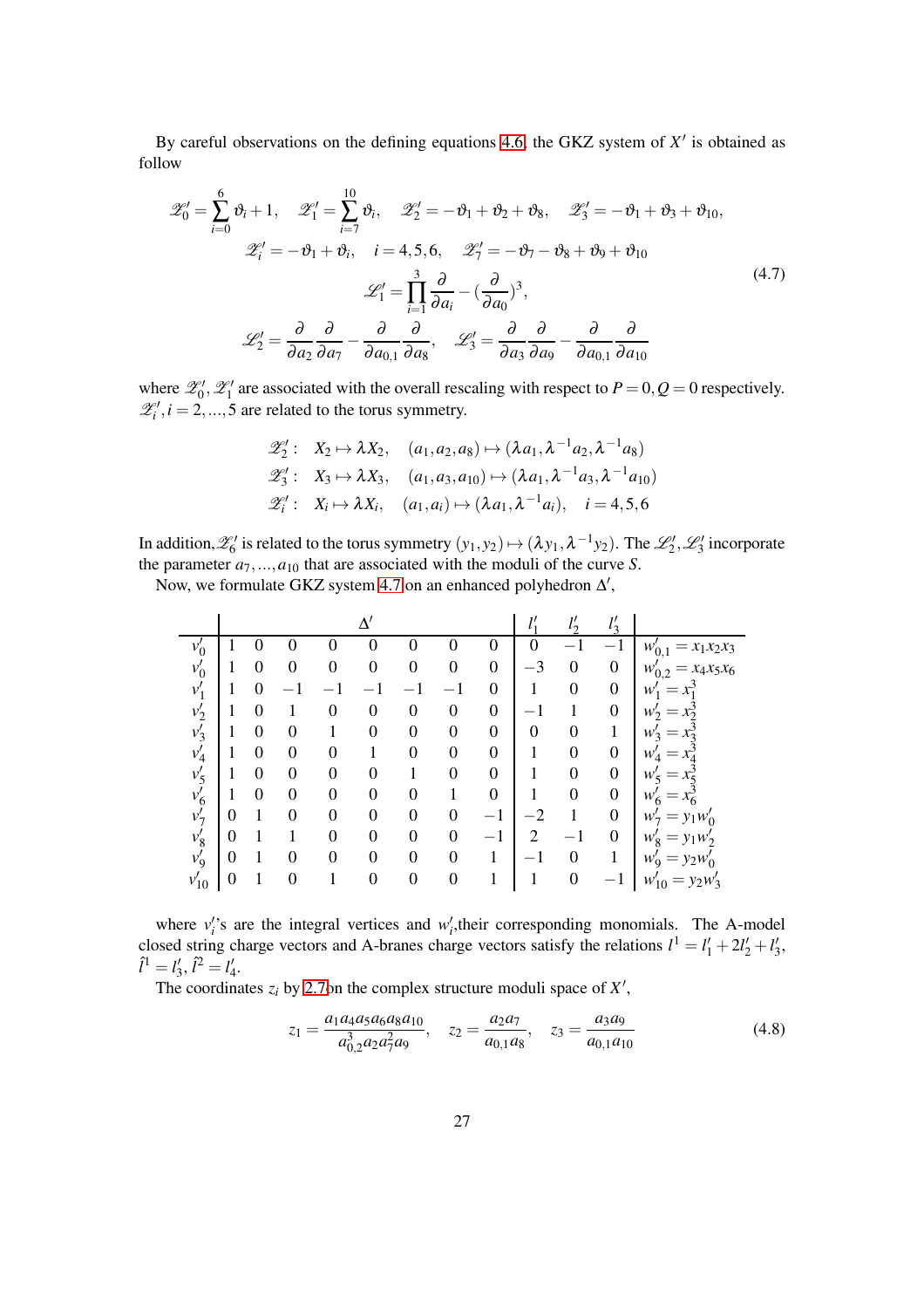By careful observations on the defining equations 4.6, the GKZ system of $X'$ is obtained as follow

$$
\begin{gathered}
\mathscr{Z}_0' = \sum_{i=0}^{6} \vartheta_i + 1, \quad \mathscr{Z}_1' = \sum_{i=7}^{10} \vartheta_i, \quad \mathscr{Z}_2' = -\vartheta_1 + \vartheta_2 + \vartheta_8, \quad \mathscr{Z}_3' = -\vartheta_1 + \vartheta_3 + \vartheta_{10}, \\
\mathscr{Z}_i' = -\vartheta_1 + \vartheta_i, \quad i = 4,5,6, \quad \mathscr{Z}_7' = -\vartheta_7 - \vartheta_8 + \vartheta_9 + \vartheta_{10} \\
\mathscr{L}_1' = \prod_{i=1}^{3} \frac{\partial}{\partial a_i} - (\frac{\partial}{\partial a_0})^3, \\
\mathscr{L}_2' = \frac{\partial}{\partial a_2}\frac{\partial}{\partial a_7} - \frac{\partial}{\partial a_{0,1}}\frac{\partial}{\partial a_8}, \quad \mathscr{L}_3' = \frac{\partial}{\partial a_3}\frac{\partial}{\partial a_9} - \frac{\partial}{\partial a_{0,1}}\frac{\partial}{\partial a_{10}}
\end{gathered}
\tag{4.7}
$$

where $\mathscr{Z}_0', \mathscr{Z}_1'$ are associated with the overall rescaling with respect to $P = 0, Q = 0$ respectively. $\mathscr{Z}_i', i = 2, ..., 5$ are related to the torus symmetry.

$$
\begin{aligned}
\mathscr{Z}_2' &: \quad X_2 \mapsto \lambda X_2, \quad (a_1, a_2, a_8) \mapsto (\lambda a_1, \lambda^{-1} a_2, \lambda^{-1} a_8) \\
\mathscr{Z}_3' &: \quad X_3 \mapsto \lambda X_3, \quad (a_1, a_3, a_{10}) \mapsto (\lambda a_1, \lambda^{-1} a_3, \lambda^{-1} a_{10}) \\
\mathscr{Z}_i' &: \quad X_i \mapsto \lambda X_i, \quad (a_1, a_i) \mapsto (\lambda a_1, \lambda^{-1} a_i), \quad i = 4,5,6
\end{aligned}
$$

In addition, $\mathscr{Z}_6'$ is related to the torus symmetry $(y_1, y_2) \mapsto (\lambda y_1, \lambda^{-1} y_2)$. The $\mathscr{L}_2', \mathscr{L}_3'$ incorporate the parameter $a_7, ..., a_{10}$ that are associated with the moduli of the curve $S$.

Now, we formulate GKZ system 4.7 on an enhanced polyhedron $\Delta'$,

| | $\Delta'$ | | | | | | | | $l_1'$ | $l_2'$ | $l_3'$ | |
|---|---|---|---|---|---|---|---|---|---|---|---|---|
| $v_0'$ | 1 | 0 | 0 | 0 | 0 | 0 | 0 | 0 | 0 | $-1$ | $-1$ | $w_{0,1}' = x_1x_2x_3$ |
| $v_0'$ | 1 | 0 | 0 | 0 | 0 | 0 | 0 | 0 | $-3$ | 0 | 0 | $w_{0,2}' = x_4x_5x_6$ |
| $v_1'$ | 1 | 0 | $-1$ | $-1$ | $-1$ | $-1$ | $-1$ | 0 | 1 | 0 | 0 | $w_1' = x_1^3$ |
| $v_2'$ | 1 | 0 | 1 | 0 | 0 | 0 | 0 | 0 | $-1$ | 1 | 0 | $w_2' = x_2^3$ |
| $v_3'$ | 1 | 0 | 0 | 1 | 0 | 0 | 0 | 0 | 0 | 0 | 1 | $w_3' = x_3^3$ |
| $v_4'$ | 1 | 0 | 0 | 0 | 1 | 0 | 0 | 0 | 1 | 0 | 0 | $w_4' = x_4^3$ |
| $v_5'$ | 1 | 0 | 0 | 0 | 0 | 1 | 0 | 0 | 1 | 0 | 0 | $w_5' = x_5^3$ |
| $v_6'$ | 1 | 0 | 0 | 0 | 0 | 0 | 1 | 0 | 1 | 0 | 0 | $w_6' = x_6^3$ |
| $v_7'$ | 0 | 1 | 0 | 0 | 0 | 0 | 0 | $-1$ | $-2$ | 1 | 0 | $w_7' = y_1w_0'$ |
| $v_8'$ | 0 | 1 | 1 | 0 | 0 | 0 | 0 | $-1$ | 2 | $-1$ | 0 | $w_8' = y_1w_2'$ |
| $v_9'$ | 0 | 1 | 0 | 0 | 0 | 0 | 0 | 1 | $-1$ | 0 | 1 | $w_9' = y_2w_0'$ |
| $v_{10}'$ | 0 | 1 | 0 | 1 | 0 | 0 | 0 | 1 | 1 | 0 | $-1$ | $w_{10}' = y_2w_3'$ |

where $v_i'$'s are the integral vertices and $w_i'$,their corresponding monomials. The A-model closed string charge vectors and A-branes charge vectors satisfy the relations $l^1 = l_1' + 2l_2' + l_3'$, $\hat{l}^1 = l_3'$, $\hat{l}^2 = l_4'$.

The coordinates $z_i$ by 2.7 on the complex structure moduli space of $X'$,

$$
z_1 = \frac{a_1a_4a_5a_6a_8a_{10}}{a_{0,2}^3 a_2 a_7^2 a_9}, \quad z_2 = \frac{a_2a_7}{a_{0,1}a_8}, \quad z_3 = \frac{a_3a_9}{a_{0,1}a_{10}} \tag{4.8}
$$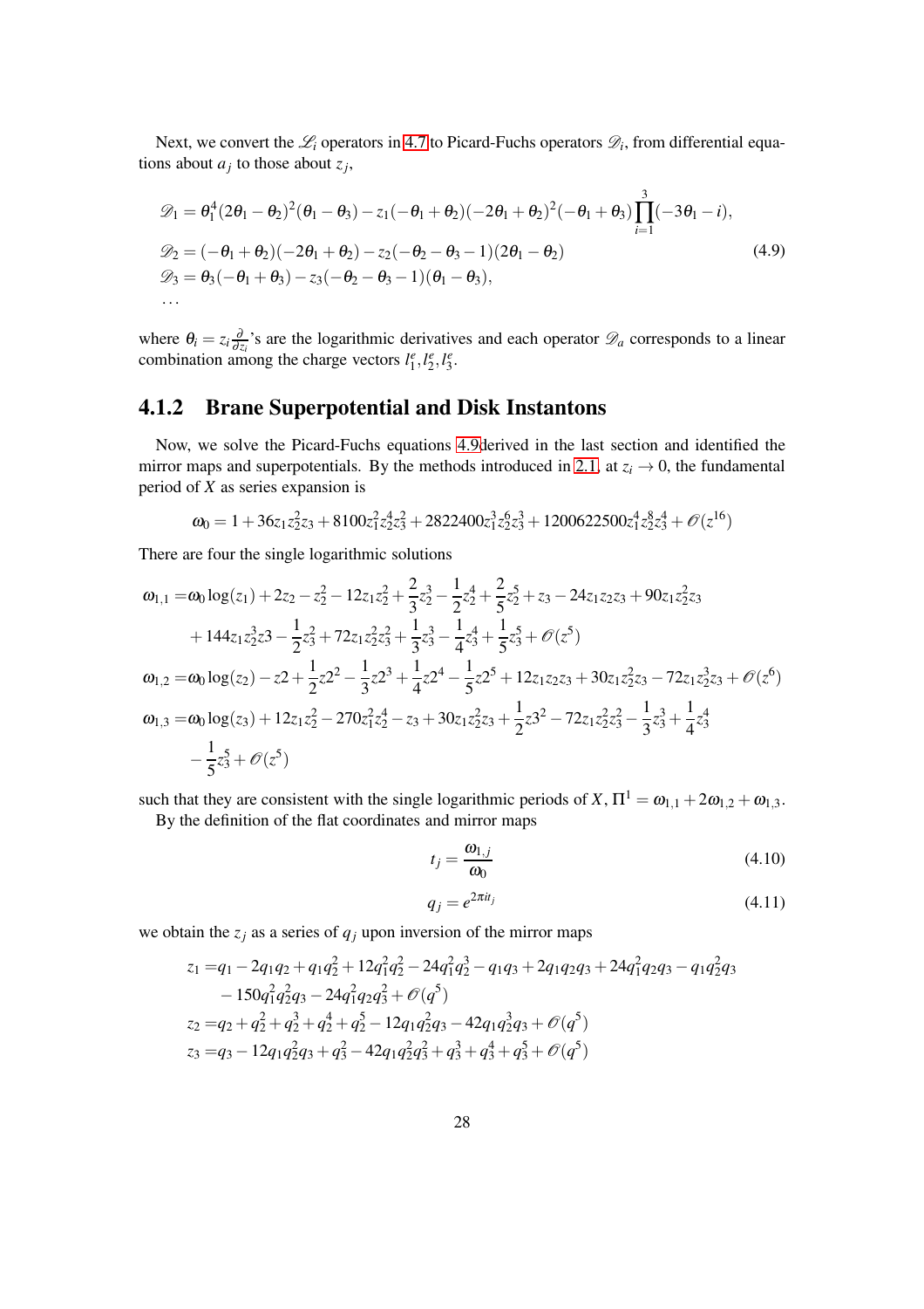Next, we convert the $\mathscr{L}_i$ operators in 4.7 to Picard-Fuchs operators $\mathscr{D}_i$, from differential equations about $a_j$ to those about $z_j$,

$$
\begin{aligned}
&\mathscr{D}_1 = \theta_1^4(2\theta_1-\theta_2)^2(\theta_1-\theta_3) - z_1(-\theta_1+\theta_2)(-2\theta_1+\theta_2)^2(-\theta_1+\theta_3)\prod_{i=1}^{3}(-3\theta_1-i),\\
&\mathscr{D}_2 = (-\theta_1+\theta_2)(-2\theta_1+\theta_2) - z_2(-\theta_2-\theta_3-1)(2\theta_1-\theta_2)\\
&\mathscr{D}_3 = \theta_3(-\theta_1+\theta_3) - z_3(-\theta_2-\theta_3-1)(\theta_1-\theta_3),\\
&\ldots
\end{aligned}
\tag{4.9}
$$

where $\theta_i = z_i\frac{\partial}{\partial z_i}$'s are the logarithmic derivatives and each operator $\mathscr{D}_a$ corresponds to a linear combination among the charge vectors $l_1^e, l_2^e, l_3^e$.

### 4.1.2 Brane Superpotential and Disk Instantons

Now, we solve the Picard-Fuchs equations 4.9derived in the last section and identified the mirror maps and superpotentials. By the methods introduced in 2.1, at $z_i \to 0$, the fundamental period of $X$ as series expansion is

$$
\omega_0 = 1 + 36z_1z_2^2z_3 + 8100z_1^2z_2^4z_3^2 + 2822400z_1^3z_2^6z_3^3 + 1200622500z_1^4z_2^8z_3^4 + \mathscr{O}(z^{16})
$$

There are four the single logarithmic solutions

$$
\begin{aligned}
\omega_{1,1} =& \omega_0\log(z_1) + 2z_2 - z_2^2 - 12z_1z_2^2 + \frac{2}{3}z_2^3 - \frac{1}{2}z_2^4 + \frac{2}{5}z_2^5 + z_3 - 24z_1z_2z_3 + 90z_1z_2^2z_3\\
&+ 144z_1z_2^3z3 - \frac{1}{2}z_3^2 + 72z_1z_2^2z_3^2 + \frac{1}{3}z_3^3 - \frac{1}{4}z_3^4 + \frac{1}{5}z_3^5 + \mathscr{O}(z^5)\\
\omega_{1,2} =& \omega_0\log(z_2) - z2 + \frac{1}{2}z2^2 - \frac{1}{3}z2^3 + \frac{1}{4}z2^4 - \frac{1}{5}z2^5 + 12z_1z_2z_3 + 30z_1z_2^2z_3 - 72z_1z_2^3z_3 + \mathscr{O}(z^6)\\
\omega_{1,3} =& \omega_0\log(z_3) + 12z_1z_2^2 - 270z_1^2z_2^4 - z_3 + 30z_1z_2^2z_3 + \frac{1}{2}z3^2 - 72z_1z_2^2z_3^2 - \frac{1}{3}z_3^3 + \frac{1}{4}z_3^4\\
&- \frac{1}{5}z_3^5 + \mathscr{O}(z^5)
\end{aligned}
$$

such that they are consistent with the single logarithmic periods of $X$, $\Pi^1 = \omega_{1,1} + 2\omega_{1,2} + \omega_{1,3}$.

By the definition of the flat coordinates and mirror maps

$$
t_j = \frac{\omega_{1,j}}{\omega_0} \tag{4.10}
$$

$$
q_j = e^{2\pi i t_j} \tag{4.11}
$$

we obtain the $z_j$ as a series of $q_j$ upon inversion of the mirror maps

$$
\begin{aligned}
z_1 =& q_1 - 2q_1q_2 + q_1q_2^2 + 12q_1^2q_2^2 - 24q_1^2q_2^3 - q_1q_3 + 2q_1q_2q_3 + 24q_1^2q_2q_3 - q_1q_2^2q_3\\
&- 150q_1^2q_2^2q_3 - 24q_1^2q_2q_3^2 + \mathscr{O}(q^5)\\
z_2 =& q_2 + q_2^2 + q_2^3 + q_2^4 + q_2^5 - 12q_1q_2^2q_3 - 42q_1q_2^3q_3 + \mathscr{O}(q^5)\\
z_3 =& q_3 - 12q_1q_2^2q_3 + q_3^2 - 42q_1q_2^2q_3^2 + q_3^3 + q_3^4 + q_3^5 + \mathscr{O}(q^5)
\end{aligned}
$$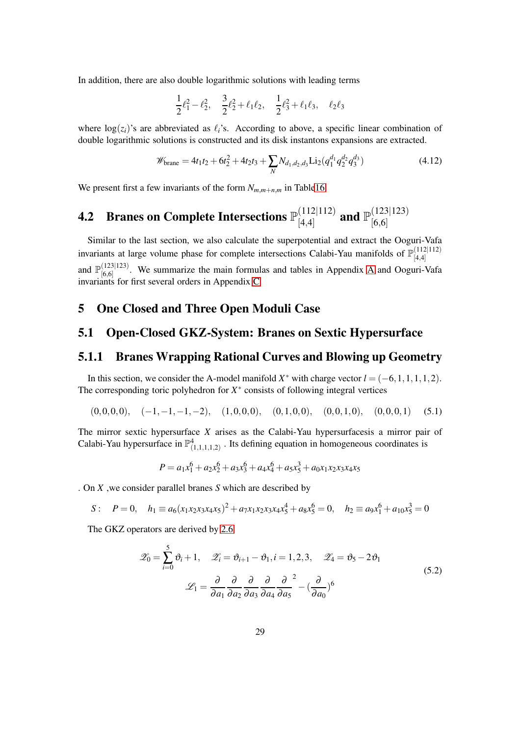In addition, there are also double logarithmic solutions with leading terms

$$\frac{1}{2}\ell_1^2-\ell_2^2,\quad \frac{3}{2}\ell_2^2+\ell_1\ell_2,\quad \frac{1}{2}\ell_3^2+\ell_1\ell_3,\quad \ell_2\ell_3$$

where $\log(z_i)$'s are abbreviated as $\ell_i$'s. According to above, a specific linear combination of double logarithmic solutions is constructed and its disk instantons expansions are extracted.

$$\mathscr{W}_{\text{brane}} = 4t_1t_2+6t_2^2+4t_2t_3+\sum_N N_{d_1,d_2,d_3}\mathrm{Li}_2(q_1^{d_1}q_2^{d_2}q_3^{d_3}) \tag{4.12}$$

We present first a few invariants of the form $N_{m,m+n,m}$ in Table16.

## 4.2 Branes on Complete Intersections $\mathbb{P}^{(112|112)}_{[4,4]}$ and $\mathbb{P}^{(123|123)}_{[6,6]}$

Similar to the last section, we also calculate the superpotential and extract the Ooguri-Vafa invariants at large volume phase for complete intersections Calabi-Yau manifolds of $\mathbb{P}^{(112|112)}_{[4,4]}$ and $\mathbb{P}^{(123|123)}_{[6,6]}$. We summarize the main formulas and tables in Appendix A and Ooguri-Vafa invariants for first several orders in Appendix C

# 5 One Closed and Three Open Moduli Case

## 5.1 Open-Closed GKZ-System: Branes on Sextic Hypersurface

### 5.1.1 Branes Wrapping Rational Curves and Blowing up Geometry

In this section, we consider the A-model manifold $X^*$ with charge vector $l=(-6,1,1,1,1,2)$. The corresponding toric polyhedron for $X^*$ consists of following integral vertices

$$(0,0,0,0),\quad (-1,-1,-1,-2),\quad (1,0,0,0),\quad (0,1,0,0),\quad (0,0,1,0),\quad (0,0,0,1) \tag{5.1}$$

The mirror sextic hypersurface $X$ arises as the Calabi-Yau hypersurfacesis a mirror pair of Calabi-Yau hypersurface in $\mathbb{P}^4_{(1,1,1,1,2)}$ . Its defining equation in homogeneous coordinates is

$$P = a_1x_1^6+a_2x_2^6+a_3x_3^6+a_4x_4^6+a_5x_5^3+a_0x_1x_2x_3x_4x_5$$

. On $X$ ,we consider parallel branes $S$ which are described by

$$S:\quad P=0,\quad h_1\equiv a_6(x_1x_2x_3x_4x_5)^2+a_7x_1x_2x_3x_4x_5^4+a_8x_5^6=0,\quad h_2\equiv a_9x_1^6+a_{10}x_5^3=0$$

The GKZ operators are derived by 2.6

$$\begin{gathered}\mathscr{Z}_0=\sum_{i=0}^{5}\vartheta_i+1,\quad \mathscr{Z}_i=\vartheta_{i+1}-\vartheta_1, i=1,2,3,\quad \mathscr{Z}_4=\vartheta_5-2\vartheta_1\\ \mathscr{L}_1=\frac{\partial}{\partial a_1}\frac{\partial}{\partial a_2}\frac{\partial}{\partial a_3}\frac{\partial}{\partial a_4}\frac{\partial}{\partial a_5}^{\,2}-(\frac{\partial}{\partial a_0})^6\end{gathered} \tag{5.2}$$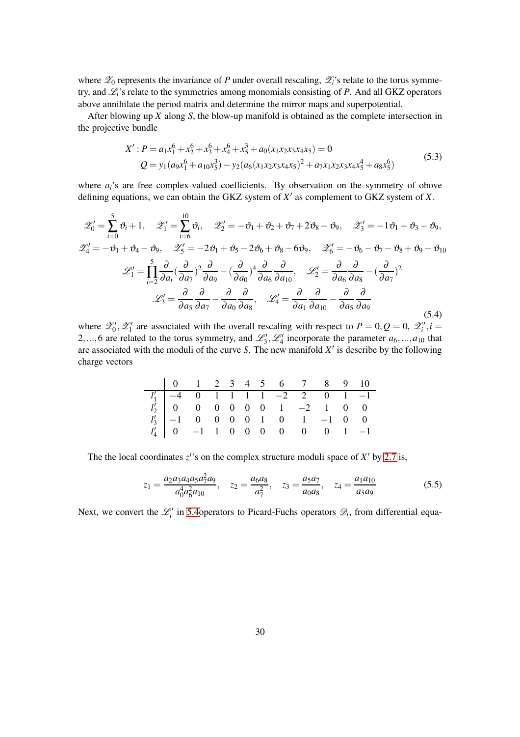where $\mathscr{Z}_0$ represents the invariance of $P$ under overall rescaling, $\mathscr{Z}_i$'s relate to the torus symmetry, and $\mathscr{L}_i$'s relate to the symmetries among monomials consisting of $P$. And all GKZ operators above annihilate the period matrix and determine the mirror maps and superpotential.

After blowing up $X$ along $S$, the blow-up manifold is obtained as the complete intersection in the projective bundle

$$
\begin{aligned}
X' : P &= a_1x_1^6 + x_2^6 + x_3^6 + x_4^6 + x_5^3 + a_0(x_1x_2x_3x_4x_5) = 0 \\
Q &= y_1(a_9x_1^6 + a_{10}x_5^3) - y_2(a_6(x_1x_2x_3x_4x_5)^2 + a_7x_1x_2x_3x_4x_5^4 + a_8x_5^6)
\end{aligned}
\tag{5.3}
$$

where $a_i$'s are free complex-valued coefficients. By observation on the symmetry of obove defining equations, we can obtain the GKZ system of $X'$ as complement to GKZ system of $X$.

$$
\begin{aligned}
&\mathscr{Z}'_0 = \sum_{i=0}^{5}\vartheta_i + 1, \quad \mathscr{Z}'_1 = \sum_{i=6}^{10}\vartheta_i, \quad \mathscr{Z}'_2 = -\vartheta_1 + \vartheta_2 + \vartheta_7 + 2\vartheta_8 - \vartheta_9, \quad \mathscr{Z}'_3 = -1\vartheta_1 + \vartheta_3 - \vartheta_9, \\
&\mathscr{Z}'_4 = -\vartheta_1 + \vartheta_4 - \vartheta_9, \quad \mathscr{Z}'_5 = -2\vartheta_1 + \vartheta_5 - 2\vartheta_6 + \vartheta_8 - 6\vartheta_9, \quad \mathscr{Z}'_6 = -\vartheta_6 - \vartheta_7 - \vartheta_8 + \vartheta_9 + \vartheta_{10} \\
&\mathscr{L}'_1 = \prod_{i=2}^{5}\frac{\partial}{\partial a_i}\left(\frac{\partial}{\partial a_7}\right)^2\frac{\partial}{\partial a_9} - \left(\frac{\partial}{\partial a_0}\right)^4\frac{\partial}{\partial a_6}\frac{\partial}{\partial a_{10}}, \quad \mathscr{L}'_2 = \frac{\partial}{\partial a_6}\frac{\partial}{\partial a_8} - \left(\frac{\partial}{\partial a_7}\right)^2 \\
&\mathscr{L}'_3 = \frac{\partial}{\partial a_5}\frac{\partial}{\partial a_7} - \frac{\partial}{\partial a_0}\frac{\partial}{\partial a_8}, \quad \mathscr{L}'_4 = \frac{\partial}{\partial a_1}\frac{\partial}{\partial a_{10}} - \frac{\partial}{\partial a_5}\frac{\partial}{\partial a_9}
\end{aligned}
\tag{5.4}
$$

where $\mathscr{Z}'_0, \mathscr{Z}'_1$ are associated with the overall rescaling with respect to $P = 0, Q = 0$, $\mathscr{Z}'_i, i = 2, ..., 6$ are related to the torus symmetry, and $\mathscr{L}'_3, \mathscr{L}'_4$ incorporate the parameter $a_6, ..., a_{10}$ that are associated with the moduli of the curve $S$. The new manifold $X'$ is describe by the following charge vectors

| | 0 | 1 | 2 | 3 | 4 | 5 | 6 | 7 | 8 | 9 | 10 |
|---|---|---|---|---|---|---|---|---|---|---|---|
| $l'_1$ | $-4$ | 0 | 1 | 1 | 1 | 1 | $-2$ | 2 | 0 | 1 | $-1$ |
| $l'_2$ | 0 | 0 | 0 | 0 | 0 | 0 | 1 | $-2$ | 1 | 0 | 0 |
| $l'_3$ | $-1$ | 0 | 0 | 0 | 0 | 1 | 0 | 1 | $-1$ | 0 | 0 |
| $l'_4$ | 0 | $-1$ | 1 | 0 | 0 | 0 | 0 | 0 | 0 | 1 | $-1$ |

The the local coordinates $z^i$'s on the complex structure moduli space of $X'$ by 2.7 is,

$$
z_1 = \frac{a_2a_3a_4a_5a_7^2a_9}{a_0^4a_6^2a_{10}}, \quad z_2 = \frac{a_6a_8}{a_7^2}, \quad z_3 = \frac{a_5a_7}{a_0a_8}, \quad z_4 = \frac{a_1a_{10}}{a_5a_9}
\tag{5.5}
$$

Next, we convert the $\mathscr{L}'_i$ in 5.4operators to Picard-Fuchs operators $\mathscr{D}_i$, from differential equa-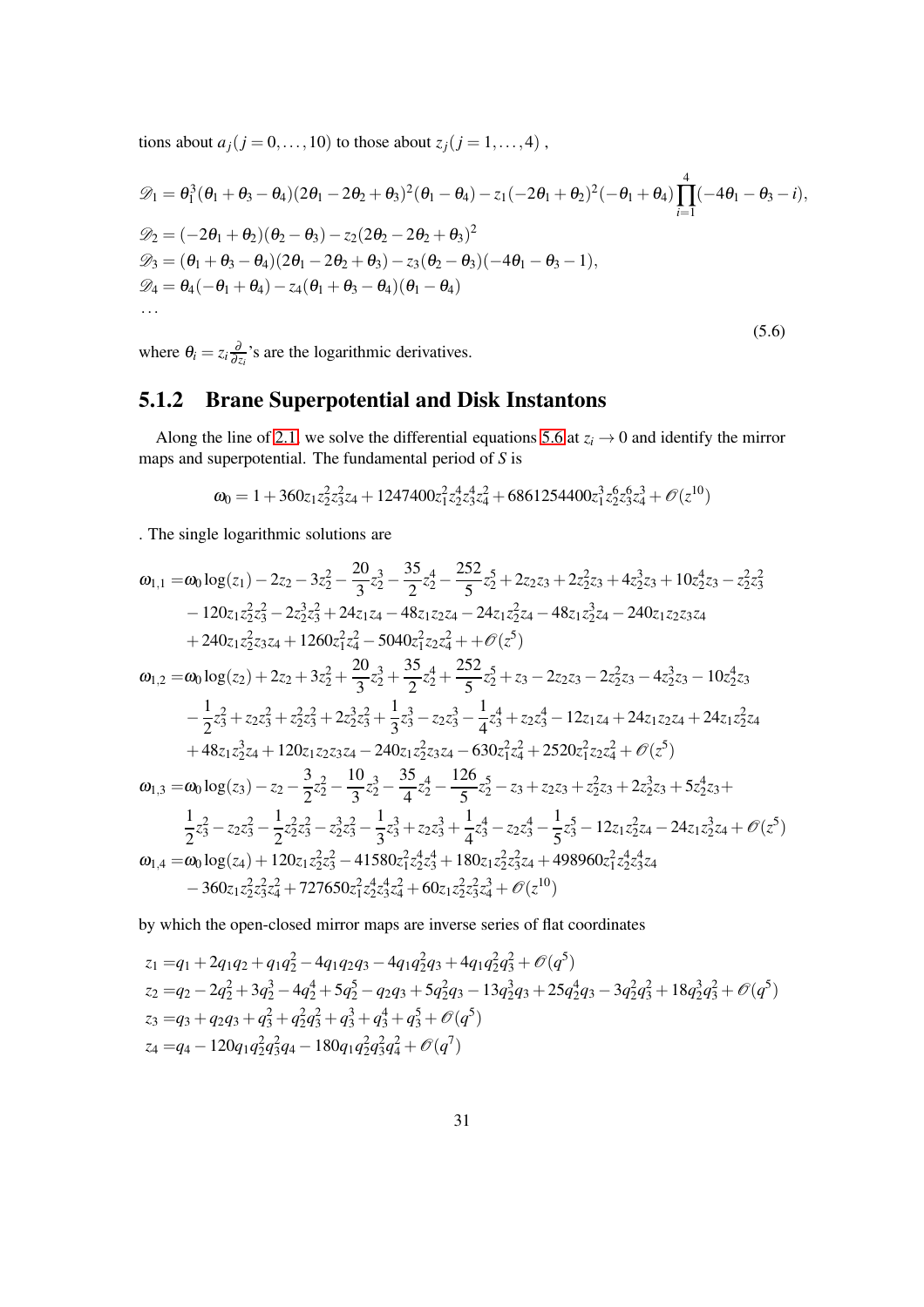tions about $a_j (j=0,\ldots,10)$ to those about $z_j (j=1,\ldots,4)$ ,

$$
\begin{aligned}
\mathscr{D}_1 &= \theta_1^3(\theta_1+\theta_3-\theta_4)(2\theta_1-2\theta_2+\theta_3)^2(\theta_1-\theta_4) - z_1(-2\theta_1+\theta_2)^2(-\theta_1+\theta_4)\prod_{i=1}^{4}(-4\theta_1-\theta_3-i),\\
\mathscr{D}_2 &= (-2\theta_1+\theta_2)(\theta_2-\theta_3) - z_2(2\theta_2-2\theta_2+\theta_3)^2\\
\mathscr{D}_3 &= (\theta_1+\theta_3-\theta_4)(2\theta_1-2\theta_2+\theta_3) - z_3(\theta_2-\theta_3)(-4\theta_1-\theta_3-1),\\
\mathscr{D}_4 &= \theta_4(-\theta_1+\theta_4) - z_4(\theta_1+\theta_3-\theta_4)(\theta_1-\theta_4)\\
&\cdots
\end{aligned}
\tag{5.6}
$$

where $\theta_i = z_i\frac{\partial}{\partial z_i}$'s are the logarithmic derivatives.

### 5.1.2 Brane Superpotential and Disk Instantons

Along the line of 2.1, we solve the differential equations 5.6 at $z_i \to 0$ and identify the mirror maps and superpotential. The fundamental period of $S$ is

$$
\omega_0 = 1 + 360z_1z_2^2z_3^2z_4 + 1247400z_1^2z_2^4z_3^4z_4^2 + 6861254400z_1^3z_2^6z_3^6z_4^3 + \mathscr{O}(z^{10})
$$

. The single logarithmic solutions are

$$
\begin{aligned}
\omega_{1,1} =& \omega_0\log(z_1) - 2z_2 - 3z_2^2 - \frac{20}{3}z_2^3 - \frac{35}{2}z_2^4 - \frac{252}{5}z_2^5 + 2z_2z_3 + 2z_2^2z_3 + 4z_2^3z_3 + 10z_2^4z_3 - z_2^2z_3^2\\
&- 120z_1z_2^2z_3^2 - 2z_2^3z_3^2 + 24z_1z_4 - 48z_1z_2z_4 - 24z_1z_2^2z_4 - 48z_1z_2^3z_4 - 240z_1z_2z_3z_4\\
&+ 240z_1z_2^2z_3z_4 + 1260z_1^2z_4^2 - 5040z_1^2z_2z_4^2 + + \mathscr{O}(z^5)\\
\omega_{1,2} =& \omega_0\log(z_2) + 2z_2 + 3z_2^2 + \frac{20}{3}z_2^3 + \frac{35}{2}z_2^4 + \frac{252}{5}z_2^5 + z_3 - 2z_2z_3 - 2z_2^2z_3 - 4z_2^3z_3 - 10z_2^4z_3\\
&- \frac{1}{2}z_3^2 + z_2z_3^2 + z_2^2z_3^2 + 2z_2^3z_3^2 + \frac{1}{3}z_3^3 - z_2z_3^3 - \frac{1}{4}z_3^4 + z_2z_3^4 - 12z_1z_4 + 24z_1z_2z_4 + 24z_1z_2^2z_4\\
&+ 48z_1z_2^3z_4 + 120z_1z_2z_3z_4 - 240z_1z_2^2z_3z_4 - 630z_1^2z_4^2 + 2520z_1^2z_2z_4^2 + \mathscr{O}(z^5)\\
\omega_{1,3} =& \omega_0\log(z_3) - z_2 - \frac{3}{2}z_2^2 - \frac{10}{3}z_2^3 - \frac{35}{4}z_2^4 - \frac{126}{5}z_2^5 - z_3 + z_2z_3 + z_2^2z_3 + 2z_2^3z_3 + 5z_2^4z_3 +\\
&\frac{1}{2}z_3^2 - z_2z_3^2 - \frac{1}{2}z_2^2z_3^2 - z_2^3z_3^2 - \frac{1}{3}z_3^3 + z_2z_3^3 + \frac{1}{4}z_3^4 - z_2z_3^4 - \frac{1}{5}z_3^5 - 12z_1z_2^2z_4 - 24z_1z_2^3z_4 + \mathscr{O}(z^5)\\
\omega_{1,4} =& \omega_0\log(z_4) + 120z_1z_2^2z_3^2 - 41580z_1^2z_2^4z_3^4 + 180z_1z_2^2z_3^2z_4 + 498960z_1^2z_2^4z_3^4z_4\\
&- 360z_1z_2^2z_3^2z_4^2 + 727650z_1^2z_2^4z_3^4z_4^2 + 60z_1z_2^2z_3^2z_4^3 + \mathscr{O}(z^{10})
\end{aligned}
$$

by which the open-closed mirror maps are inverse series of flat coordinates

$$
\begin{aligned}
z_1 =& q_1 + 2q_1q_2 + q_1q_2^2 - 4q_1q_2q_3 - 4q_1q_2^2q_3 + 4q_1q_2^2q_3^2 + \mathscr{O}(q^5)\\
z_2 =& q_2 - 2q_2^2 + 3q_2^3 - 4q_2^4 + 5q_2^5 - q_2q_3 + 5q_2^2q_3 - 13q_2^3q_3 + 25q_2^4q_3 - 3q_2^2q_3^2 + 18q_2^3q_3^2 + \mathscr{O}(q^5)\\
z_3 =& q_3 + q_2q_3 + q_3^2 + q_2^2q_3^2 + q_3^3 + q_3^4 + q_3^5 + \mathscr{O}(q^5)\\
z_4 =& q_4 - 120q_1q_2^2q_3^2q_4 - 180q_1q_2^2q_3^2q_4^2 + \mathscr{O}(q^7)
\end{aligned}
$$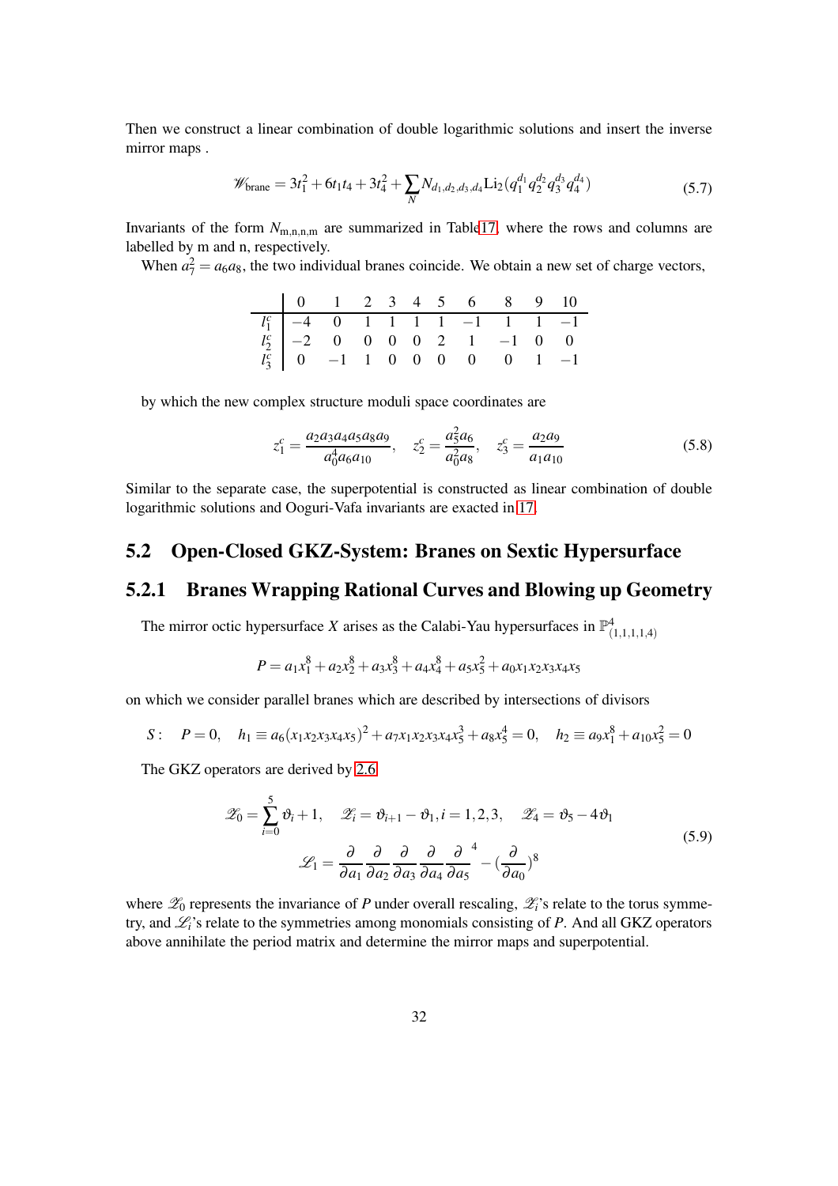Then we construct a linear combination of double logarithmic solutions and insert the inverse mirror maps .

$$\mathscr{W}_{\text{brane}} = 3t_1^2 + 6t_1t_4 + 3t_4^2 + \sum_N N_{d_1,d_2,d_3,d_4} \text{Li}_2(q_1^{d_1} q_2^{d_2} q_3^{d_3} q_4^{d_4}) \tag{5.7}$$

Invariants of the form $N_{\text{m,n,n,m}}$ are summarized in Table17, where the rows and columns are labelled by m and n, respectively.

When $a_7^2 = a_6 a_8$, the two individual branes coincide. We obtain a new set of charge vectors,

| | 0 | 1 | 2 | 3 | 4 | 5 | 6 | 8 | 9 | 10 |
|---|---|---|---|---|---|---|---|---|---|---|
| $l_1^c$ | $-4$ | 0 | 1 | 1 | 1 | 1 | $-1$ | 1 | 1 | $-1$ |
| $l_2^c$ | $-2$ | 0 | 0 | 0 | 0 | 2 | 1 | $-1$ | 0 | 0 |
| $l_3^c$ | 0 | $-1$ | 1 | 0 | 0 | 0 | 0 | 0 | 1 | $-1$ |

by which the new complex structure moduli space coordinates are

$$z_1^c = \frac{a_2 a_3 a_4 a_5 a_8 a_9}{a_0^4 a_6 a_{10}}, \quad z_2^c = \frac{a_5^2 a_6}{a_0^2 a_8}, \quad z_3^c = \frac{a_2 a_9}{a_1 a_{10}} \tag{5.8}$$

Similar to the separate case, the superpotential is constructed as linear combination of double logarithmic solutions and Ooguri-Vafa invariants are exacted in 17.

## 5.2 Open-Closed GKZ-System: Branes on Sextic Hypersurface

### 5.2.1 Branes Wrapping Rational Curves and Blowing up Geometry

The mirror octic hypersurface $X$ arises as the Calabi-Yau hypersurfaces in $\mathbb{P}^4_{(1,1,1,1,4)}$

$$P = a_1 x_1^8 + a_2 x_2^8 + a_3 x_3^8 + a_4 x_4^8 + a_5 x_5^2 + a_0 x_1 x_2 x_3 x_4 x_5$$

on which we consider parallel branes which are described by intersections of divisors

$$S: \quad P = 0, \quad h_1 \equiv a_6 (x_1 x_2 x_3 x_4 x_5)^2 + a_7 x_1 x_2 x_3 x_4 x_5^3 + a_8 x_5^4 = 0, \quad h_2 \equiv a_9 x_1^8 + a_{10} x_5^2 = 0$$

The GKZ operators are derived by 2.6

$$\begin{gathered}
\mathscr{Z}_0 = \sum_{i=0}^{5} \vartheta_i + 1, \quad \mathscr{Z}_i = \vartheta_{i+1} - \vartheta_1, i = 1,2,3, \quad \mathscr{Z}_4 = \vartheta_5 - 4\vartheta_1 \\
\mathscr{L}_1 = \frac{\partial}{\partial a_1} \frac{\partial}{\partial a_2} \frac{\partial}{\partial a_3} \frac{\partial}{\partial a_4} \frac{\partial}{\partial a_5}^4 - (\frac{\partial}{\partial a_0})^8
\end{gathered} \tag{5.9}$$

where $\mathscr{Z}_0$ represents the invariance of $P$ under overall rescaling, $\mathscr{Z}_i$'s relate to the torus symmetry, and $\mathscr{L}_i$'s relate to the symmetries among monomials consisting of $P$. And all GKZ operators above annihilate the period matrix and determine the mirror maps and superpotential.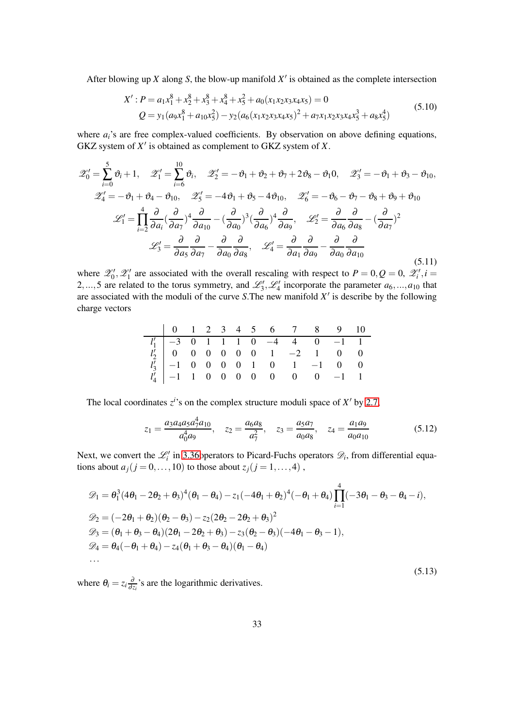After blowing up $X$ along $S$, the blow-up manifold $X'$ is obtained as the complete intersection

$$
\begin{aligned}
X' : P &= a_1 x_1^8 + x_2^8 + x_3^8 + x_4^8 + x_5^2 + a_0(x_1x_2x_3x_4x_5) = 0 \\
Q &= y_1(a_9 x_1^8 + a_{10} x_5^2) - y_2(a_6(x_1x_2x_3x_4x_5)^2 + a_7 x_1x_2x_3x_4x_5^3 + a_8 x_5^4)
\end{aligned}
\tag{5.10}
$$

where $a_i$'s are free complex-valued coefficients. By observation on above defining equations, GKZ system of $X'$ is obtained as complement to GKZ system of $X$.

$$
\begin{aligned}
&\mathscr{Z}_0' = \sum_{i=0}^{5} \vartheta_i + 1, \quad \mathscr{Z}_1' = \sum_{i=6}^{10} \vartheta_i, \quad \mathscr{Z}_2' = -\vartheta_1 + \vartheta_2 + \vartheta_7 + 2\vartheta_8 - \vartheta_1 0, \quad \mathscr{Z}_3' = -\vartheta_1 + \vartheta_3 - \vartheta_{10}, \\
&\mathscr{Z}_4' = -\vartheta_1 + \vartheta_4 - \vartheta_{10}, \quad \mathscr{Z}_5' = -4\vartheta_1 + \vartheta_5 - 4\vartheta_{10}, \quad \mathscr{Z}_6' = -\vartheta_6 - \vartheta_7 - \vartheta_8 + \vartheta_9 + \vartheta_{10} \\
&\mathscr{L}_1' = \prod_{i=2}^{4} \frac{\partial}{\partial a_i} (\frac{\partial}{\partial a_7})^4 \frac{\partial}{\partial a_{10}} - (\frac{\partial}{\partial a_0})^3 (\frac{\partial}{\partial a_6})^4 \frac{\partial}{\partial a_9}, \quad \mathscr{L}_2' = \frac{\partial}{\partial a_6}\frac{\partial}{\partial a_8} - (\frac{\partial}{\partial a_7})^2 \\
&\mathscr{L}_3' = \frac{\partial}{\partial a_5}\frac{\partial}{\partial a_7} - \frac{\partial}{\partial a_0}\frac{\partial}{\partial a_8}, \quad \mathscr{L}_4' = \frac{\partial}{\partial a_1}\frac{\partial}{\partial a_9} - \frac{\partial}{\partial a_0}\frac{\partial}{\partial a_{10}}
\end{aligned}
\tag{5.11}
$$

where $\mathscr{Z}_0', \mathscr{Z}_1'$ are associated with the overall rescaling with respect to $P = 0, Q = 0$, $\mathscr{Z}_i', i = 2, ..., 5$ are related to the torus symmetry, and $\mathscr{L}_3', \mathscr{L}_4'$ incorporate the parameter $a_6, ..., a_{10}$ that are associated with the moduli of the curve $S$.The new manifold $X'$ is describe by the following charge vectors

| | 0 | 1 | 2 | 3 | 4 | 5 | 6 | 7 | 8 | 9 | 10 |
|---|---|---|---|---|---|---|---|---|---|---|---|
| $l_1'$ | $-3$ | 0 | 1 | 1 | 1 | 0 | $-4$ | 4 | 0 | $-1$ | 1 |
| $l_2'$ | 0 | 0 | 0 | 0 | 0 | 0 | 1 | $-2$ | 1 | 0 | 0 |
| $l_3'$ | $-1$ | 0 | 0 | 0 | 0 | 1 | 0 | 1 | $-1$ | 0 | 0 |
| $l_4'$ | $-1$ | 1 | 0 | 0 | 0 | 0 | 0 | 0 | 0 | $-1$ | 1 |

The local coordinates $z^i$'s on the complex structure moduli space of $X'$ by 2.7,

$$
z_1 = \frac{a_3 a_4 a_5 a_7^4 a_{10}}{a_0^4 a_9}, \quad z_2 = \frac{a_6 a_8}{a_7^2}, \quad z_3 = \frac{a_5 a_7}{a_0 a_8}, \quad z_4 = \frac{a_1 a_9}{a_0 a_{10}}
\tag{5.12}
$$

Next, we convert the $\mathscr{L}_i'$ in 3.36operators to Picard-Fuchs operators $\mathscr{D}_i$, from differential equations about $a_j (j = 0, \ldots, 10)$ to those about $z_j (j = 1, \ldots, 4)$ ,

$$
\begin{aligned}
&\mathscr{D}_1 = \theta_1^3 (4\theta_1 - 2\theta_2 + \theta_3)^4 (\theta_1 - \theta_4) - z_1(-4\theta_1 + \theta_2)^4 (-\theta_1 + \theta_4) \prod_{i=1}^{4} (-3\theta_1 - \theta_3 - \theta_4 - i), \\
&\mathscr{D}_2 = (-2\theta_1 + \theta_2)(\theta_2 - \theta_3) - z_2(2\theta_2 - 2\theta_2 + \theta_3)^2 \\
&\mathscr{D}_3 = (\theta_1 + \theta_3 - \theta_4)(2\theta_1 - 2\theta_2 + \theta_3) - z_3(\theta_2 - \theta_3)(-4\theta_1 - \theta_3 - 1), \\
&\mathscr{D}_4 = \theta_4(-\theta_1 + \theta_4) - z_4(\theta_1 + \theta_3 - \theta_4)(\theta_1 - \theta_4) \\
&\ldots
\end{aligned}
\tag{5.13}
$$

where $\theta_i = z_i \frac{\partial}{\partial z_i}$'s are the logarithmic derivatives.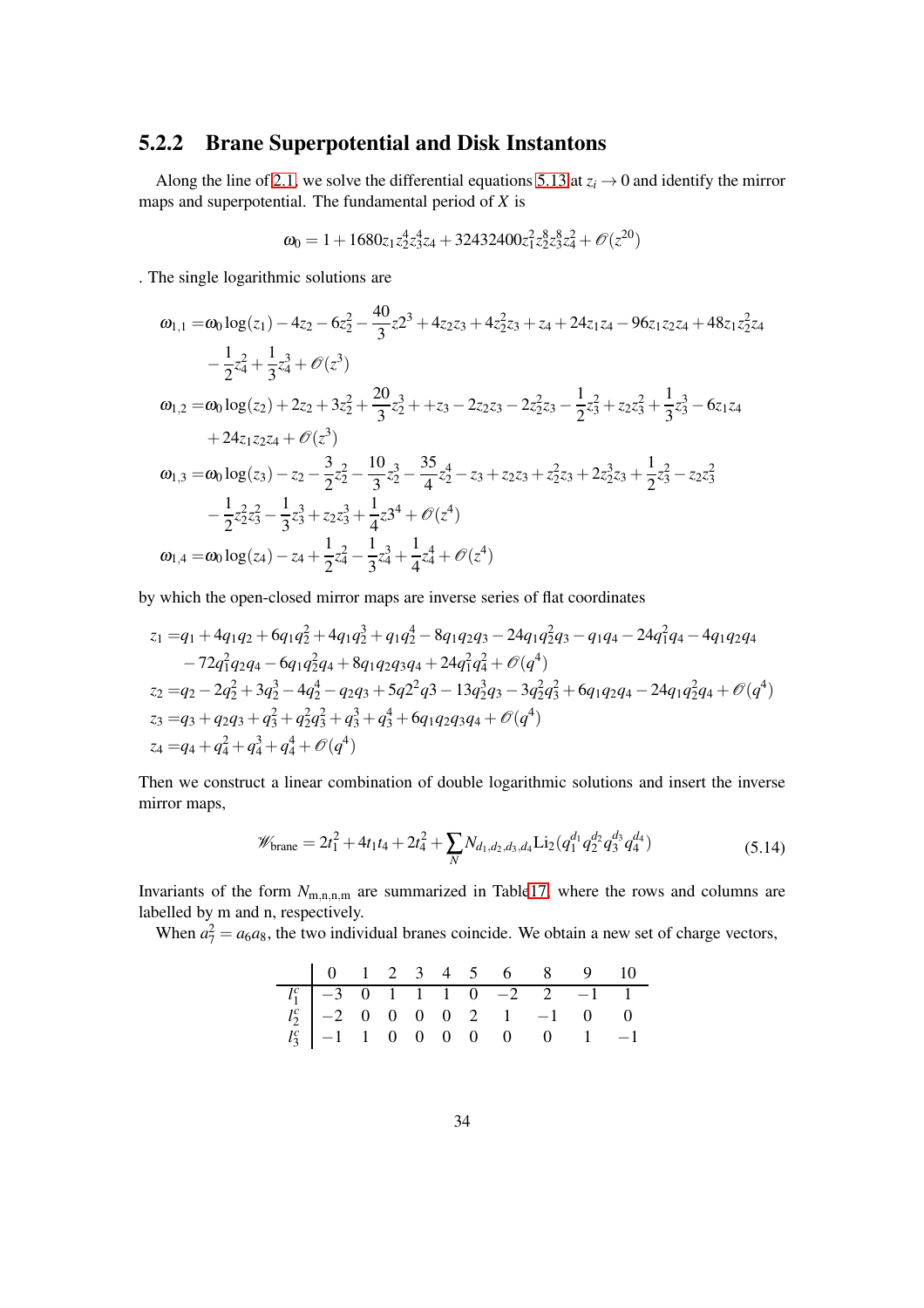### 5.2.2 Brane Superpotential and Disk Instantons

Along the line of 2.1, we solve the differential equations 5.13 at $z_i \to 0$ and identify the mirror maps and superpotential. The fundamental period of $X$ is

$$\omega_0 = 1 + 1680 z_1 z_2^4 z_3^4 z_4 + 32432400 z_1^2 z_2^8 z_3^8 z_4^2 + \mathcal{O}(z^{20})$$

. The single logarithmic solutions are

$$\begin{aligned}
\omega_{1,1} =& \omega_0 \log(z_1) - 4z_2 - 6z_2^2 - \frac{40}{3} z2^3 + 4z_2 z_3 + 4z_2^2 z_3 + z_4 + 24 z_1 z_4 - 96 z_1 z_2 z_4 + 48 z_1 z_2^2 z_4 \\
& - \frac{1}{2} z_4^2 + \frac{1}{3} z_4^3 + \mathcal{O}(z^3) \\
\omega_{1,2} =& \omega_0 \log(z_2) + 2z_2 + 3z_2^2 + \frac{20}{3} z_2^3 + + z_3 - 2z_2 z_3 - 2z_2^2 z_3 - \frac{1}{2} z_3^2 + z_2 z_3^2 + \frac{1}{3} z_3^3 - 6 z_1 z_4 \\
& + 24 z_1 z_2 z_4 + \mathcal{O}(z^3) \\
\omega_{1,3} =& \omega_0 \log(z_3) - z_2 - \frac{3}{2} z_2^2 - \frac{10}{3} z_2^3 - \frac{35}{4} z_2^4 - z_3 + z_2 z_3 + z_2^2 z_3 + 2 z_2^3 z_3 + \frac{1}{2} z_3^2 - z_2 z_3^2 \\
& - \frac{1}{2} z_2^2 z_3^2 - \frac{1}{3} z_3^3 + z_2 z_3^3 + \frac{1}{4} z3^4 + \mathcal{O}(z^4) \\
\omega_{1,4} =& \omega_0 \log(z_4) - z_4 + \frac{1}{2} z_4^2 - \frac{1}{3} z_4^3 + \frac{1}{4} z_4^4 + \mathcal{O}(z^4)
\end{aligned}$$

by which the open-closed mirror maps are inverse series of flat coordinates

$$\begin{aligned}
z_1 =& q_1 + 4 q_1 q_2 + 6 q_1 q_2^2 + 4 q_1 q_2^3 + q_1 q_2^4 - 8 q_1 q_2 q_3 - 24 q_1 q_2^2 q_3 - q_1 q_4 - 24 q_1^2 q_4 - 4 q_1 q_2 q_4 \\
& - 72 q_1^2 q_2 q_4 - 6 q_1 q_2^2 q_4 + 8 q_1 q_2 q_3 q_4 + 24 q_1^2 q_4^2 + \mathcal{O}(q^4) \\
z_2 =& q_2 - 2q_2^2 + 3q_2^3 - 4q_2^4 - q_2 q_3 + 5q2^2 q3 - 13 q_2^3 q_3 - 3 q_2^2 q_3^2 + 6 q_1 q_2 q_4 - 24 q_1 q_2^2 q_4 + \mathcal{O}(q^4) \\
z_3 =& q_3 + q_2 q_3 + q_3^2 + q_2^2 q_3^2 + q_3^3 + q_3^4 + 6 q_1 q_2 q_3 q_4 + \mathcal{O}(q^4) \\
z_4 =& q_4 + q_4^2 + q_4^3 + q_4^4 + \mathcal{O}(q^4)
\end{aligned}$$

Then we construct a linear combination of double logarithmic solutions and insert the inverse mirror maps,

$$\mathcal{W}_{\text{brane}} = 2t_1^2 + 4t_1 t_4 + 2t_4^2 + \sum_N N_{d_1,d_2,d_3,d_4} \text{Li}_2(q_1^{d_1} q_2^{d_2} q_3^{d_3} q_4^{d_4}) \tag{5.14}$$

Invariants of the form $N_{\text{m,n,n,m}}$ are summarized in Table17, where the rows and columns are labelled by m and n, respectively.

When $a_7^2 = a_6 a_8$, the two individual branes coincide. We obtain a new set of charge vectors,

| | 0 | 1 | 2 | 3 | 4 | 5 | 6 | 8 | 9 | 10 |
|---|---|---|---|---|---|---|---|---|---|---|
| $l_1^c$ | $-3$ | 0 | 1 | 1 | 1 | 0 | $-2$ | 2 | $-1$ | 1 |
| $l_2^c$ | $-2$ | 0 | 0 | 0 | 0 | 2 | 1 | $-1$ | 0 | 0 |
| $l_3^c$ | $-1$ | 1 | 0 | 0 | 0 | 0 | 0 | 0 | 1 | $-1$ |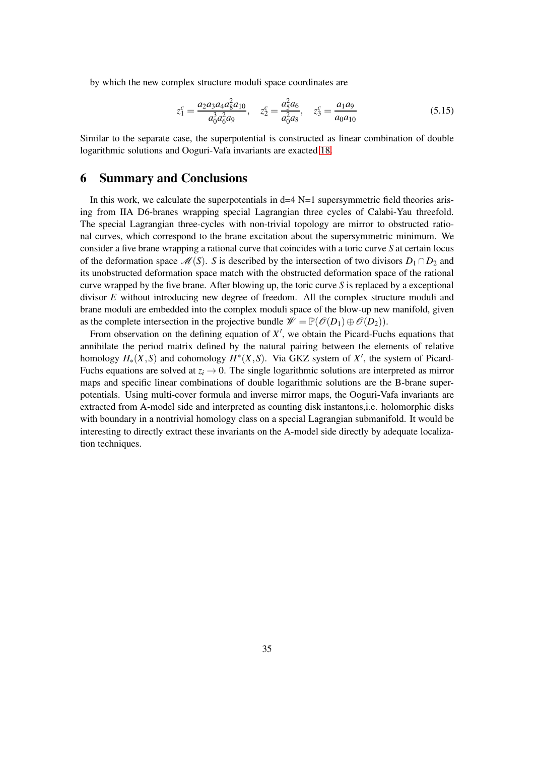by which the new complex structure moduli space coordinates are

$$z_1^c = \frac{a_2 a_3 a_4 a_8^2 a_{10}}{a_0^3 a_6^2 a_9}, \quad z_2^c = \frac{a_5^2 a_6}{a_0^2 a_8}, \quad z_3^c = \frac{a_1 a_9}{a_0 a_{10}} \tag{5.15}$$

Similar to the separate case, the superpotential is constructed as linear combination of double logarithmic solutions and Ooguri-Vafa invariants are exacted [18].

# 6 Summary and Conclusions

In this work, we calculate the superpotentials in d=4 N=1 supersymmetric field theories arising from IIA D6-branes wrapping special Lagrangian three cycles of Calabi-Yau threefold. The special Lagrangian three-cycles with non-trivial topology are mirror to obstructed rational curves, which correspond to the brane excitation about the supersymmetric minimum. We consider a five brane wrapping a rational curve that coincides with a toric curve $S$ at certain locus of the deformation space $\mathscr{M}(S)$. $S$ is described by the intersection of two divisors $D_1 \cap D_2$ and its unobstructed deformation space match with the obstructed deformation space of the rational curve wrapped by the five brane. After blowing up, the toric curve $S$ is replaced by a exceptional divisor $E$ without introducing new degree of freedom. All the complex structure moduli and brane moduli are embedded into the complex moduli space of the blow-up new manifold, given as the complete intersection in the projective bundle $\mathscr{W} = \mathbb{P}(\mathscr{O}(D_1) \oplus \mathscr{O}(D_2))$.

From observation on the defining equation of $X'$, we obtain the Picard-Fuchs equations that annihilate the period matrix defined by the natural pairing between the elements of relative homology $H_*(X,S)$ and cohomology $H^*(X,S)$. Via GKZ system of $X'$, the system of Picard-Fuchs equations are solved at $z_i \to 0$. The single logarithmic solutions are interpreted as mirror maps and specific linear combinations of double logarithmic solutions are the B-brane superpotentials. Using multi-cover formula and inverse mirror maps, the Ooguri-Vafa invariants are extracted from A-model side and interpreted as counting disk instantons,i.e. holomorphic disks with boundary in a nontrivial homology class on a special Lagrangian submanifold. It would be interesting to directly extract these invariants on the A-model side directly by adequate localization techniques.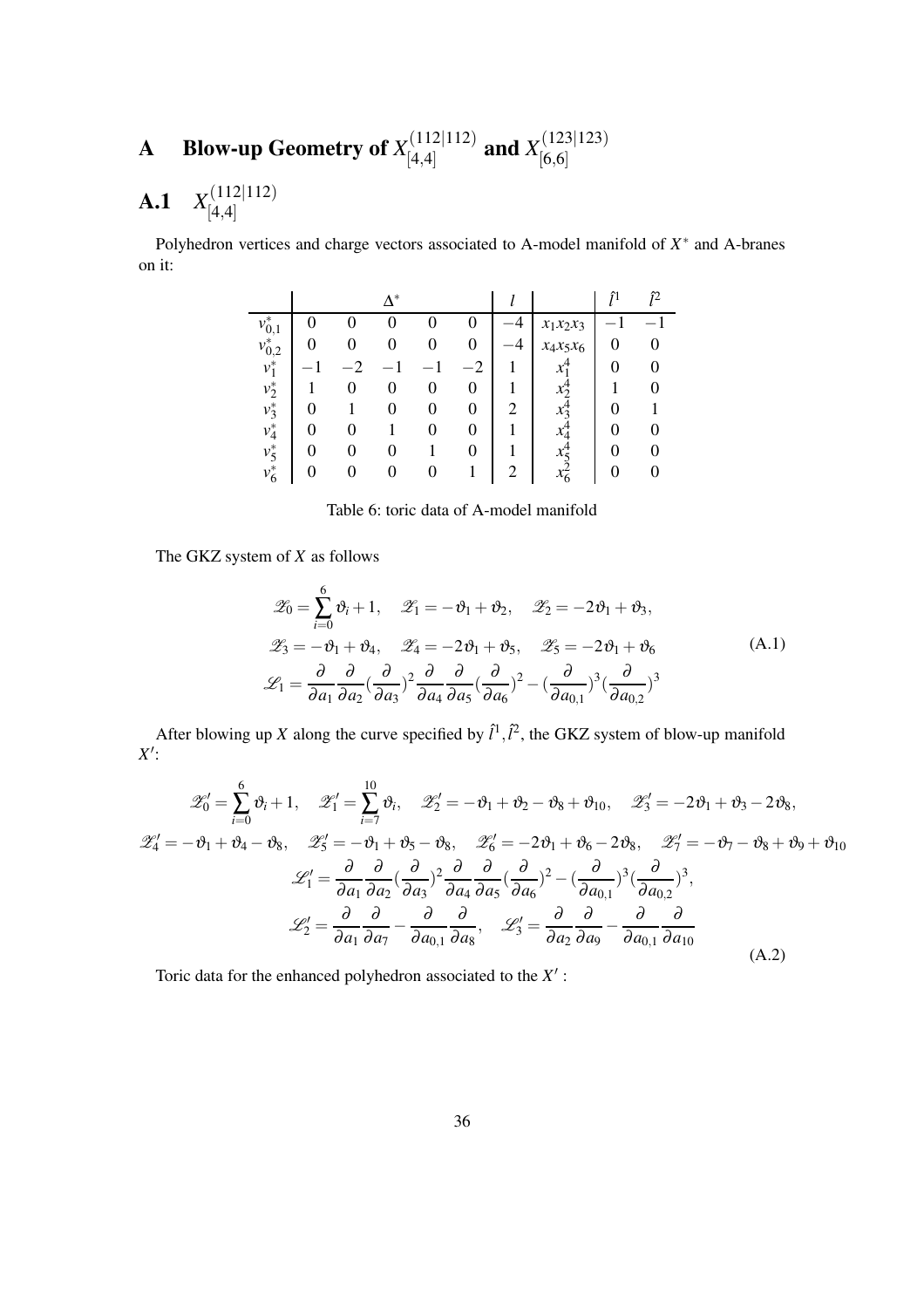# A Blow-up Geometry of $X^{(112|112)}_{[4,4]}$ and $X^{(123|123)}_{[6,6]}$

## A.1 $X^{(112|112)}_{[4,4]}$

Polyhedron vertices and charge vectors associated to A-model manifold of $X^*$ and A-branes on it:

| | $\Delta^*$ | | | | | $l$ | | $\hat{l}^1$ | $\hat{l}^2$ |
|---|---|---|---|---|---|---|---|---|---|
| $v^*_{0,1}$ | 0 | 0 | 0 | 0 | 0 | $-4$ | $x_1x_2x_3$ | $-1$ | $-1$ |
| $v^*_{0,2}$ | 0 | 0 | 0 | 0 | 0 | $-4$ | $x_4x_5x_6$ | 0 | 0 |
| $v^*_1$ | $-1$ | $-2$ | $-1$ | $-1$ | $-2$ | 1 | $x_1^4$ | 0 | 0 |
| $v^*_2$ | 1 | 0 | 0 | 0 | 0 | 1 | $x_2^4$ | 1 | 0 |
| $v^*_3$ | 0 | 1 | 0 | 0 | 0 | 2 | $x_3^4$ | 0 | 1 |
| $v^*_4$ | 0 | 0 | 1 | 0 | 0 | 1 | $x_4^4$ | 0 | 0 |
| $v^*_5$ | 0 | 0 | 0 | 1 | 0 | 1 | $x_5^4$ | 0 | 0 |
| $v^*_6$ | 0 | 0 | 0 | 0 | 1 | 2 | $x_6^2$ | 0 | 0 |

Table 6: toric data of A-model manifold

The GKZ system of $X$ as follows

$$
\begin{aligned}
&\mathscr{Z}_0=\sum_{i=0}^{6}\vartheta_i+1,\quad \mathscr{Z}_1=-\vartheta_1+\vartheta_2,\quad \mathscr{Z}_2=-2\vartheta_1+\vartheta_3,\\
&\mathscr{Z}_3=-\vartheta_1+\vartheta_4,\quad \mathscr{Z}_4=-2\vartheta_1+\vartheta_5,\quad \mathscr{Z}_5=-2\vartheta_1+\vartheta_6\\
&\mathscr{L}_1=\frac{\partial}{\partial a_1}\frac{\partial}{\partial a_2}\left(\frac{\partial}{\partial a_3}\right)^2\frac{\partial}{\partial a_4}\frac{\partial}{\partial a_5}\left(\frac{\partial}{\partial a_6}\right)^2-\left(\frac{\partial}{\partial a_{0,1}}\right)^3\left(\frac{\partial}{\partial a_{0,2}}\right)^3
\end{aligned}
\tag{A.1}
$$

After blowing up $X$ along the curve specified by $\hat{l}^1,\hat{l}^2$, the GKZ system of blow-up manifold $X'$:

$$
\begin{aligned}
&\mathscr{Z}'_0=\sum_{i=0}^{6}\vartheta_i+1,\quad \mathscr{Z}'_1=\sum_{i=7}^{10}\vartheta_i,\quad \mathscr{Z}'_2=-\vartheta_1+\vartheta_2-\vartheta_8+\vartheta_{10},\quad \mathscr{Z}'_3=-2\vartheta_1+\vartheta_3-2\vartheta_8,\\
&\mathscr{Z}'_4=-\vartheta_1+\vartheta_4-\vartheta_8,\quad \mathscr{Z}'_5=-\vartheta_1+\vartheta_5-\vartheta_8,\quad \mathscr{Z}'_6=-2\vartheta_1+\vartheta_6-2\vartheta_8,\quad \mathscr{Z}'_7=-\vartheta_7-\vartheta_8+\vartheta_9+\vartheta_{10}\\
&\mathscr{L}'_1=\frac{\partial}{\partial a_1}\frac{\partial}{\partial a_2}\left(\frac{\partial}{\partial a_3}\right)^2\frac{\partial}{\partial a_4}\frac{\partial}{\partial a_5}\left(\frac{\partial}{\partial a_6}\right)^2-\left(\frac{\partial}{\partial a_{0,1}}\right)^3\left(\frac{\partial}{\partial a_{0,2}}\right)^3,\\
&\mathscr{L}'_2=\frac{\partial}{\partial a_1}\frac{\partial}{\partial a_7}-\frac{\partial}{\partial a_{0,1}}\frac{\partial}{\partial a_8},\quad \mathscr{L}'_3=\frac{\partial}{\partial a_2}\frac{\partial}{\partial a_9}-\frac{\partial}{\partial a_{0,1}}\frac{\partial}{\partial a_{10}}
\end{aligned}
\tag{A.2}
$$

Toric data for the enhanced polyhedron associated to the $X'$ :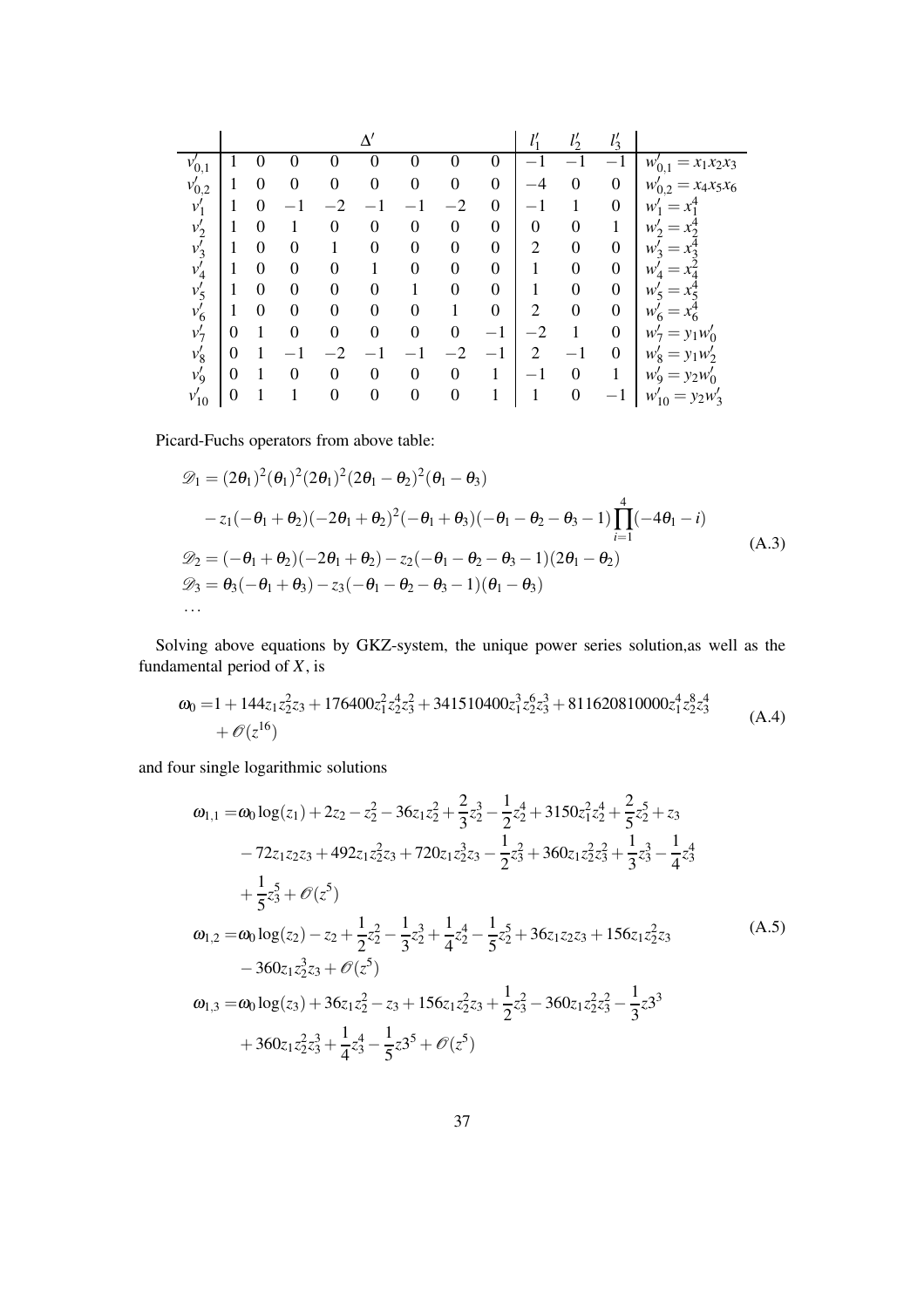| | $\Delta'$ | | | | | | | | $l'_1$ | $l'_2$ | $l'_3$ | |
|---|---|---|---|---|---|---|---|---|---|---|---|---|
| $v'_{0,1}$ | 1 | 0 | 0 | 0 | 0 | 0 | 0 | 0 | $-1$ | $-1$ | $-1$ | $w'_{0,1} = x_1x_2x_3$ |
| $v'_{0,2}$ | 1 | 0 | 0 | 0 | 0 | 0 | 0 | 0 | $-4$ | 0 | 0 | $w'_{0,2} = x_4x_5x_6$ |
| $v'_1$ | 1 | 0 | $-1$ | $-2$ | $-1$ | $-1$ | $-2$ | 0 | $-1$ | 1 | 0 | $w'_1 = x_1^4$ |
| $v'_2$ | 1 | 0 | 1 | 0 | 0 | 0 | 0 | 0 | 0 | 0 | 1 | $w'_2 = x_2^4$ |
| $v'_3$ | 1 | 0 | 0 | 1 | 0 | 0 | 0 | 0 | 2 | 0 | 0 | $w'_3 = x_3^4$ |
| $v'_4$ | 1 | 0 | 0 | 0 | 1 | 0 | 0 | 0 | 1 | 0 | 0 | $w'_4 = x_4^2$ |
| $v'_5$ | 1 | 0 | 0 | 0 | 0 | 1 | 0 | 0 | 1 | 0 | 0 | $w'_5 = x_5^4$ |
| $v'_6$ | 1 | 0 | 0 | 0 | 0 | 0 | 1 | 0 | 2 | 0 | 0 | $w'_6 = x_6^4$ |
| $v'_7$ | 0 | 1 | 0 | 0 | 0 | 0 | 0 | $-1$ | $-2$ | 1 | 0 | $w'_7 = y_1w'_0$ |
| $v'_8$ | 0 | 1 | $-1$ | $-2$ | $-1$ | $-1$ | $-2$ | $-1$ | 2 | $-1$ | 0 | $w'_8 = y_1w'_2$ |
| $v'_9$ | 0 | 1 | 0 | 0 | 0 | 0 | 0 | 1 | $-1$ | 0 | 1 | $w'_9 = y_2w'_0$ |
| $v'_{10}$ | 0 | 1 | 1 | 0 | 0 | 0 | 0 | 1 | 1 | 0 | $-1$ | $w'_{10} = y_2w'_3$ |

Picard-Fuchs operators from above table:

$$
\begin{aligned}
\mathscr{D}_1 &= (2\theta_1)^2(\theta_1)^2(2\theta_1)^2(2\theta_1-\theta_2)^2(\theta_1-\theta_3) \\
&\quad - z_1(-\theta_1+\theta_2)(-2\theta_1+\theta_2)^2(-\theta_1+\theta_3)(-\theta_1-\theta_2-\theta_3-1)\prod_{i=1}^{4}(-4\theta_1-i) \\
\mathscr{D}_2 &= (-\theta_1+\theta_2)(-2\theta_1+\theta_2) - z_2(-\theta_1-\theta_2-\theta_3-1)(2\theta_1-\theta_2) \\
\mathscr{D}_3 &= \theta_3(-\theta_1+\theta_3) - z_3(-\theta_1-\theta_2-\theta_3-1)(\theta_1-\theta_3) \\
&\ldots
\end{aligned}
\tag{A.3}
$$

Solving above equations by GKZ-system, the unique power series solution,as well as the fundamental period of $X$, is

$$
\begin{aligned}
\omega_0 =& 1 + 144z_1z_2^2z_3 + 176400z_1^2z_2^4z_3^2 + 341510400z_1^3z_2^6z_3^3 + 811620810000z_1^4z_2^8z_3^4 \\
&+ \mathscr{O}(z^{16})
\end{aligned}
\tag{A.4}
$$

and four single logarithmic solutions

$$
\begin{aligned}
\omega_{1,1} =& \omega_0\log(z_1) + 2z_2 - z_2^2 - 36z_1z_2^2 + \frac{2}{3}z_2^3 - \frac{1}{2}z_2^4 + 3150z_1^2z_2^4 + \frac{2}{5}z_2^5 + z_3 \\
&- 72z_1z_2z_3 + 492z_1z_2^2z_3 + 720z_1z_2^3z_3 - \frac{1}{2}z_3^2 + 360z_1z_2^2z_3^2 + \frac{1}{3}z_3^3 - \frac{1}{4}z_3^4 \\
&+ \frac{1}{5}z_3^5 + \mathscr{O}(z^5) \\
\omega_{1,2} =& \omega_0\log(z_2) - z_2 + \frac{1}{2}z_2^2 - \frac{1}{3}z_2^3 + \frac{1}{4}z_2^4 - \frac{1}{5}z_2^5 + 36z_1z_2z_3 + 156z_1z_2^2z_3 \\
&- 360z_1z_2^3z_3 + \mathscr{O}(z^5) \\
\omega_{1,3} =& \omega_0\log(z_3) + 36z_1z_2^2 - z_3 + 156z_1z_2^2z_3 + \frac{1}{2}z_3^2 - 360z_1z_2^2z_3^2 - \frac{1}{3}z3^3 \\
&+ 360z_1z_2^2z_3^3 + \frac{1}{4}z_3^4 - \frac{1}{5}z3^5 + \mathscr{O}(z^5)
\end{aligned}
\tag{A.5}
$$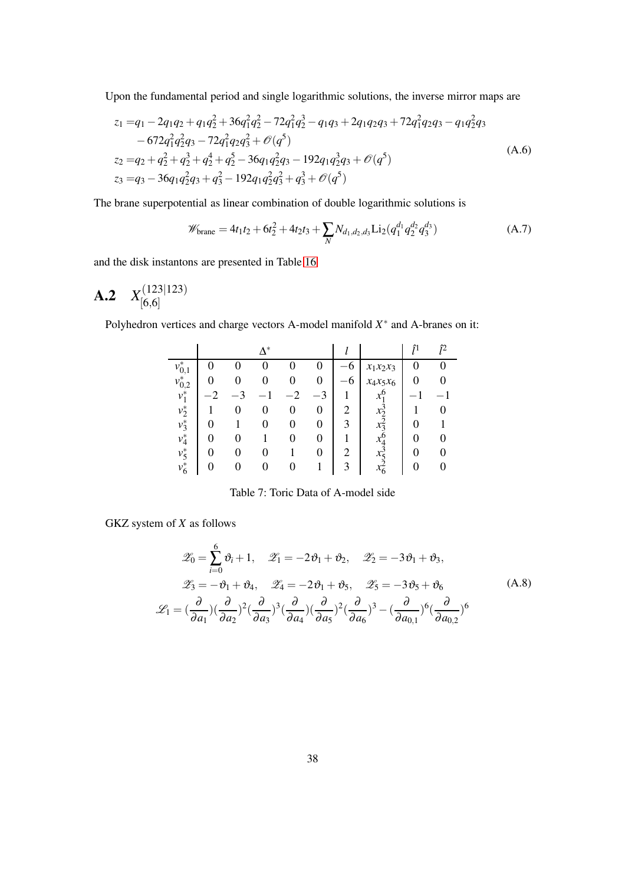Upon the fundamental period and single logarithmic solutions, the inverse mirror maps are

$$
\begin{aligned}
z_1 =& q_1 - 2q_1q_2 + q_1q_2^2 + 36q_1^2q_2^2 - 72q_1^2q_2^3 - q_1q_3 + 2q_1q_2q_3 + 72q_1^2q_2q_3 - q_1q_2^2q_3 \\
& - 672q_1^2q_2^2q_3 - 72q_1^2q_2q_3^2 + \mathscr{O}(q^5) \\
z_2 =& q_2 + q_2^2 + q_2^3 + q_2^4 + q_2^5 - 36q_1q_2^2q_3 - 192q_1q_2^3q_3 + \mathscr{O}(q^5) \\
z_3 =& q_3 - 36q_1q_2^2q_3 + q_3^2 - 192q_1q_2^2q_3^2 + q_3^3 + \mathscr{O}(q^5)
\end{aligned}
\tag{A.6}
$$

The brane superpotential as linear combination of double logarithmic solutions is

$$
\mathscr{W}_{\text{brane}} = 4t_1t_2 + 6t_2^2 + 4t_2t_3 + \sum_N N_{d_1,d_2,d_3} \text{Li}_2(q_1^{d_1}q_2^{d_2}q_3^{d_3}) \tag{A.7}
$$

and the disk instantons are presented in Table 16

## A.2 $X_{[6,6]}^{(123|123)}$

Polyhedron vertices and charge vectors A-model manifold $X^*$ and A-branes on it:

| | $\Delta^*$ | | | | | $l$ | | $\hat{l}^1$ | $\hat{l}^2$ |
|---|---|---|---|---|---|---|---|---|---|
| $v_{0,1}^*$ | 0 | 0 | 0 | 0 | 0 | $-6$ | $x_1x_2x_3$ | 0 | 0 |
| $v_{0,2}^*$ | 0 | 0 | 0 | 0 | 0 | $-6$ | $x_4x_5x_6$ | 0 | 0 |
| $v_1^*$ | $-2$ | $-3$ | $-1$ | $-2$ | $-3$ | 1 | $x_1^6$ | $-1$ | $-1$ |
| $v_2^*$ | 1 | 0 | 0 | 0 | 0 | 2 | $x_2^3$ | 1 | 0 |
| $v_3^*$ | 0 | 1 | 0 | 0 | 0 | 3 | $x_3^2$ | 0 | 1 |
| $v_4^*$ | 0 | 0 | 1 | 0 | 0 | 1 | $x_4^6$ | 0 | 0 |
| $v_5^*$ | 0 | 0 | 0 | 1 | 0 | 2 | $x_5^3$ | 0 | 0 |
| $v_6^*$ | 0 | 0 | 0 | 0 | 1 | 3 | $x_6^2$ | 0 | 0 |

Table 7: Toric Data of A-model side

GKZ system of $X$ as follows

$$
\begin{aligned}
\mathscr{Z}_0 = \sum_{i=0}^{6} \vartheta_i + 1, \quad \mathscr{Z}_1 = -2\vartheta_1 + \vartheta_2, \quad \mathscr{Z}_2 = -3\vartheta_1 + \vartheta_3, \\
\mathscr{Z}_3 = -\vartheta_1 + \vartheta_4, \quad \mathscr{Z}_4 = -2\vartheta_1 + \vartheta_5, \quad \mathscr{Z}_5 = -3\vartheta_5 + \vartheta_6 \\
\mathscr{L}_1 = (\frac{\partial}{\partial a_1})(\frac{\partial}{\partial a_2})^2(\frac{\partial}{\partial a_3})^3(\frac{\partial}{\partial a_4})(\frac{\partial}{\partial a_5})^2(\frac{\partial}{\partial a_6})^3 - (\frac{\partial}{\partial a_{0,1}})^6(\frac{\partial}{\partial a_{0,2}})^6
\end{aligned}
\tag{A.8}
$$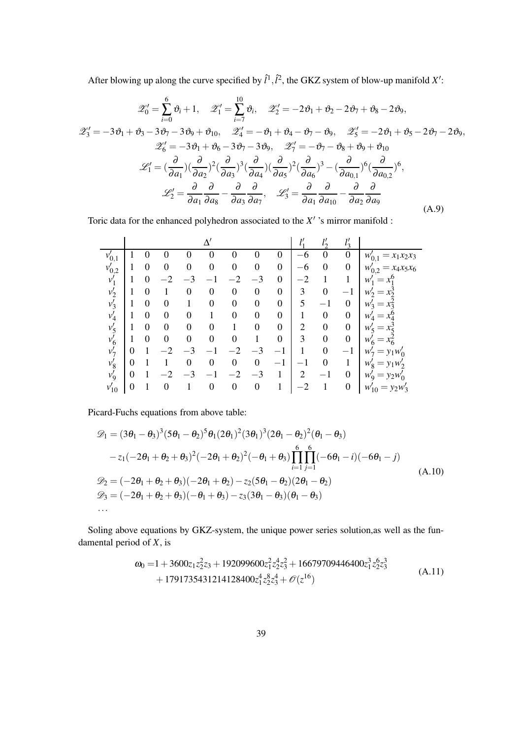After blowing up along the curve specified by $\hat{l}^1, \hat{l}^2$, the GKZ system of blow-up manifold $X'$:

$$
\begin{gathered}
\mathscr{Z}_0' = \sum_{i=0}^{6} \vartheta_i + 1, \quad \mathscr{Z}_1' = \sum_{i=7}^{10} \vartheta_i, \quad \mathscr{Z}_2' = -2\vartheta_1 + \vartheta_2 - 2\vartheta_7 + \vartheta_8 - 2\vartheta_9, \\
\mathscr{Z}_3' = -3\vartheta_1 + \vartheta_3 - 3\vartheta_7 - 3\vartheta_9 + \vartheta_{10}, \quad \mathscr{Z}_4' = -\vartheta_1 + \vartheta_4 - \vartheta_7 - \vartheta_9, \quad \mathscr{Z}_5' = -2\vartheta_1 + \vartheta_5 - 2\vartheta_7 - 2\vartheta_9, \\
\mathscr{Z}_6' = -3\vartheta_1 + \vartheta_6 - 3\vartheta_7 - 3\vartheta_9, \quad \mathscr{Z}_7' = -\vartheta_7 - \vartheta_8 + \vartheta_9 + \vartheta_{10} \\
\mathscr{L}_1' = (\frac{\partial}{\partial a_1})(\frac{\partial}{\partial a_2})^2(\frac{\partial}{\partial a_3})^3(\frac{\partial}{\partial a_4})(\frac{\partial}{\partial a_5})^2(\frac{\partial}{\partial a_6})^3 - (\frac{\partial}{\partial a_{0,1}})^6(\frac{\partial}{\partial a_{0,2}})^6, \\
\mathscr{L}_2' = \frac{\partial}{\partial a_1}\frac{\partial}{\partial a_8} - \frac{\partial}{\partial a_3}\frac{\partial}{\partial a_7}, \quad \mathscr{L}_3' = \frac{\partial}{\partial a_1}\frac{\partial}{\partial a_{10}} - \frac{\partial}{\partial a_2}\frac{\partial}{\partial a_9}
\end{gathered}
\tag{A.9}
$$

Toric data for the enhanced polyhedron associated to the $X'$ 's mirror manifold :

| | $\Delta'$ | | | | | | | | $l_1'$ | $l_2'$ | $l_3'$ | |
|---|---|---|---|---|---|---|---|---|---|---|---|---|
| $v_{0,1}'$ | 1 | 0 | 0 | 0 | 0 | 0 | 0 | 0 | $-6$ | 0 | 0 | $w_{0,1}' = x_1x_2x_3$ |
| $v_{0,2}'$ | 1 | 0 | 0 | 0 | 0 | 0 | 0 | 0 | $-6$ | 0 | 0 | $w_{0,2}' = x_4x_5x_6$ |
| $v_1'$ | 1 | 0 | $-2$ | $-3$ | $-1$ | $-2$ | $-3$ | 0 | $-2$ | 1 | 1 | $w_1' = x_1^6$ |
| $v_2'$ | 1 | 0 | 1 | 0 | 0 | 0 | 0 | 0 | 3 | 0 | $-1$ | $w_2' = x_2^3$ |
| $v_3'$ | 1 | 0 | 0 | 1 | 0 | 0 | 0 | 0 | 5 | $-1$ | 0 | $w_3' = x_3^2$ |
| $v_4'$ | 1 | 0 | 0 | 0 | 1 | 0 | 0 | 0 | 1 | 0 | 0 | $w_4' = x_4^6$ |
| $v_5'$ | 1 | 0 | 0 | 0 | 0 | 1 | 0 | 0 | 2 | 0 | 0 | $w_5' = x_5^3$ |
| $v_6'$ | 1 | 0 | 0 | 0 | 0 | 0 | 1 | 0 | 3 | 0 | 0 | $w_6' = x_6^2$ |
| $v_7'$ | 0 | 1 | $-2$ | $-3$ | $-1$ | $-2$ | $-3$ | $-1$ | 1 | 0 | $-1$ | $w_7' = y_1w_0'$ |
| $v_8'$ | 0 | 1 | 1 | 0 | 0 | 0 | 0 | $-1$ | $-1$ | 0 | 1 | $w_8' = y_1w_2'$ |
| $v_9'$ | 0 | 1 | $-2$ | $-3$ | $-1$ | $-2$ | $-3$ | 1 | 2 | $-1$ | 0 | $w_9' = y_2w_0'$ |
| $v_{10}'$ | 0 | 1 | 0 | 1 | 0 | 0 | 0 | 1 | $-2$ | 1 | 0 | $w_{10}' = y_2w_3'$ |

Picard-Fuchs equations from above table:

$$
\begin{aligned}
\mathscr{D}_1 &= (3\theta_1 - \theta_3)^3(5\theta_1 - \theta_2)^5\theta_1(2\theta_1)^2(3\theta_1)^3(2\theta_1 - \theta_2)^2(\theta_1 - \theta_3) \\
&\quad - z_1(-2\theta_1 + \theta_2 + \theta_3)^2(-2\theta_1 + \theta_2)^2(-\theta_1 + \theta_3)\prod_{i=1}^{6}\prod_{j=1}^{6}(-6\theta_1 - i)(-6\theta_1 - j) \\
\mathscr{D}_2 &= (-2\theta_1 + \theta_2 + \theta_3)(-2\theta_1 + \theta_2) - z_2(5\theta_1 - \theta_2)(2\theta_1 - \theta_2) \\
\mathscr{D}_3 &= (-2\theta_1 + \theta_2 + \theta_3)(-\theta_1 + \theta_3) - z_3(3\theta_1 - \theta_3)(\theta_1 - \theta_3) \\
&\dots
\end{aligned}
\tag{A.10}
$$

Soling above equations by GKZ-system, the unique power series solution,as well as the fundamental period of $X$, is

$$
\begin{aligned}
\omega_0 =& 1 + 3600z_1z_2^2z_3 + 192099600z_1^2z_2^4z_3^2 + 16679709446400z_1^3z_2^6z_3^3 \\
&+ 1791735431214128400z_1^4z_2^8z_3^4 + \mathscr{O}(z^{16})
\end{aligned}
\tag{A.11}
$$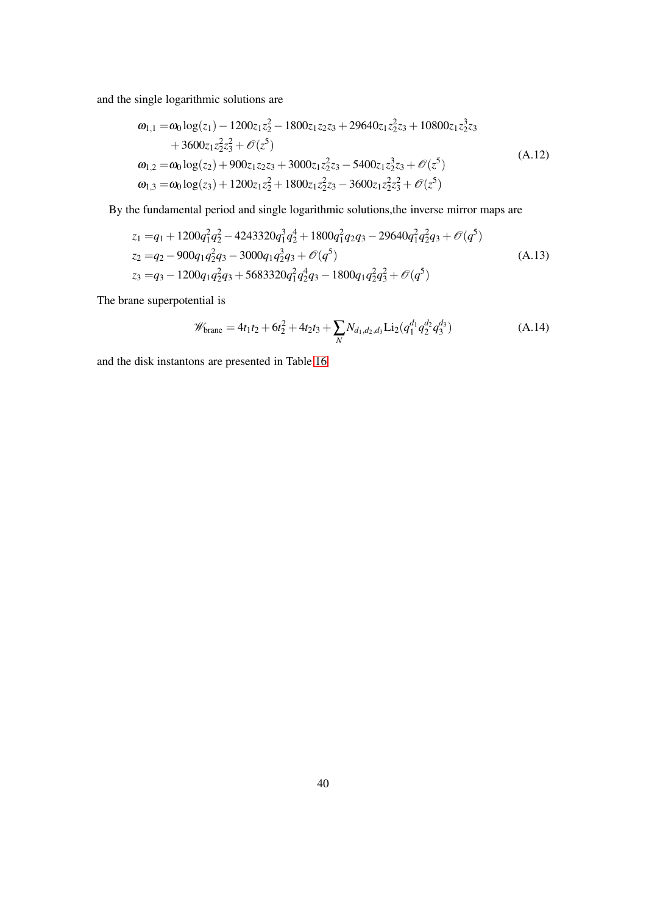and the single logarithmic solutions are

$$
\begin{aligned}
\omega_{1,1} =& \omega_0 \log(z_1) - 1200 z_1 z_2^2 - 1800 z_1 z_2 z_3 + 29640 z_1 z_2^2 z_3 + 10800 z_1 z_2^3 z_3 \\
& + 3600 z_1 z_2^2 z_3^2 + \mathscr{O}(z^5) \\
\omega_{1,2} =& \omega_0 \log(z_2) + 900 z_1 z_2 z_3 + 3000 z_1 z_2^2 z_3 - 5400 z_1 z_2^3 z_3 + \mathscr{O}(z^5) \\
\omega_{1,3} =& \omega_0 \log(z_3) + 1200 z_1 z_2^2 + 1800 z_1 z_2^2 z_3 - 3600 z_1 z_2^2 z_3^2 + \mathscr{O}(z^5)
\end{aligned}
\tag{A.12}
$$

By the fundamental period and single logarithmic solutions,the inverse mirror maps are

$$
\begin{aligned}
z_1 =& q_1 + 1200 q_1^2 q_2^2 - 4243320 q_1^3 q_2^4 + 1800 q_1^2 q_2 q_3 - 29640 q_1^2 q_2^2 q_3 + \mathscr{O}(q^5) \\
z_2 =& q_2 - 900 q_1 q_2^2 q_3 - 3000 q_1 q_2^3 q_3 + \mathscr{O}(q^5) \\
z_3 =& q_3 - 1200 q_1 q_2^2 q_3 + 5683320 q_1^2 q_2^4 q_3 - 1800 q_1 q_2^2 q_3^2 + \mathscr{O}(q^5)
\end{aligned}
\tag{A.13}
$$

The brane superpotential is

$$
\mathscr{W}_{\text{brane}} = 4t_1 t_2 + 6t_2^2 + 4t_2 t_3 + \sum_N N_{d_1,d_2,d_3} \text{Li}_2(q_1^{d_1} q_2^{d_2} q_3^{d_3}) \tag{A.14}
$$

and the disk instantons are presented in Table 16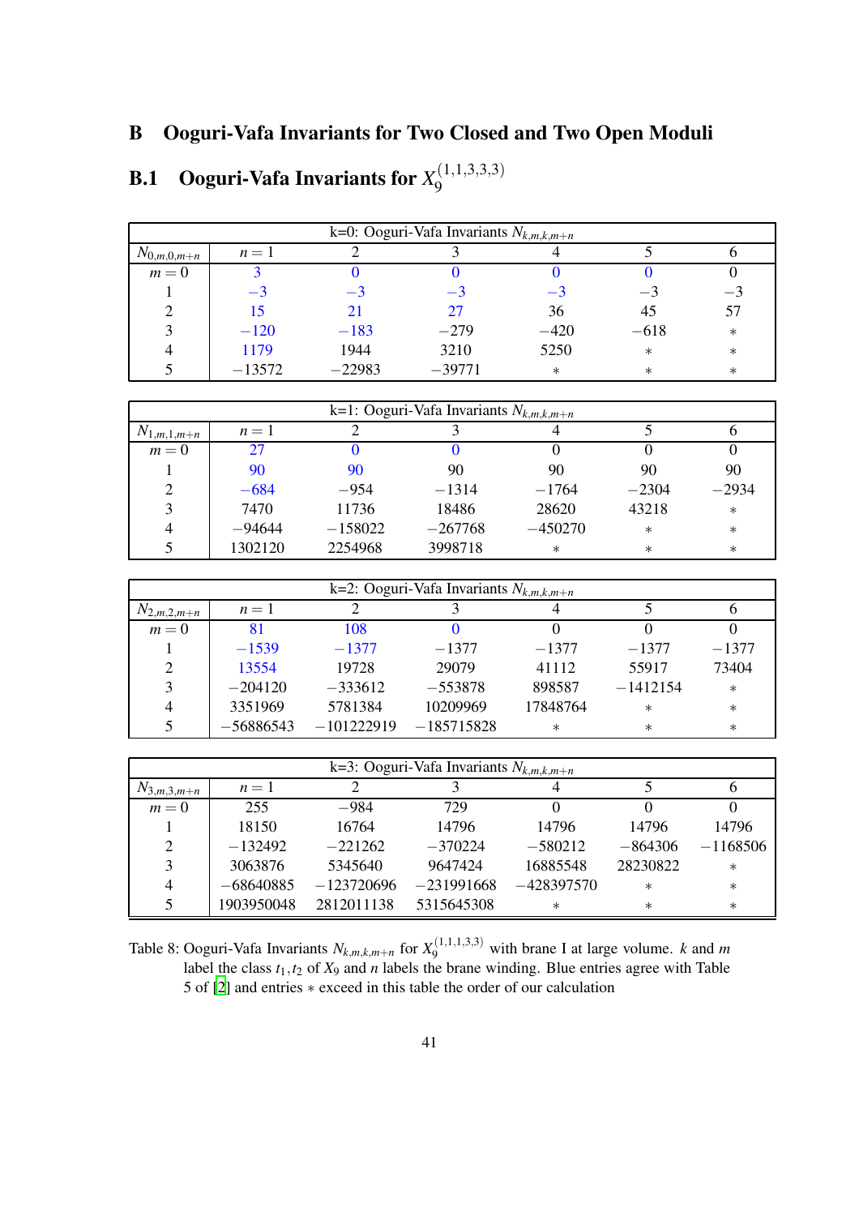## B Ooguri-Vafa Invariants for Two Closed and Two Open Moduli

### B.1 Ooguri-Vafa Invariants for $X_9^{(1,1,3,3,3)}$

| k=0: Ooguri-Vafa Invariants $N_{k,m,k,m+n}$ | | | | | | |
|---|---|---|---|---|---|---|
| $N_{0,m,0,m+n}$ | $n=1$ | 2 | 3 | 4 | 5 | 6 |
| $m=0$ | 3 | 0 | 0 | 0 | 0 | 0 |
| 1 | $-3$ | $-3$ | $-3$ | $-3$ | $-3$ | $-3$ |
| 2 | 15 | 21 | 27 | 36 | 45 | 57 |
| 3 | $-120$ | $-183$ | $-279$ | $-420$ | $-618$ | $*$ |
| 4 | 1179 | 1944 | 3210 | 5250 | $*$ | $*$ |
| 5 | $-13572$ | $-22983$ | $-39771$ | $*$ | $*$ | $*$ |

| k=1: Ooguri-Vafa Invariants $N_{k,m,k,m+n}$ | | | | | | |
|---|---|---|---|---|---|---|
| $N_{1,m,1,m+n}$ | $n=1$ | 2 | 3 | 4 | 5 | 6 |
| $m=0$ | 27 | 0 | 0 | 0 | 0 | 0 |
| 1 | 90 | 90 | 90 | 90 | 90 | 90 |
| 2 | $-684$ | $-954$ | $-1314$ | $-1764$ | $-2304$ | $-2934$ |
| 3 | 7470 | 11736 | 18486 | 28620 | 43218 | $*$ |
| 4 | $-94644$ | $-158022$ | $-267768$ | $-450270$ | $*$ | $*$ |
| 5 | 1302120 | 2254968 | 3998718 | $*$ | $*$ | $*$ |

| k=2: Ooguri-Vafa Invariants $N_{k,m,k,m+n}$ | | | | | | |
|---|---|---|---|---|---|---|
| $N_{2,m,2,m+n}$ | $n=1$ | 2 | 3 | 4 | 5 | 6 |
| $m=0$ | 81 | 108 | 0 | 0 | 0 | 0 |
| 1 | $-1539$ | $-1377$ | $-1377$ | $-1377$ | $-1377$ | $-1377$ |
| 2 | 13554 | 19728 | 29079 | 41112 | 55917 | 73404 |
| 3 | $-204120$ | $-333612$ | $-553878$ | 898587 | $-1412154$ | $*$ |
| 4 | 3351969 | 5781384 | 10209969 | 17848764 | $*$ | $*$ |
| 5 | $-56886543$ | $-101222919$ | $-185715828$ | $*$ | $*$ | $*$ |

| k=3: Ooguri-Vafa Invariants $N_{k,m,k,m+n}$ | | | | | | |
|---|---|---|---|---|---|---|
| $N_{3,m,3,m+n}$ | $n=1$ | 2 | 3 | 4 | 5 | 6 |
| $m=0$ | 255 | $-984$ | 729 | 0 | 0 | 0 |
| 1 | 18150 | 16764 | 14796 | 14796 | 14796 | 14796 |
| 2 | $-132492$ | $-221262$ | $-370224$ | $-580212$ | $-864306$ | $-1168506$ |
| 3 | 3063876 | 5345640 | 9647424 | 16885548 | 28230822 | $*$ |
| 4 | $-68640885$ | $-123720696$ | $-231991668$ | $-428397570$ | $*$ | $*$ |
| 5 | 1903950048 | 2812011138 | 5315645308 | $*$ | $*$ | $*$ |

Table 8: Ooguri-Vafa Invariants $N_{k,m,k,m+n}$ for $X_9^{(1,1,1,3,3)}$ with brane I at large volume. $k$ and $m$ label the class $t_1, t_2$ of $X_9$ and $n$ labels the brane winding. Blue entries agree with Table 5 of [2] and entries $*$ exceed in this table the order of our calculation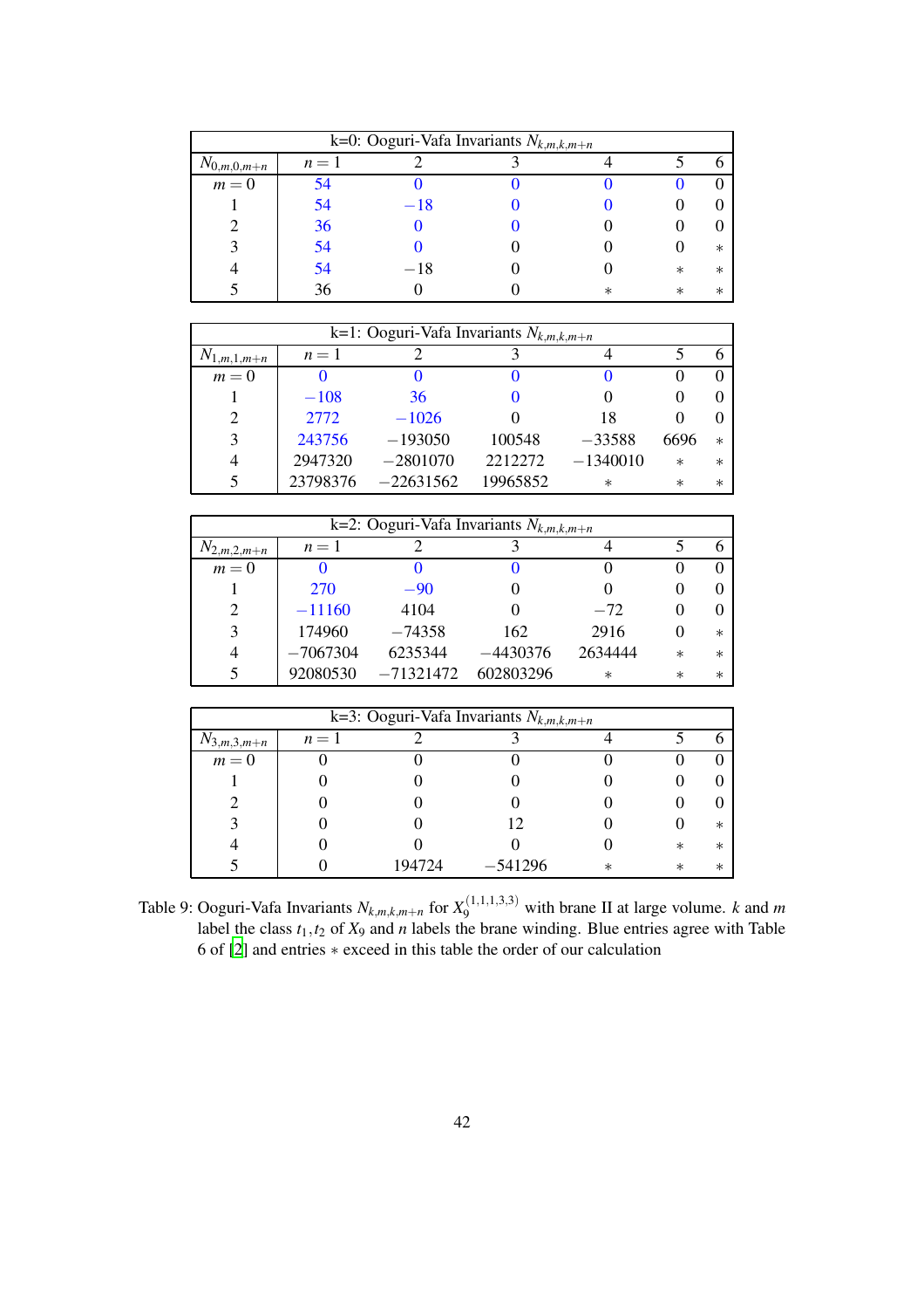| k=0: Ooguri-Vafa Invariants $N_{k,m,k,m+n}$ | | | | | | |
|---|---|---|---|---|---|---|
| $N_{0,m,0,m+n}$ | $n=1$ | 2 | 3 | 4 | 5 | 6 |
| $m=0$ | 54 | 0 | 0 | 0 | 0 | 0 |
| 1 | 54 | $-18$ | 0 | 0 | 0 | 0 |
| 2 | 36 | 0 | 0 | 0 | 0 | 0 |
| 3 | 54 | 0 | 0 | 0 | 0 | * |
| 4 | 54 | $-18$ | 0 | 0 | * | * |
| 5 | 36 | 0 | 0 | * | * | * |

| k=1: Ooguri-Vafa Invariants $N_{k,m,k,m+n}$ | | | | | | |
|---|---|---|---|---|---|---|
| $N_{1,m,1,m+n}$ | $n=1$ | 2 | 3 | 4 | 5 | 6 |
| $m=0$ | 0 | 0 | 0 | 0 | 0 | 0 |
| 1 | $-108$ | 36 | 0 | 0 | 0 | 0 |
| 2 | 2772 | $-1026$ | 0 | 18 | 0 | 0 |
| 3 | 243756 | $-193050$ | 100548 | $-33588$ | 6696 | * |
| 4 | 2947320 | $-2801070$ | 2212272 | $-1340010$ | * | * |
| 5 | 23798376 | $-22631562$ | 19965852 | * | * | * |

| k=2: Ooguri-Vafa Invariants $N_{k,m,k,m+n}$ | | | | | | |
|---|---|---|---|---|---|---|
| $N_{2,m,2,m+n}$ | $n=1$ | 2 | 3 | 4 | 5 | 6 |
| $m=0$ | 0 | 0 | 0 | 0 | 0 | 0 |
| 1 | 270 | $-90$ | 0 | 0 | 0 | 0 |
| 2 | $-11160$ | 4104 | 0 | $-72$ | 0 | 0 |
| 3 | 174960 | $-74358$ | 162 | 2916 | 0 | * |
| 4 | $-7067304$ | 6235344 | $-4430376$ | 2634444 | * | * |
| 5 | 92080530 | $-71321472$ | 602803296 | * | * | * |

| k=3: Ooguri-Vafa Invariants $N_{k,m,k,m+n}$ | | | | | | |
|---|---|---|---|---|---|---|
| $N_{3,m,3,m+n}$ | $n=1$ | 2 | 3 | 4 | 5 | 6 |
| $m=0$ | 0 | 0 | 0 | 0 | 0 | 0 |
| 1 | 0 | 0 | 0 | 0 | 0 | 0 |
| 2 | 0 | 0 | 0 | 0 | 0 | 0 |
| 3 | 0 | 0 | 12 | 0 | 0 | * |
| 4 | 0 | 0 | 0 | 0 | * | * |
| 5 | 0 | 194724 | $-541296$ | * | * | * |

Table 9: Ooguri-Vafa Invariants $N_{k,m,k,m+n}$ for $X_9^{(1,1,1,3,3)}$ with brane II at large volume. $k$ and $m$ label the class $t_1, t_2$ of $X_9$ and $n$ labels the brane winding. Blue entries agree with Table 6 of [2] and entries $*$ exceed in this table the order of our calculation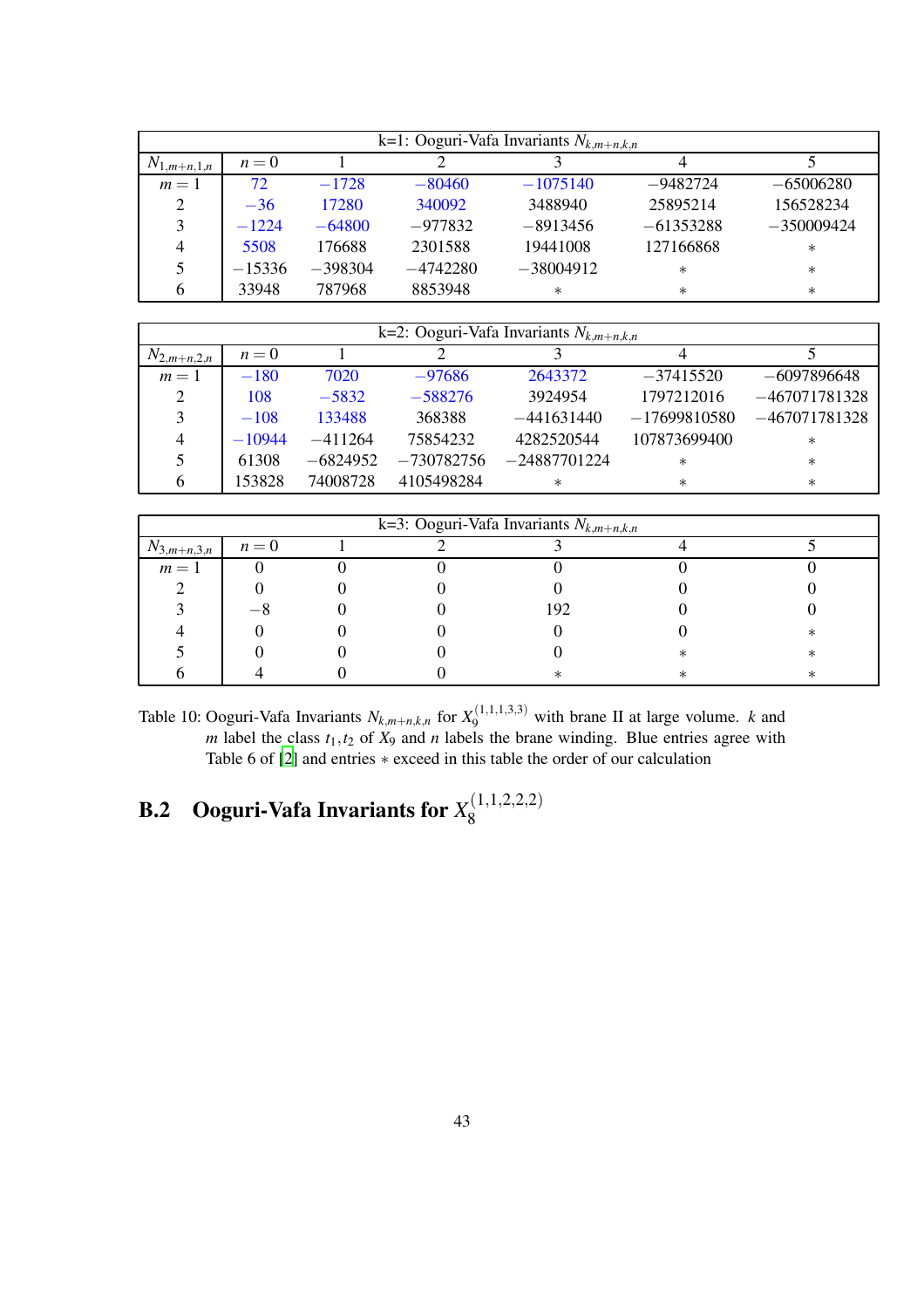| k=1: Ooguri-Vafa Invariants $N_{k,m+n,k,n}$ | | | | | | |
|---|---|---|---|---|---|---|
| $N_{1,m+n,1,n}$ | $n=0$ | 1 | 2 | 3 | 4 | 5 |
| $m=1$ | 72 | −1728 | −80460 | −1075140 | −9482724 | −65006280 |
| 2 | −36 | 17280 | 340092 | 3488940 | 25895214 | 156528234 |
| 3 | −1224 | −64800 | −977832 | −8913456 | −61353288 | −350009424 |
| 4 | 5508 | 176688 | 2301588 | 19441008 | 127166868 | * |
| 5 | −15336 | −398304 | −4742280 | −38004912 | * | * |
| 6 | 33948 | 787968 | 8853948 | * | * | * |

| k=2: Ooguri-Vafa Invariants $N_{k,m+n,k,n}$ | | | | | | |
|---|---|---|---|---|---|---|
| $N_{2,m+n,2,n}$ | $n=0$ | 1 | 2 | 3 | 4 | 5 |
| $m=1$ | −180 | 7020 | −97686 | 2643372 | −37415520 | −6097896648 |
| 2 | 108 | −5832 | −588276 | 3924954 | 1797212016 | −467071781328 |
| 3 | −108 | 133488 | 368388 | −441631440 | −17699810580 | −467071781328 |
| 4 | −10944 | −411264 | 75854232 | 4282520544 | 107873699400 | * |
| 5 | 61308 | −6824952 | −730782756 | −24887701224 | * | * |
| 6 | 153828 | 74008728 | 4105498284 | * | * | * |

| k=3: Ooguri-Vafa Invariants $N_{k,m+n,k,n}$ | | | | | | |
|---|---|---|---|---|---|---|
| $N_{3,m+n,3,n}$ | $n=0$ | 1 | 2 | 3 | 4 | 5 |
| $m=1$ | 0 | 0 | 0 | 0 | 0 | 0 |
| 2 | 0 | 0 | 0 | 0 | 0 | 0 |
| 3 | −8 | 0 | 0 | 192 | 0 | 0 |
| 4 | 0 | 0 | 0 | 0 | 0 | * |
| 5 | 0 | 0 | 0 | 0 | * | * |
| 6 | 4 | 0 | 0 | * | * | * |

Table 10: Ooguri-Vafa Invariants $N_{k,m+n,k,n}$ for $X_9^{(1,1,1,3,3)}$ with brane II at large volume. $k$ and $m$ label the class $t_1, t_2$ of $X_9$ and $n$ labels the brane winding. Blue entries agree with Table 6 of [2] and entries $*$ exceed in this table the order of our calculation

## B.2 Ooguri-Vafa Invariants for $X_8^{(1,1,2,2,2)}$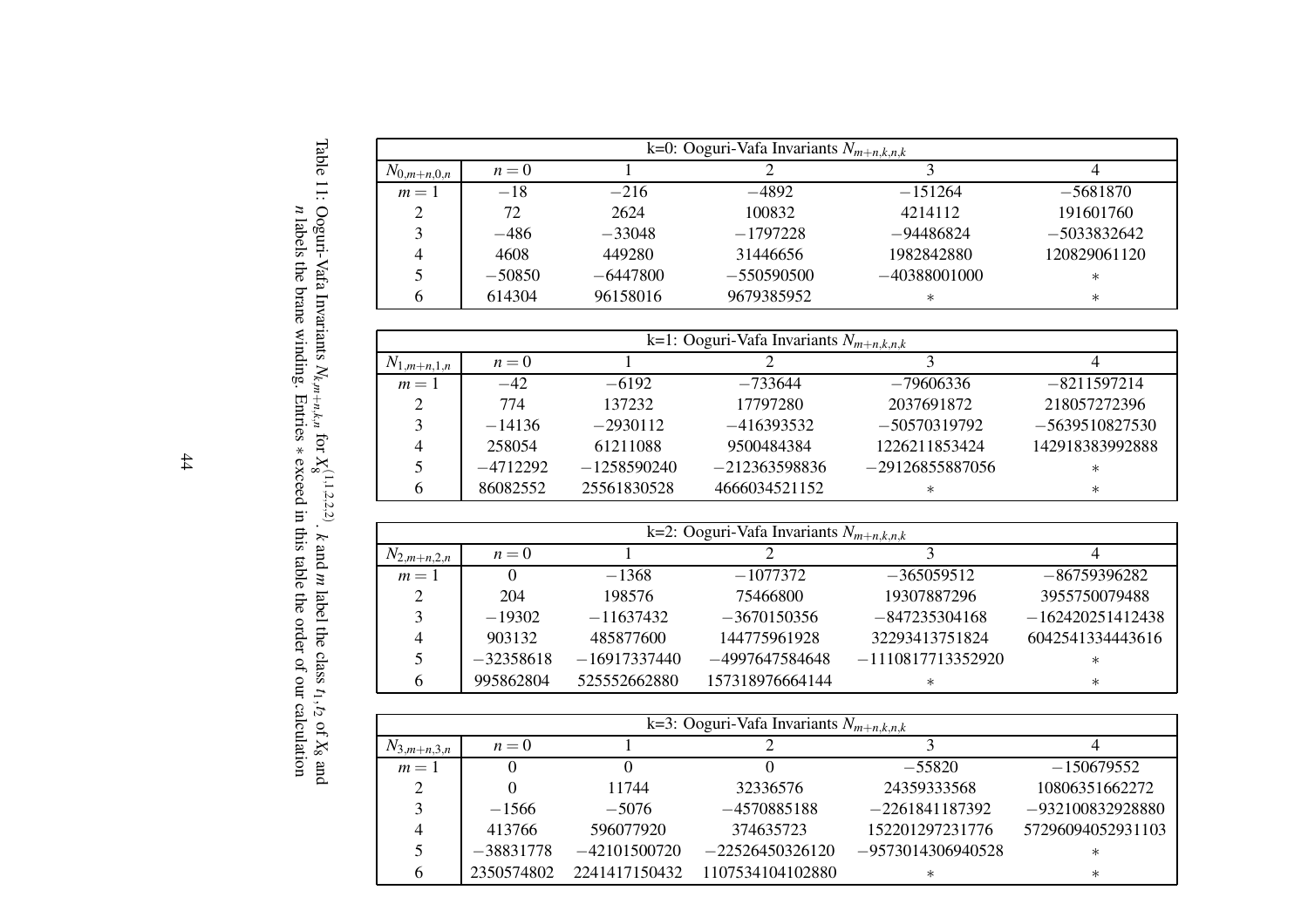| k=0: Ooguri-Vafa Invariants $N_{m+n,k,n,k}$ | | | | | |
|---|---|---|---|---|---|
| $N_{0,m+n,0,n}$ | $n=0$ | 1 | 2 | 3 | 4 |
| $m=1$ | $-18$ | $-216$ | $-4892$ | $-151264$ | $-5681870$ |
| 2 | 72 | 2624 | 100832 | 4214112 | 191601760 |
| 3 | $-486$ | $-33048$ | $-1797228$ | $-94486824$ | $-5033832642$ |
| 4 | 4608 | 449280 | 31446656 | 1982842880 | 120829061120 |
| 5 | $-50850$ | $-6447800$ | $-550590500$ | $-40388001000$ | $*$ |
| 6 | 614304 | 96158016 | 9679385952 | $*$ | $*$ |

| k=1: Ooguri-Vafa Invariants $N_{m+n,k,n,k}$ | | | | | |
|---|---|---|---|---|---|
| $N_{1,m+n,1,n}$ | $n=0$ | 1 | 2 | 3 | 4 |
| $m=1$ | $-42$ | $-6192$ | $-733644$ | $-79606336$ | $-8211597214$ |
| 2 | 774 | 137232 | 17797280 | 2037691872 | 218057272396 |
| 3 | $-14136$ | $-2930112$ | $-416393532$ | $-50570319792$ | $-5639510827530$ |
| 4 | 258054 | 61211088 | 9500484384 | 1226211853424 | 142918383992888 |
| 5 | $-4712292$ | $-1258590240$ | $-212363598836$ | $-29126855887056$ | $*$ |
| 6 | 86082552 | 25561830528 | 4666034521152 | $*$ | $*$ |

| k=2: Ooguri-Vafa Invariants $N_{m+n,k,n,k}$ | | | | | |
|---|---|---|---|---|---|
| $N_{2,m+n,2,n}$ | $n=0$ | 1 | 2 | 3 | 4 |
| $m=1$ | 0 | $-1368$ | $-1077372$ | $-365059512$ | $-86759396282$ |
| 2 | 204 | 198576 | 75466800 | 19307887296 | 3955750079488 |
| 3 | $-19302$ | $-11637432$ | $-3670150356$ | $-847235304168$ | $-162420251412438$ |
| 4 | 903132 | 485877600 | 144775961928 | 32293413751824 | 6042541334443616 |
| 5 | $-32358618$ | $-16917337440$ | $-4997647584648$ | $-1110817713352920$ | $*$ |
| 6 | 995862804 | 525552662880 | 157318976664144 | $*$ | $*$ |

| k=3: Ooguri-Vafa Invariants $N_{m+n,k,n,k}$ | | | | | |
|---|---|---|---|---|---|
| $N_{3,m+n,3,n}$ | $n=0$ | 1 | 2 | 3 | 4 |
| $m=1$ | 0 | 0 | 0 | $-55820$ | $-150679552$ |
| 2 | 0 | 11744 | 32336576 | 24359333568 | 10806351662272 |
| 3 | $-1566$ | $-5076$ | $-4570885188$ | $-2261841187392$ | $-932100832928880$ |
| 4 | 413766 | 596077920 | 374635723 | 152201297231776 | 57296094052931103 |
| 5 | $-38831778$ | $-42101500720$ | $-22526450326120$ | $-9573014306940528$ | $*$ |
| 6 | 2350574802 | 2241417150432 | 1107534104102880 | $*$ | $*$ |

Table 11: Ooguri-Vafa Invariants $N_{k,m+n,k,n}$ for $X_8^{(1,1,2,2,2)}$. $k$ and $m$ label the class $t_1, t_2$ of $X_8$ and $n$ labels the brane winding. Entries $*$ exceed in this table the order of our calculation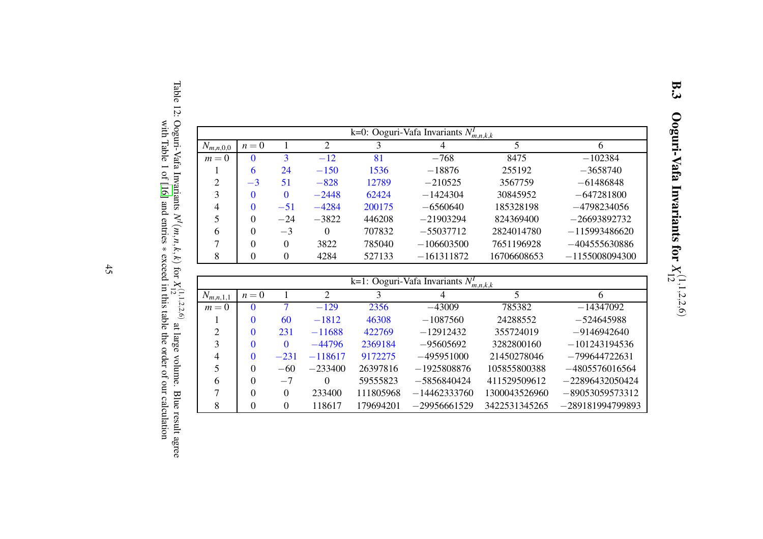### B.3 Ooguri-Vafa Invariants for $X_{12}^{(1,1,2,2,6)}$

| k=0: Ooguri-Vafa Invariants $N^I_{m,n,k,k}$ | | | | | | | |
|---|---|---|---|---|---|---|---|
| $N_{m,n,0,0}$ | $n=0$ | 1 | 2 | 3 | 4 | 5 | 6 |
| $m=0$ | 0 | 3 | $-12$ | 81 | $-768$ | 8475 | $-102384$ |
| 1 | 6 | 24 | $-150$ | 1536 | $-18876$ | 255192 | $-3658740$ |
| 2 | $-3$ | 51 | $-828$ | 12789 | $-210525$ | 3567759 | $-61486848$ |
| 3 | 0 | 0 | $-2448$ | 62424 | $-1424304$ | 30845952 | $-647281800$ |
| 4 | 0 | $-51$ | $-4284$ | 200175 | $-6560640$ | 185328198 | $-4798234056$ |
| 5 | 0 | $-24$ | $-3822$ | 446208 | $-21903294$ | 824369400 | $-26693892732$ |
| 6 | 0 | $-3$ | 0 | 707832 | $-55037712$ | 2824014780 | $-115993486620$ |
| 7 | 0 | 0 | 3822 | 785040 | $-106603500$ | 7651196928 | $-404555630886$ |
| 8 | 0 | 0 | 4284 | 527133 | $-161311872$ | 16706608653 | $-1155008094300$ |

| k=1: Ooguri-Vafa Invariants $N^I_{m,n,k,k}$ | | | | | | | |
|---|---|---|---|---|---|---|---|
| $N_{m,n,1,1}$ | $n=0$ | 1 | 2 | 3 | 4 | 5 | 6 |
| $m=0$ | 0 | 7 | $-129$ | 2356 | $-43009$ | 785382 | $-14347092$ |
| 1 | 0 | 60 | $-1812$ | 46308 | $-1087560$ | 24288552 | $-524645988$ |
| 2 | 0 | 231 | $-11688$ | 422769 | $-12912432$ | 355724019 | $-9146942640$ |
| 3 | 0 | 0 | $-44796$ | 2369184 | $-95605692$ | 3282800160 | $-101243194536$ |
| 4 | 0 | $-231$ | $-118617$ | 9172275 | $-495951000$ | 21450278046 | $-799644722631$ |
| 5 | 0 | $-60$ | $-233400$ | 26397816 | $-1925808876$ | 105855800388 | $-4805576016564$ |
| 6 | 0 | $-7$ | 0 | 59555823 | $-5856840424$ | 411529509612 | $-22896432050424$ |
| 7 | 0 | 0 | 233400 | 111805968 | $-14462333760$ | 1300043526960 | $-89053059573312$ |
| 8 | 0 | 0 | 118617 | 179694201 | $-29956661529$ | 3422531345265 | $-289181994799893$ |

Table 12: Ooguri-Vafa Invariants $N^I(m,n,k,k)$ for $X_{12}^{(1,1,2,2,6)}$ at large volume. Blue result agree with Table 1 of [16] and entries * exceed in this table the order of our calculation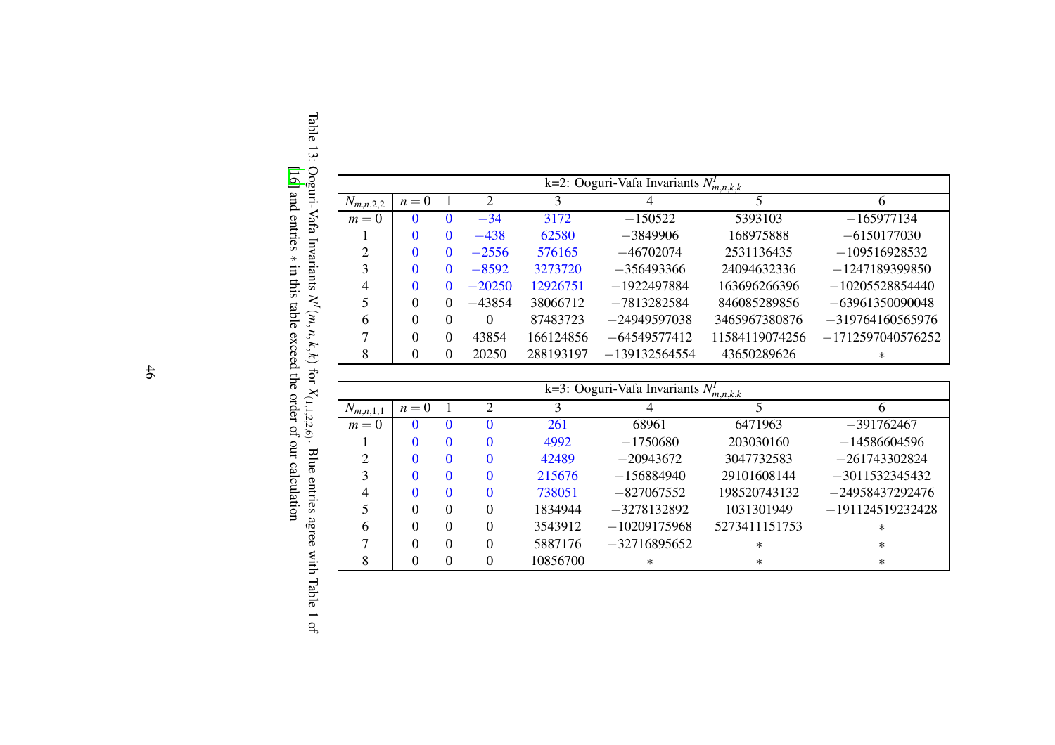| k=2: Ooguri-Vafa Invariants $N^I_{m,n,k,k}$ | | | | | | | |
|---|---|---|---|---|---|---|---|
| $N_{m,n,2,2}$ | $n=0$ | 1 | 2 | 3 | 4 | 5 | 6 |
| $m=0$ | 0 | 0 | $-34$ | 3172 | $-150522$ | 5393103 | $-165977134$ |
| 1 | 0 | 0 | $-438$ | 62580 | $-3849906$ | 168975888 | $-6150177030$ |
| 2 | 0 | 0 | $-2556$ | 576165 | $-46702074$ | 2531136435 | $-109516928532$ |
| 3 | 0 | 0 | $-8592$ | 3273720 | $-356493366$ | 24094632336 | $-1247189399850$ |
| 4 | 0 | 0 | $-20250$ | 12926751 | $-1922497884$ | 163696266396 | $-10205528854440$ |
| 5 | 0 | 0 | $-43854$ | 38066712 | $-7813282584$ | 846085289856 | $-63961350090048$ |
| 6 | 0 | 0 | 0 | 87483723 | $-24949597038$ | 3465967380876 | $-319764160565976$ |
| 7 | 0 | 0 | 43854 | 166124856 | $-64549577412$ | 11584119074256 | $-1712597040576252$ |
| 8 | 0 | 0 | 20250 | 288193197 | $-139132564554$ | 43650289626 | * |

| k=3: Ooguri-Vafa Invariants $N^I_{m,n,k,k}$ | | | | | | | |
|---|---|---|---|---|---|---|---|
| $N_{m,n,1,1}$ | $n=0$ | 1 | 2 | 3 | 4 | 5 | 6 |
| $m=0$ | 0 | 0 | 0 | 261 | 68961 | 6471963 | $-391762467$ |
| 1 | 0 | 0 | 0 | 4992 | $-1750680$ | 203030160 | $-14586604596$ |
| 2 | 0 | 0 | 0 | 42489 | $-20943672$ | 3047732583 | $-261743302824$ |
| 3 | 0 | 0 | 0 | 215676 | $-156884940$ | 29101608144 | $-3011532345432$ |
| 4 | 0 | 0 | 0 | 738051 | $-827067552$ | 198520743132 | $-24958437292476$ |
| 5 | 0 | 0 | 0 | 1834944 | $-3278132892$ | 1031301949 | $-191124519232428$ |
| 6 | 0 | 0 | 0 | 3543912 | $-10209175968$ | 5273411151753 | * |
| 7 | 0 | 0 | 0 | 5887176 | $-32716895652$ | * | * |
| 8 | 0 | 0 | 0 | 10856700 | * | * | * |

Table 13: Ooguri-Vafa Invariants $N^I(m,n,k,k)$ for $X_{(1,1,2,2,6)}$. Blue entries agree with Table 1 of [16] and entries $*$ in this table exceed the order of our calculation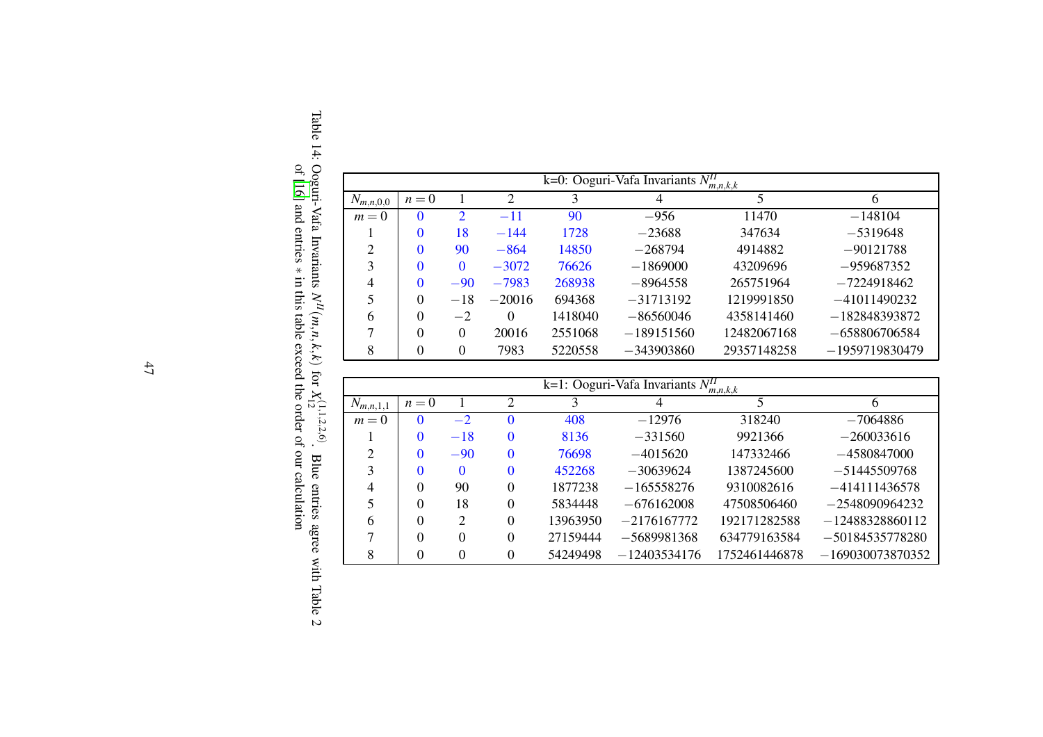| k=0: Ooguri-Vafa Invariants $N^{II}_{m,n,k,k}$ | | | | | | | |
|---|---|---|---|---|---|---|---|
| $N_{m,n,0,0}$ | $n=0$ | 1 | 2 | 3 | 4 | 5 | 6 |
| $m=0$ | 0 | 2 | $-11$ | 90 | $-956$ | 11470 | $-148104$ |
| 1 | 0 | 18 | $-144$ | 1728 | $-23688$ | 347634 | $-5319648$ |
| 2 | 0 | 90 | $-864$ | 14850 | $-268794$ | 4914882 | $-90121788$ |
| 3 | 0 | 0 | $-3072$ | 76626 | $-1869000$ | 43209696 | $-959687352$ |
| 4 | 0 | $-90$ | $-7983$ | 268938 | $-8964558$ | 265751964 | $-7224918462$ |
| 5 | 0 | $-18$ | $-20016$ | 694368 | $-31713192$ | 1219991850 | $-41011490232$ |
| 6 | 0 | $-2$ | 0 | 1418040 | $-86560046$ | 4358141460 | $-182848393872$ |
| 7 | 0 | 0 | 20016 | 2551068 | $-189151560$ | 12482067168 | $-658806706584$ |
| 8 | 0 | 0 | 7983 | 5220558 | $-343903860$ | 29357148258 | $-1959719830479$ |

| k=1: Ooguri-Vafa Invariants $N^{II}_{m,n,k,k}$ | | | | | | | |
|---|---|---|---|---|---|---|---|
| $N_{m,n,1,1}$ | $n=0$ | 1 | 2 | 3 | 4 | 5 | 6 |
| $m=0$ | 0 | $-2$ | 0 | 408 | $-12976$ | 318240 | $-7064886$ |
| 1 | 0 | $-18$ | 0 | 8136 | $-331560$ | 9921366 | $-260033616$ |
| 2 | 0 | $-90$ | 0 | 76698 | $-4015620$ | 147332466 | $-4580847000$ |
| 3 | 0 | 0 | 0 | 452268 | $-30639624$ | 1387245600 | $-51445509768$ |
| 4 | 0 | 90 | 0 | 1877238 | $-165558276$ | 9310082616 | $-414111436578$ |
| 5 | 0 | 18 | 0 | 5834448 | $-676162008$ | 47508506460 | $-2548090964232$ |
| 6 | 0 | 2 | 0 | 13963950 | $-2176167772$ | 192171282588 | $-12488328860112$ |
| 7 | 0 | 0 | 0 | 27159444 | $-5689981368$ | 634779163584 | $-50184535778280$ |
| 8 | 0 | 0 | 0 | 54249498 | $-12403534176$ | 1752461446878 | $-169030073870352$ |

Table 14: Ooguri-Vafa Invariants $N^{II}(m,n,k,k)$ for $X_{12}^{(1,1,2,2,6)}$. Blue entries agree with Table 2 of [16] and entries $*$ in this table exceed the order of our calculation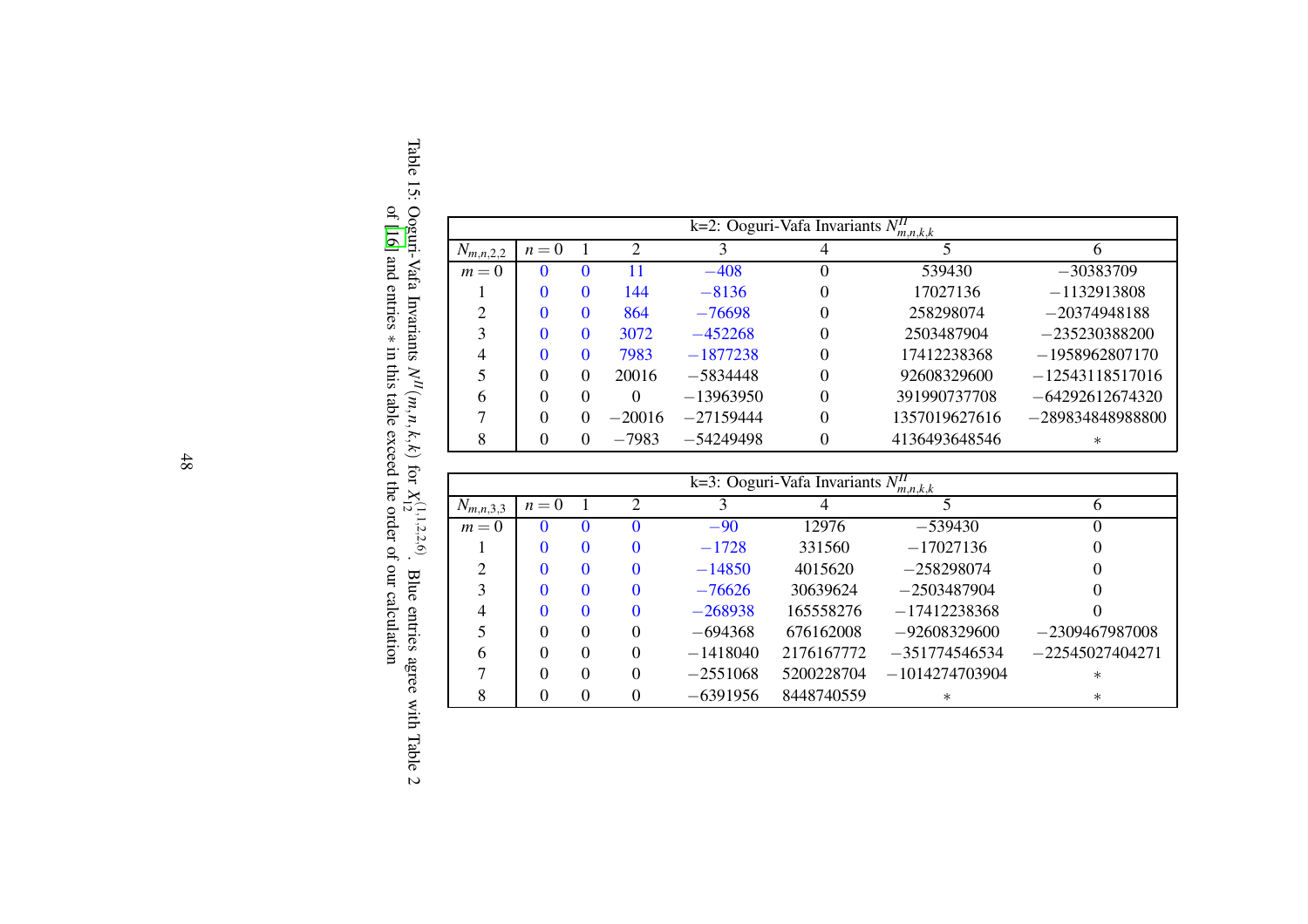| k=2: Ooguri-Vafa Invariants $N^{II}_{m,n,k,k}$ | | | | | | | |
|---|---|---|---|---|---|---|---|
| $N_{m,n,2,2}$ | $n=0$ | 1 | 2 | 3 | 4 | 5 | 6 |
| $m=0$ | 0 | 0 | 11 | −408 | 0 | 539430 | −30383709 |
| 1 | 0 | 0 | 144 | −8136 | 0 | 17027136 | −1132913808 |
| 2 | 0 | 0 | 864 | −76698 | 0 | 258298074 | −20374948188 |
| 3 | 0 | 0 | 3072 | −452268 | 0 | 2503487904 | −235230388200 |
| 4 | 0 | 0 | 7983 | −1877238 | 0 | 17412238368 | −1958962807170 |
| 5 | 0 | 0 | 20016 | −5834448 | 0 | 92608329600 | −12543118517016 |
| 6 | 0 | 0 | 0 | −13963950 | 0 | 391990737708 | −64292612674320 |
| 7 | 0 | 0 | −20016 | −27159444 | 0 | 1357019627616 | −289834848988800 |
| 8 | 0 | 0 | −7983 | −54249498 | 0 | 4136493648546 | * |

| k=3: Ooguri-Vafa Invariants $N^{II}_{m,n,k,k}$ | | | | | | | |
|---|---|---|---|---|---|---|---|
| $N_{m,n,3,3}$ | $n=0$ | 1 | 2 | 3 | 4 | 5 | 6 |
| $m=0$ | 0 | 0 | 0 | −90 | 12976 | −539430 | 0 |
| 1 | 0 | 0 | 0 | −1728 | 331560 | −17027136 | 0 |
| 2 | 0 | 0 | 0 | −14850 | 4015620 | −258298074 | 0 |
| 3 | 0 | 0 | 0 | −76626 | 30639624 | −2503487904 | 0 |
| 4 | 0 | 0 | 0 | −268938 | 165558276 | −17412238368 | 0 |
| 5 | 0 | 0 | 0 | −694368 | 676162008 | −92608329600 | −2309467987008 |
| 6 | 0 | 0 | 0 | −1418040 | 2176167772 | −351774546534 | −22545027404271 |
| 7 | 0 | 0 | 0 | −2551068 | 5200228704 | −1014274703904 | * |
| 8 | 0 | 0 | 0 | −6391956 | 8448740559 | * | * |

Table 15: Ooguri-Vafa Invariants $N^{II}(m,n,k,k)$ for $X_{12}^{(1,1,2,2,6)}$. Blue entries agree with Table 2 of [16] and entries $*$ in this table exceed the order of our calculation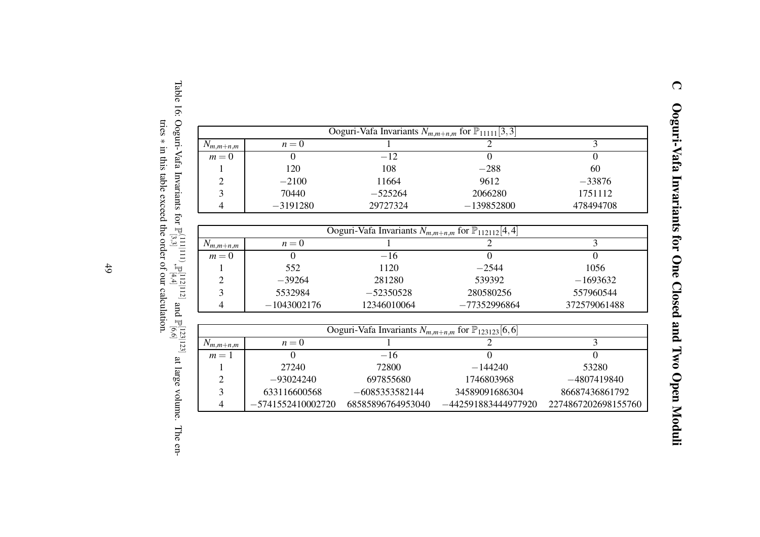# C Ooguri-Vafa Invariants for One Closed and Two Open Moduli

| Ooguri-Vafa Invariants $N_{m,m+n,m}$ for $\mathbb{P}_{11111}[3,3]$ | | | | |
|---|---|---|---|---|
| $N_{m,m+n,m}$ | $n=0$ | 1 | 2 | 3 |
| $m=0$ | 0 | $-12$ | 0 | 0 |
| 1 | 120 | 108 | $-288$ | 60 |
| 2 | $-2100$ | 11664 | 9612 | $-33876$ |
| 3 | 70440 | $-525264$ | 2066280 | 1751112 |
| 4 | $-3191280$ | 29727324 | $-139852800$ | 478494708 |

| Ooguri-Vafa Invariants $N_{m,m+n,m}$ for $\mathbb{P}_{112112}[4,4]$ | | | | |
|---|---|---|---|---|
| $N_{m,m+n,m}$ | $n=0$ | 1 | 2 | 3 |
| $m=0$ | 0 | $-16$ | 0 | 0 |
| 1 | 552 | 1120 | $-2544$ | 1056 |
| 2 | $-39264$ | 281280 | 539392 | $-1693632$ |
| 3 | 5532984 | $-52350528$ | 280580256 | 557960544 |
| 4 | $-1043002176$ | 12346010064 | $-77352996864$ | 372579061488 |

| Ooguri-Vafa Invariants $N_{m,m+n,m}$ for $\mathbb{P}_{123123}[6,6]$ | | | | |
|---|---|---|---|---|
| $N_{m,m+n,m}$ | $n=0$ | 1 | 2 | 3 |
| $m=1$ | 0 | $-16$ | 0 | 0 |
| 1 | 27240 | 72800 | $-144240$ | 53280 |
| 2 | $-93024240$ | 697855680 | 1746803968 | $-4807419840$ |
| 3 | 633116600568 | $-6085353582144$ | 34589091686304 | 86687436861792 |
| 4 | $-5741552410002720$ | 68585896764953040 | $-442591883444977920$ | 2274867202698155760 |

Table 16: Ooguri-Vafa Invariants for $\mathbb{P}^{(111|111)}_{[3,3]}$, $\mathbb{P}^{[112|112]}_{[4,4]}$ and $\mathbb{P}^{[123|123]}_{[6,6]}$ at large volume. The entries $*$ in this table exceed the order of our calculation.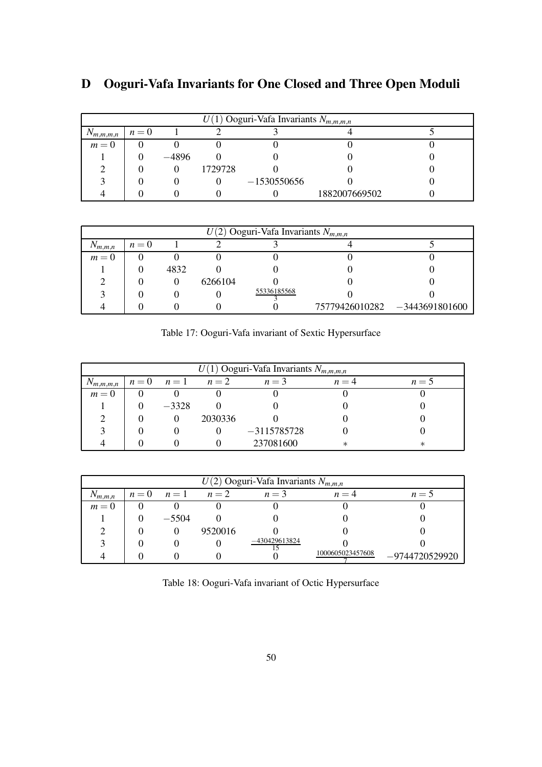# D Ooguri-Vafa Invariants for One Closed and Three Open Moduli

| $U(1)$ Ooguri-Vafa Invariants $N_{m,m,m,n}$ | | | | | | |
|---|---|---|---|---|---|---|
| $N_{m,m,m,n}$ | $n=0$ | 1 | 2 | 3 | 4 | 5 |
| $m=0$ | 0 | 0 | 0 | 0 | 0 | 0 |
| 1 | 0 | $-4896$ | 0 | 0 | 0 | 0 |
| 2 | 0 | 0 | 1729728 | 0 | 0 | 0 |
| 3 | 0 | 0 | 0 | $-1530550656$ | 0 | 0 |
| 4 | 0 | 0 | 0 | 0 | 1882007669502 | 0 |

| $U(2)$ Ooguri-Vafa Invariants $N_{m,m,n}$ | | | | | | |
|---|---|---|---|---|---|---|
| $N_{m,m,n}$ | $n=0$ | 1 | 2 | 3 | 4 | 5 |
| $m=0$ | 0 | 0 | 0 | 0 | 0 | 0 |
| 1 | 0 | 4832 | 0 | 0 | 0 | 0 |
| 2 | 0 | 0 | 6266104 | 0 | 0 | 0 |
| 3 | 0 | 0 | 0 | $\frac{55336185568}{3}$ | 0 | 0 |
| 4 | 0 | 0 | 0 | 0 | 75779426010282 | $-3443691801600$ |

Table 17: Ooguri-Vafa invariant of Sextic Hypersurface

| $U(1)$ Ooguri-Vafa Invariants $N_{m,m,m,n}$ | | | | | | |
|---|---|---|---|---|---|---|
| $N_{m,m,m,n}$ | $n=0$ | $n=1$ | $n=2$ | $n=3$ | $n=4$ | $n=5$ |
| $m=0$ | 0 | 0 | 0 | 0 | 0 | 0 |
| 1 | 0 | $-3328$ | 0 | 0 | 0 | 0 |
| 2 | 0 | 0 | 2030336 | 0 | 0 | 0 |
| 3 | 0 | 0 | 0 | $-3115785728$ | 0 | 0 |
| 4 | 0 | 0 | 0 | 237081600 | $*$ | $*$ |

| $U(2)$ Ooguri-Vafa Invariants $N_{m,m,n}$ | | | | | | |
|---|---|---|---|---|---|---|
| $N_{m,m,n}$ | $n=0$ | $n=1$ | $n=2$ | $n=3$ | $n=4$ | $n=5$ |
| $m=0$ | 0 | 0 | 0 | 0 | 0 | 0 |
| 1 | 0 | $-5504$ | 0 | 0 | 0 | 0 |
| 2 | 0 | 0 | 9520016 | 0 | 0 | 0 |
| 3 | 0 | 0 | 0 | $\frac{-430429613824}{15}$ | 0 | 0 |
| 4 | 0 | 0 | 0 | 0 | $\frac{1000605023457608}{7}$ | $-9744720529920$ |

Table 18: Ooguri-Vafa invariant of Octic Hypersurface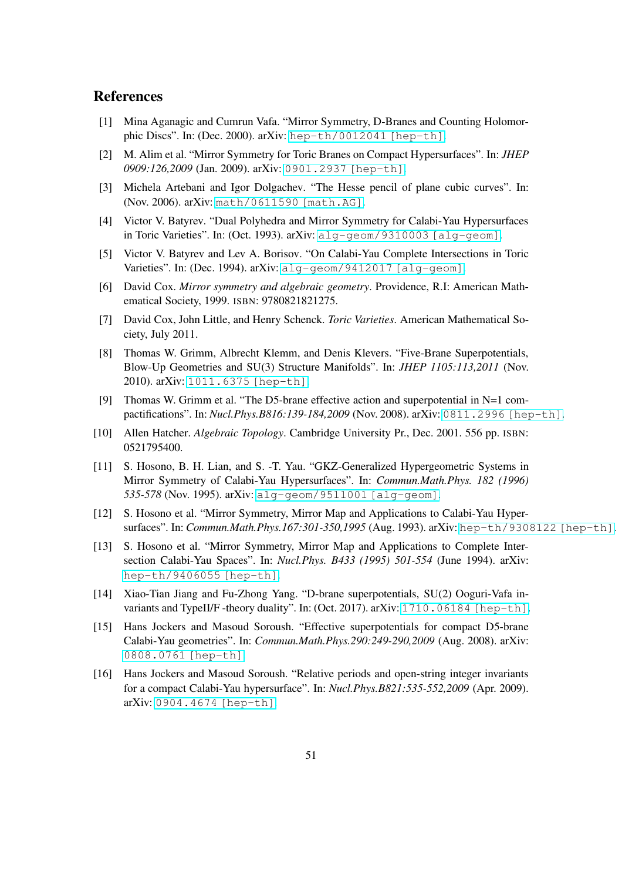# References

[1] Mina Aganagic and Cumrun Vafa. "Mirror Symmetry, D-Branes and Counting Holomorphic Discs". In: (Dec. 2000). arXiv: hep-th/0012041 [hep-th].

[2] M. Alim et al. "Mirror Symmetry for Toric Branes on Compact Hypersurfaces". In: *JHEP 0909:126,2009* (Jan. 2009). arXiv: 0901.2937 [hep-th].

[3] Michela Artebani and Igor Dolgachev. "The Hesse pencil of plane cubic curves". In: (Nov. 2006). arXiv: math/0611590 [math.AG].

[4] Victor V. Batyrev. "Dual Polyhedra and Mirror Symmetry for Calabi-Yau Hypersurfaces in Toric Varieties". In: (Oct. 1993). arXiv: alg-geom/9310003 [alg-geom].

[5] Victor V. Batyrev and Lev A. Borisov. "On Calabi-Yau Complete Intersections in Toric Varieties". In: (Dec. 1994). arXiv: alg-geom/9412017 [alg-geom].

[6] David Cox. *Mirror symmetry and algebraic geometry*. Providence, R.I: American Mathematical Society, 1999. ISBN: 9780821821275.

[7] David Cox, John Little, and Henry Schenck. *Toric Varieties*. American Mathematical Society, July 2011.

[8] Thomas W. Grimm, Albrecht Klemm, and Denis Klevers. "Five-Brane Superpotentials, Blow-Up Geometries and SU(3) Structure Manifolds". In: *JHEP 1105:113,2011* (Nov. 2010). arXiv: 1011.6375 [hep-th].

[9] Thomas W. Grimm et al. "The D5-brane effective action and superpotential in N=1 compactifications". In: *Nucl.Phys.B816:139-184,2009* (Nov. 2008). arXiv: 0811.2996 [hep-th].

[10] Allen Hatcher. *Algebraic Topology*. Cambridge University Pr., Dec. 2001. 556 pp. ISBN: 0521795400.

[11] S. Hosono, B. H. Lian, and S. -T. Yau. "GKZ-Generalized Hypergeometric Systems in Mirror Symmetry of Calabi-Yau Hypersurfaces". In: *Commun.Math.Phys. 182 (1996) 535-578* (Nov. 1995). arXiv: alg-geom/9511001 [alg-geom].

[12] S. Hosono et al. "Mirror Symmetry, Mirror Map and Applications to Calabi-Yau Hypersurfaces". In: *Commun.Math.Phys.167:301-350,1995* (Aug. 1993). arXiv: hep-th/9308122 [hep-th].

[13] S. Hosono et al. "Mirror Symmetry, Mirror Map and Applications to Complete Intersection Calabi-Yau Spaces". In: *Nucl.Phys. B433 (1995) 501-554* (June 1994). arXiv: hep-th/9406055 [hep-th].

[14] Xiao-Tian Jiang and Fu-Zhong Yang. "D-brane superpotentials, SU(2) Ooguri-Vafa invariants and TypeII/F -theory duality". In: (Oct. 2017). arXiv: 1710.06184 [hep-th].

[15] Hans Jockers and Masoud Soroush. "Effective superpotentials for compact D5-brane Calabi-Yau geometries". In: *Commun.Math.Phys.290:249-290,2009* (Aug. 2008). arXiv: 0808.0761 [hep-th].

[16] Hans Jockers and Masoud Soroush. "Relative periods and open-string integer invariants for a compact Calabi-Yau hypersurface". In: *Nucl.Phys.B821:535-552,2009* (Apr. 2009). arXiv: 0904.4674 [hep-th].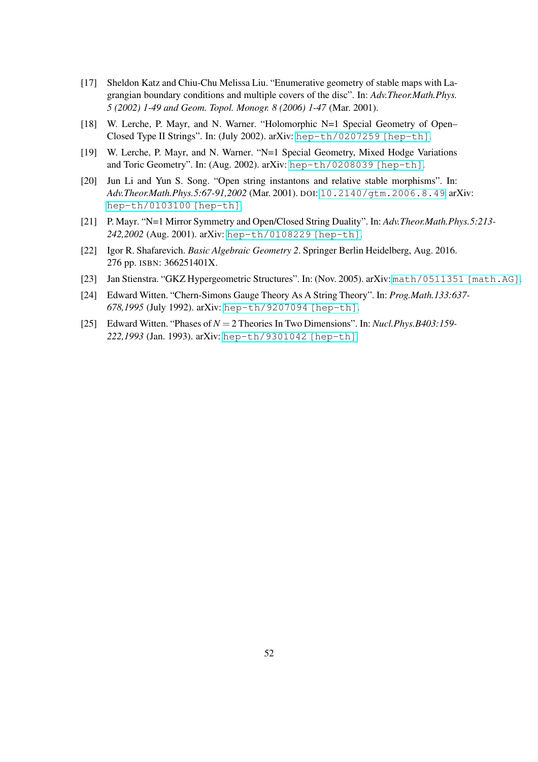[17] Sheldon Katz and Chiu-Chu Melissa Liu. "Enumerative geometry of stable maps with Lagrangian boundary conditions and multiple covers of the disc". In: *Adv.Theor.Math.Phys. 5 (2002) 1-49 and Geom. Topol. Monogr. 8 (2006) 1-47* (Mar. 2001).

[18] W. Lerche, P. Mayr, and N. Warner. "Holomorphic N=1 Special Geometry of Open–Closed Type II Strings". In: (July 2002). arXiv: hep-th/0207259 [hep-th].

[19] W. Lerche, P. Mayr, and N. Warner. "N=1 Special Geometry, Mixed Hodge Variations and Toric Geometry". In: (Aug. 2002). arXiv: hep-th/0208039 [hep-th].

[20] Jun Li and Yun S. Song. "Open string instantons and relative stable morphisms". In: *Adv.Theor.Math.Phys.5:67-91,2002* (Mar. 2001). DOI: 10.2140/gtm.2006.8.49 arXiv: hep-th/0103100 [hep-th].

[21] P. Mayr. "N=1 Mirror Symmetry and Open/Closed String Duality". In: *Adv.Theor.Math.Phys.5:213-242,2002* (Aug. 2001). arXiv: hep-th/0108229 [hep-th].

[22] Igor R. Shafarevich. *Basic Algebraic Geometry 2*. Springer Berlin Heidelberg, Aug. 2016. 276 pp. ISBN: 366251401X.

[23] Jan Stienstra. "GKZ Hypergeometric Structures". In: (Nov. 2005). arXiv: math/0511351 [math.AG].

[24] Edward Witten. "Chern-Simons Gauge Theory As A String Theory". In: *Prog.Math.133:637-678,1995* (July 1992). arXiv: hep-th/9207094 [hep-th].

[25] Edward Witten. "Phases of $N = 2$ Theories In Two Dimensions". In: *Nucl.Phys.B403:159-222,1993* (Jan. 1993). arXiv: hep-th/9301042 [hep-th].